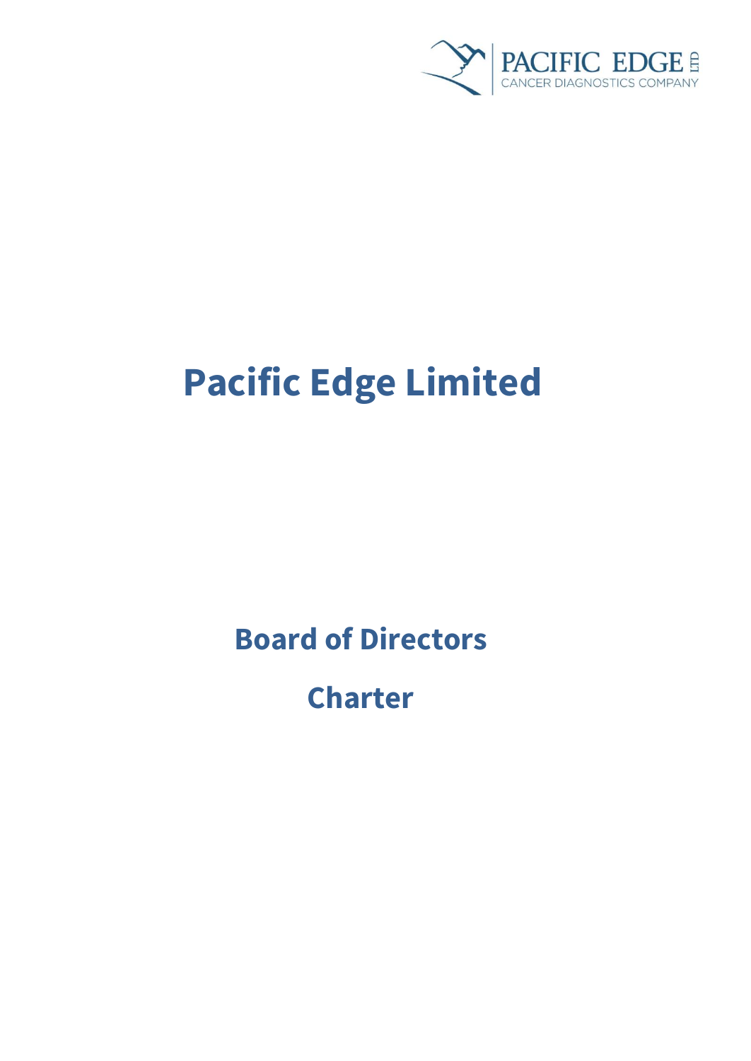# Pacific Edge Limited

## Board of Directors

## Charter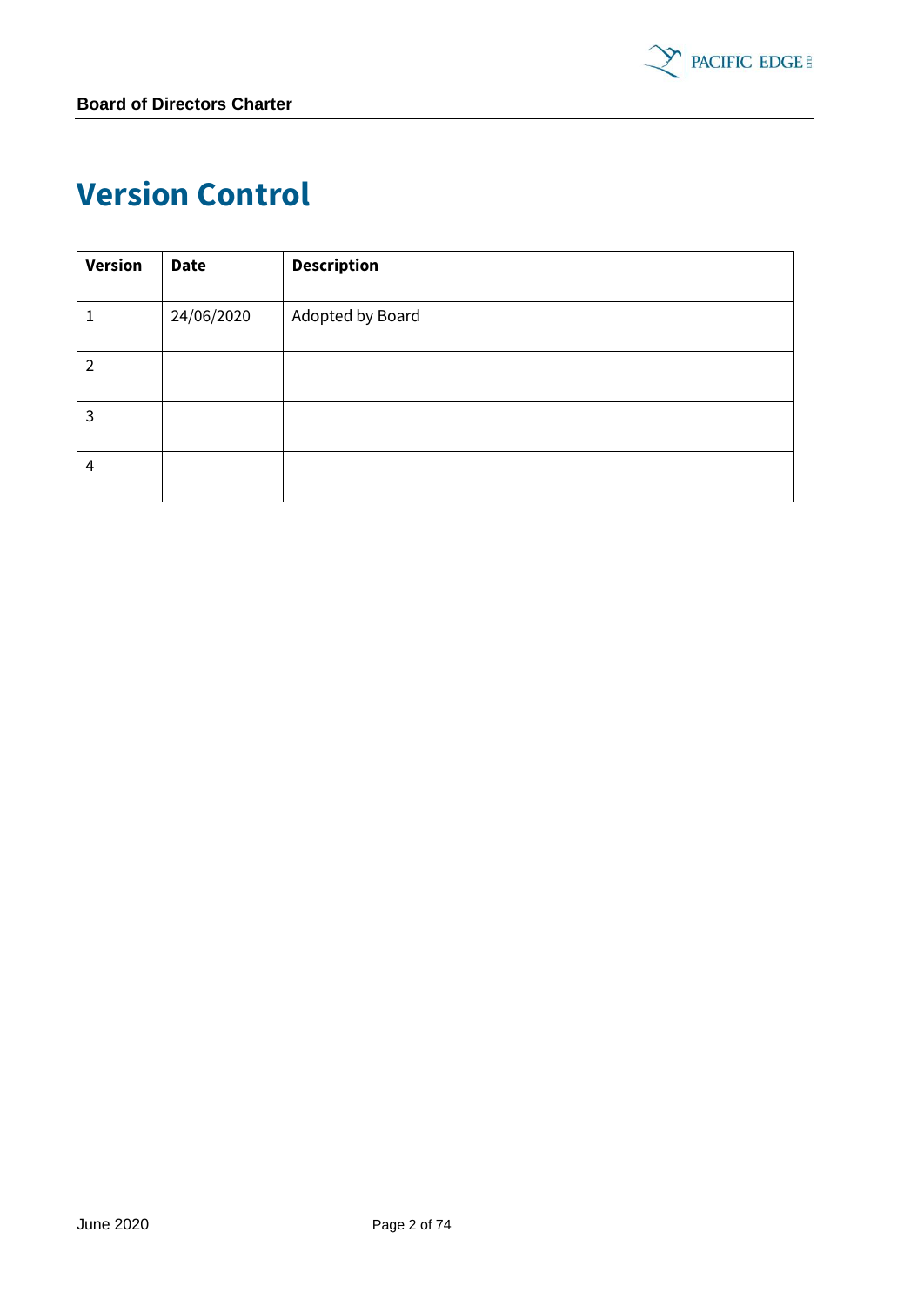# Version Control

| Version | Date | Description |
|---|---|---|
| 1 | 24/06/2020 | Adopted by Board |
| 2 | | |
| 3 | | |
| 4 | | |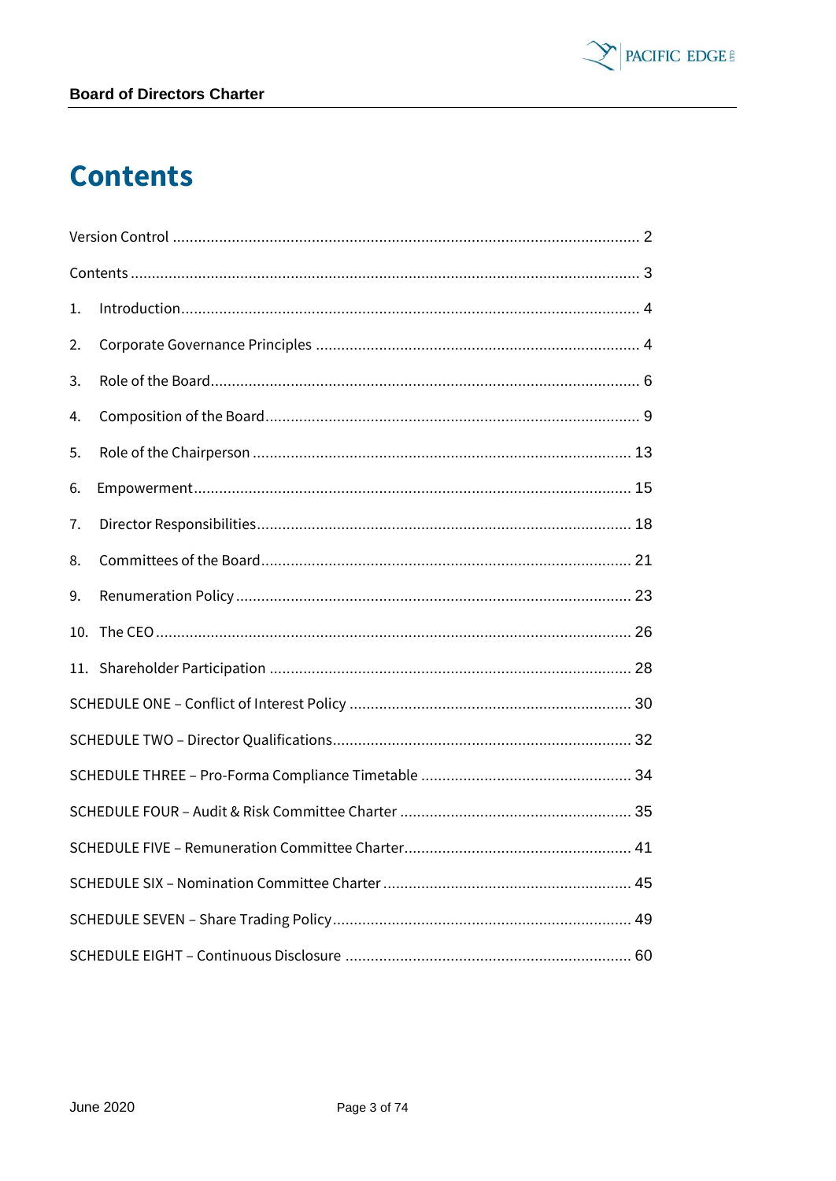# Contents

Version Control ........................................................................................................ 2

Contents ................................................................................................................... 3

1. Introduction ......................................................................................................... 4

2. Corporate Governance Principles ........................................................................ 4

3. Role of the Board .................................................................................................. 6

4. Composition of the Board ..................................................................................... 9

5. Role of the Chairperson ....................................................................................... 13

6. Empowerment ..................................................................................................... 15

7. Director Responsibilities ...................................................................................... 18

8. Committees of the Board ..................................................................................... 21

9. Renumeration Policy ........................................................................................... 23

10. The CEO ............................................................................................................. 26

11. Shareholder Participation .................................................................................. 28

SCHEDULE ONE – Conflict of Interest Policy ........................................................... 30

SCHEDULE TWO – Director Qualifications .............................................................. 32

SCHEDULE THREE – Pro-Forma Compliance Timetable ......................................... 34

SCHEDULE FOUR – Audit & Risk Committee Charter .............................................. 35

SCHEDULE FIVE – Remuneration Committee Charter ............................................. 41

SCHEDULE SIX – Nomination Committee Charter ................................................... 45

SCHEDULE SEVEN – Share Trading Policy .............................................................. 49

SCHEDULE EIGHT – Continuous Disclosure ............................................................ 60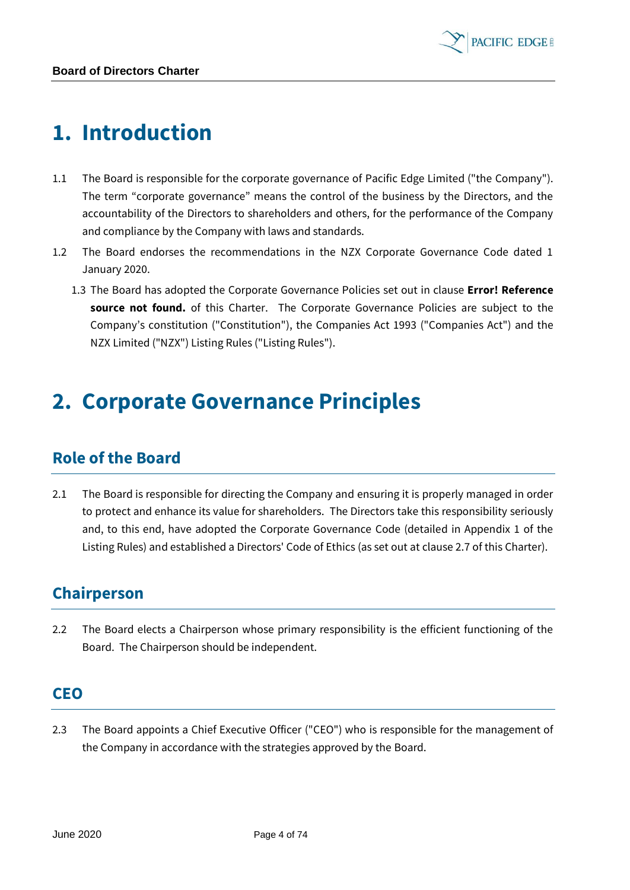# 1. Introduction

1.1 The Board is responsible for the corporate governance of Pacific Edge Limited ("the Company"). The term "corporate governance" means the control of the business by the Directors, and the accountability of the Directors to shareholders and others, for the performance of the Company and compliance by the Company with laws and standards.

1.2 The Board endorses the recommendations in the NZX Corporate Governance Code dated 1 January 2020.

1.3 The Board has adopted the Corporate Governance Policies set out in clause **Error! Reference source not found.** of this Charter. The Corporate Governance Policies are subject to the Company's constitution ("Constitution"), the Companies Act 1993 ("Companies Act") and the NZX Limited ("NZX") Listing Rules ("Listing Rules").

# 2. Corporate Governance Principles

## Role of the Board

2.1 The Board is responsible for directing the Company and ensuring it is properly managed in order to protect and enhance its value for shareholders. The Directors take this responsibility seriously and, to this end, have adopted the Corporate Governance Code (detailed in Appendix 1 of the Listing Rules) and established a Directors' Code of Ethics (as set out at clause 2.7 of this Charter).

## Chairperson

2.2 The Board elects a Chairperson whose primary responsibility is the efficient functioning of the Board. The Chairperson should be independent.

## CEO

2.3 The Board appoints a Chief Executive Officer ("CEO") who is responsible for the management of the Company in accordance with the strategies approved by the Board.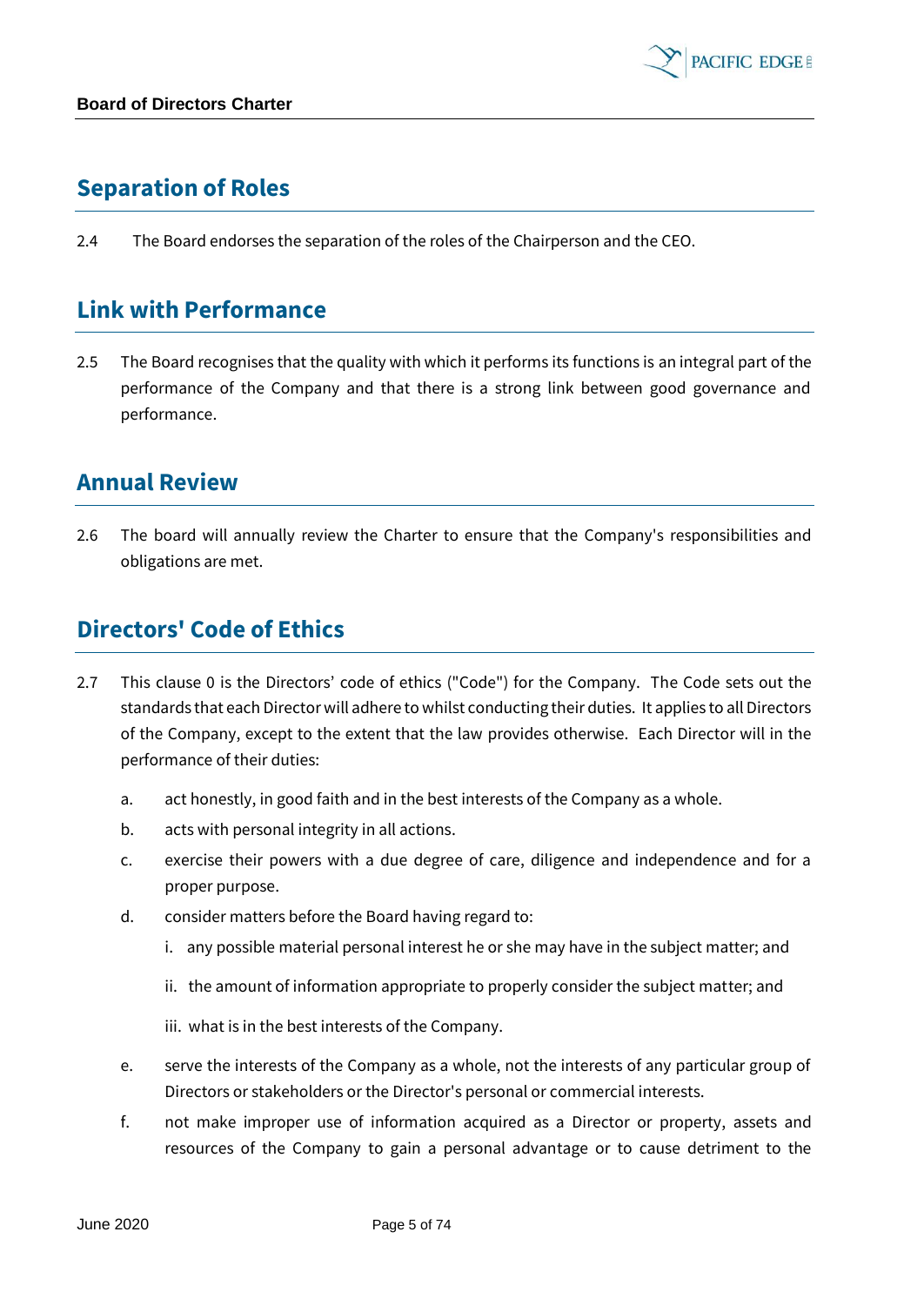## Separation of Roles

2.4 The Board endorses the separation of the roles of the Chairperson and the CEO.

## Link with Performance

2.5 The Board recognises that the quality with which it performs its functions is an integral part of the performance of the Company and that there is a strong link between good governance and performance.

## Annual Review

2.6 The board will annually review the Charter to ensure that the Company's responsibilities and obligations are met.

## Directors' Code of Ethics

2.7 This clause 0 is the Directors' code of ethics ("Code") for the Company. The Code sets out the standards that each Director will adhere to whilst conducting their duties. It applies to all Directors of the Company, except to the extent that the law provides otherwise. Each Director will in the performance of their duties:

a. act honestly, in good faith and in the best interests of the Company as a whole.

b. acts with personal integrity in all actions.

c. exercise their powers with a due degree of care, diligence and independence and for a proper purpose.

d. consider matters before the Board having regard to:

   i. any possible material personal interest he or she may have in the subject matter; and

   ii. the amount of information appropriate to properly consider the subject matter; and

   iii. what is in the best interests of the Company.

e. serve the interests of the Company as a whole, not the interests of any particular group of Directors or stakeholders or the Director's personal or commercial interests.

f. not make improper use of information acquired as a Director or property, assets and resources of the Company to gain a personal advantage or to cause detriment to the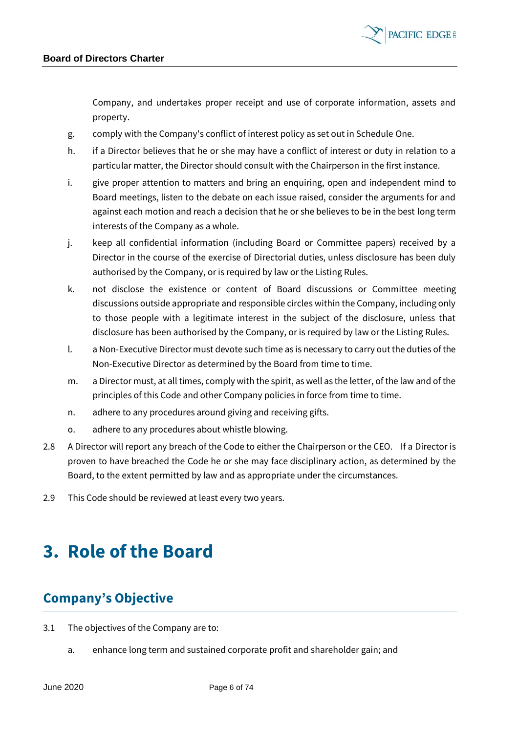Company, and undertakes proper receipt and use of corporate information, assets and property.

g. comply with the Company's conflict of interest policy as set out in Schedule One.

h. if a Director believes that he or she may have a conflict of interest or duty in relation to a particular matter, the Director should consult with the Chairperson in the first instance.

i. give proper attention to matters and bring an enquiring, open and independent mind to Board meetings, listen to the debate on each issue raised, consider the arguments for and against each motion and reach a decision that he or she believes to be in the best long term interests of the Company as a whole.

j. keep all confidential information (including Board or Committee papers) received by a Director in the course of the exercise of Directorial duties, unless disclosure has been duly authorised by the Company, or is required by law or the Listing Rules.

k. not disclose the existence or content of Board discussions or Committee meeting discussions outside appropriate and responsible circles within the Company, including only to those people with a legitimate interest in the subject of the disclosure, unless that disclosure has been authorised by the Company, or is required by law or the Listing Rules.

l. a Non-Executive Director must devote such time as is necessary to carry out the duties of the Non-Executive Director as determined by the Board from time to time.

m. a Director must, at all times, comply with the spirit, as well as the letter, of the law and of the principles of this Code and other Company policies in force from time to time.

n. adhere to any procedures around giving and receiving gifts.

o. adhere to any procedures about whistle blowing.

2.8 A Director will report any breach of the Code to either the Chairperson or the CEO. If a Director is proven to have breached the Code he or she may face disciplinary action, as determined by the Board, to the extent permitted by law and as appropriate under the circumstances.

2.9 This Code should be reviewed at least every two years.

# 3. Role of the Board

## Company's Objective

3.1 The objectives of the Company are to:

a. enhance long term and sustained corporate profit and shareholder gain; and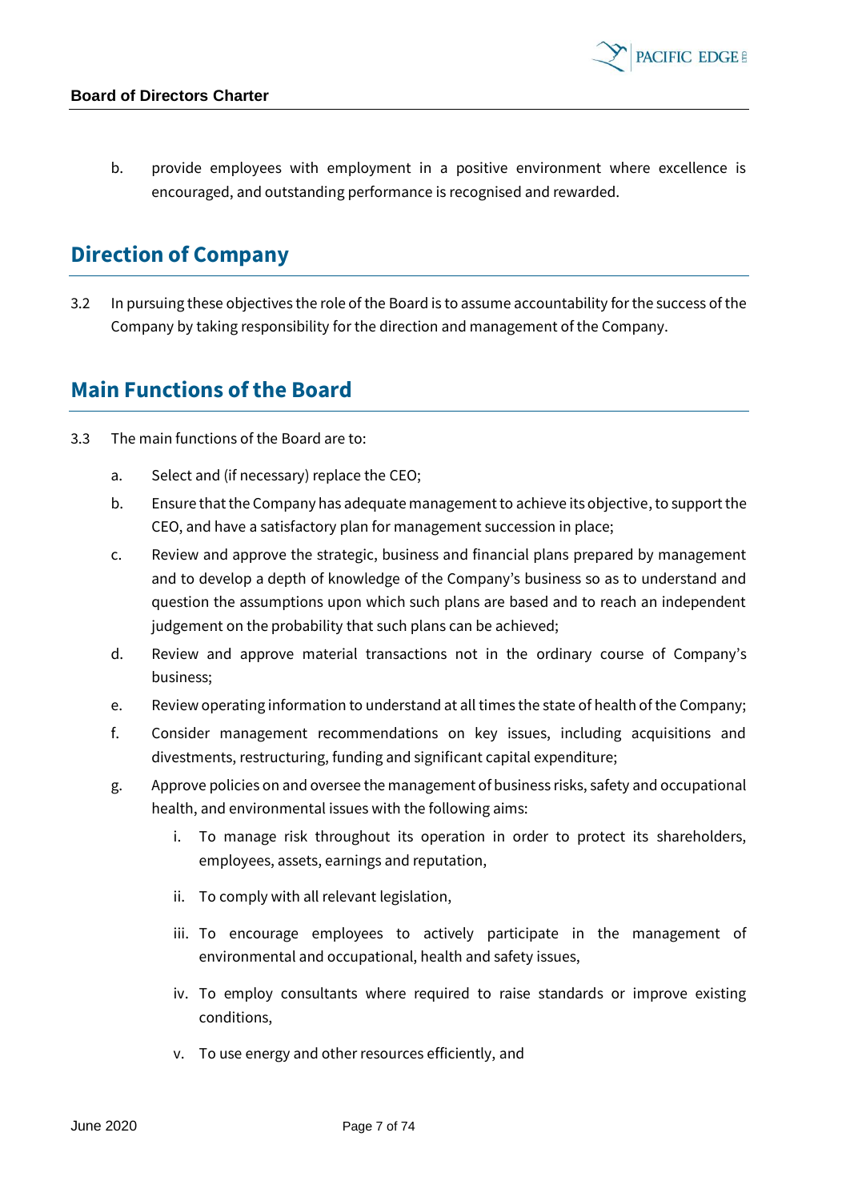b. provide employees with employment in a positive environment where excellence is encouraged, and outstanding performance is recognised and rewarded.

## Direction of Company

3.2 In pursuing these objectives the role of the Board is to assume accountability for the success of the Company by taking responsibility for the direction and management of the Company.

## Main Functions of the Board

3.3 The main functions of the Board are to:

a. Select and (if necessary) replace the CEO;

b. Ensure that the Company has adequate management to achieve its objective, to support the CEO, and have a satisfactory plan for management succession in place;

c. Review and approve the strategic, business and financial plans prepared by management and to develop a depth of knowledge of the Company's business so as to understand and question the assumptions upon which such plans are based and to reach an independent judgement on the probability that such plans can be achieved;

d. Review and approve material transactions not in the ordinary course of Company's business;

e. Review operating information to understand at all times the state of health of the Company;

f. Consider management recommendations on key issues, including acquisitions and divestments, restructuring, funding and significant capital expenditure;

g. Approve policies on and oversee the management of business risks, safety and occupational health, and environmental issues with the following aims:

   i. To manage risk throughout its operation in order to protect its shareholders, employees, assets, earnings and reputation,

   ii. To comply with all relevant legislation,

   iii. To encourage employees to actively participate in the management of environmental and occupational, health and safety issues,

   iv. To employ consultants where required to raise standards or improve existing conditions,

   v. To use energy and other resources efficiently, and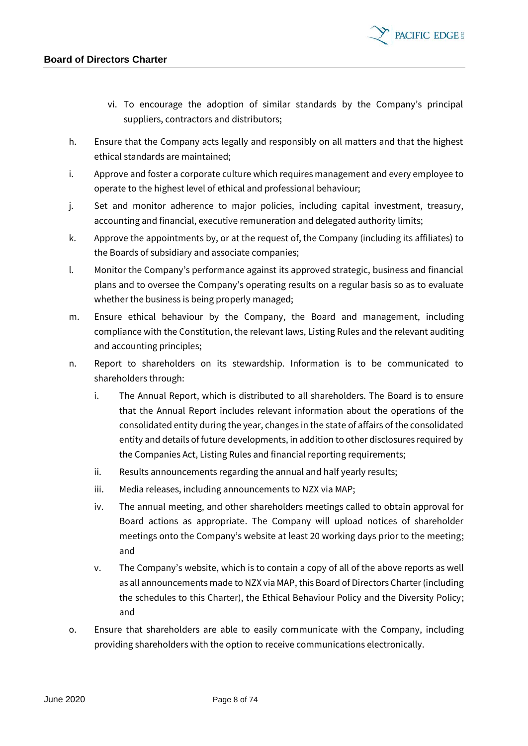vi. To encourage the adoption of similar standards by the Company's principal suppliers, contractors and distributors;

h. Ensure that the Company acts legally and responsibly on all matters and that the highest ethical standards are maintained;

i. Approve and foster a corporate culture which requires management and every employee to operate to the highest level of ethical and professional behaviour;

j. Set and monitor adherence to major policies, including capital investment, treasury, accounting and financial, executive remuneration and delegated authority limits;

k. Approve the appointments by, or at the request of, the Company (including its affiliates) to the Boards of subsidiary and associate companies;

l. Monitor the Company's performance against its approved strategic, business and financial plans and to oversee the Company's operating results on a regular basis so as to evaluate whether the business is being properly managed;

m. Ensure ethical behaviour by the Company, the Board and management, including compliance with the Constitution, the relevant laws, Listing Rules and the relevant auditing and accounting principles;

n. Report to shareholders on its stewardship. Information is to be communicated to shareholders through:

   i. The Annual Report, which is distributed to all shareholders. The Board is to ensure that the Annual Report includes relevant information about the operations of the consolidated entity during the year, changes in the state of affairs of the consolidated entity and details of future developments, in addition to other disclosures required by the Companies Act, Listing Rules and financial reporting requirements;

   ii. Results announcements regarding the annual and half yearly results;

   iii. Media releases, including announcements to NZX via MAP;

   iv. The annual meeting, and other shareholders meetings called to obtain approval for Board actions as appropriate. The Company will upload notices of shareholder meetings onto the Company's website at least 20 working days prior to the meeting; and

   v. The Company's website, which is to contain a copy of all of the above reports as well as all announcements made to NZX via MAP, this Board of Directors Charter (including the schedules to this Charter), the Ethical Behaviour Policy and the Diversity Policy; and

o. Ensure that shareholders are able to easily communicate with the Company, including providing shareholders with the option to receive communications electronically.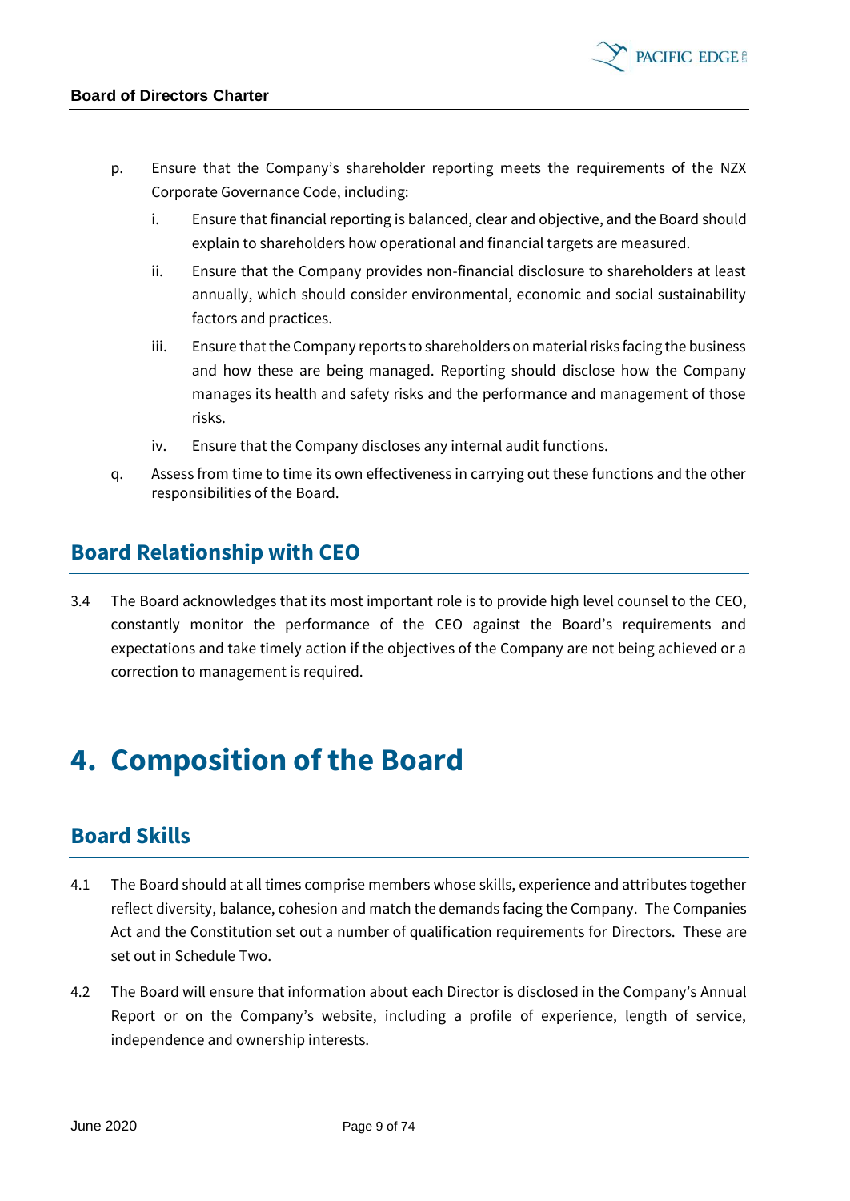p. Ensure that the Company's shareholder reporting meets the requirements of the NZX Corporate Governance Code, including:

   i. Ensure that financial reporting is balanced, clear and objective, and the Board should explain to shareholders how operational and financial targets are measured.

   ii. Ensure that the Company provides non-financial disclosure to shareholders at least annually, which should consider environmental, economic and social sustainability factors and practices.

   iii. Ensure that the Company reports to shareholders on material risks facing the business and how these are being managed. Reporting should disclose how the Company manages its health and safety risks and the performance and management of those risks.

   iv. Ensure that the Company discloses any internal audit functions.

q. Assess from time to time its own effectiveness in carrying out these functions and the other responsibilities of the Board.

## Board Relationship with CEO

3.4 The Board acknowledges that its most important role is to provide high level counsel to the CEO, constantly monitor the performance of the CEO against the Board's requirements and expectations and take timely action if the objectives of the Company are not being achieved or a correction to management is required.

# 4. Composition of the Board

## Board Skills

4.1 The Board should at all times comprise members whose skills, experience and attributes together reflect diversity, balance, cohesion and match the demands facing the Company. The Companies Act and the Constitution set out a number of qualification requirements for Directors. These are set out in Schedule Two.

4.2 The Board will ensure that information about each Director is disclosed in the Company's Annual Report or on the Company's website, including a profile of experience, length of service, independence and ownership interests.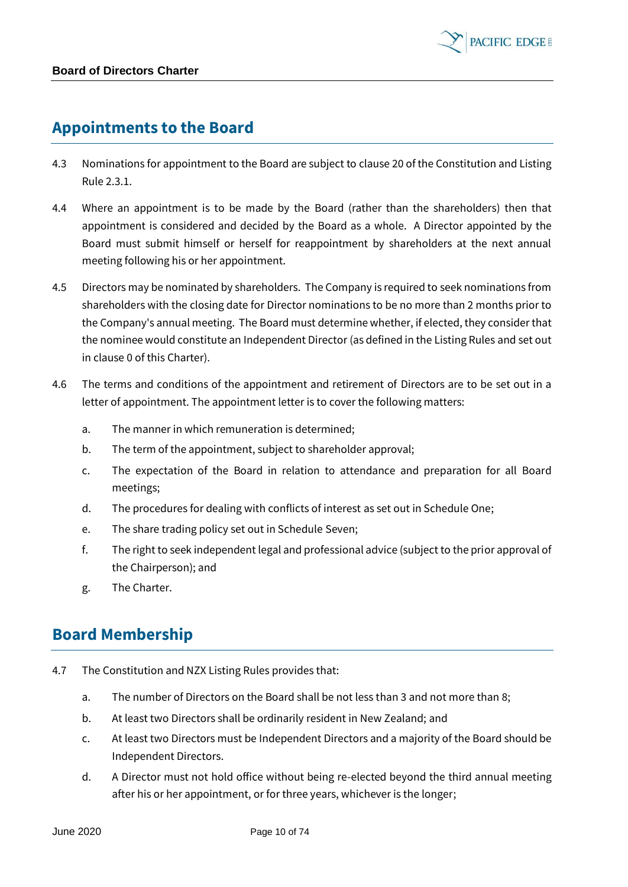## Appointments to the Board

4.3 Nominations for appointment to the Board are subject to clause 20 of the Constitution and Listing Rule 2.3.1.

4.4 Where an appointment is to be made by the Board (rather than the shareholders) then that appointment is considered and decided by the Board as a whole. A Director appointed by the Board must submit himself or herself for reappointment by shareholders at the next annual meeting following his or her appointment.

4.5 Directors may be nominated by shareholders. The Company is required to seek nominations from shareholders with the closing date for Director nominations to be no more than 2 months prior to the Company's annual meeting. The Board must determine whether, if elected, they consider that the nominee would constitute an Independent Director (as defined in the Listing Rules and set out in clause 0 of this Charter).

4.6 The terms and conditions of the appointment and retirement of Directors are to be set out in a letter of appointment. The appointment letter is to cover the following matters:

a. The manner in which remuneration is determined;

b. The term of the appointment, subject to shareholder approval;

c. The expectation of the Board in relation to attendance and preparation for all Board meetings;

d. The procedures for dealing with conflicts of interest as set out in Schedule One;

e. The share trading policy set out in Schedule Seven;

f. The right to seek independent legal and professional advice (subject to the prior approval of the Chairperson); and

g. The Charter.

## Board Membership

4.7 The Constitution and NZX Listing Rules provides that:

a. The number of Directors on the Board shall be not less than 3 and not more than 8;

b. At least two Directors shall be ordinarily resident in New Zealand; and

c. At least two Directors must be Independent Directors and a majority of the Board should be Independent Directors.

d. A Director must not hold office without being re-elected beyond the third annual meeting after his or her appointment, or for three years, whichever is the longer;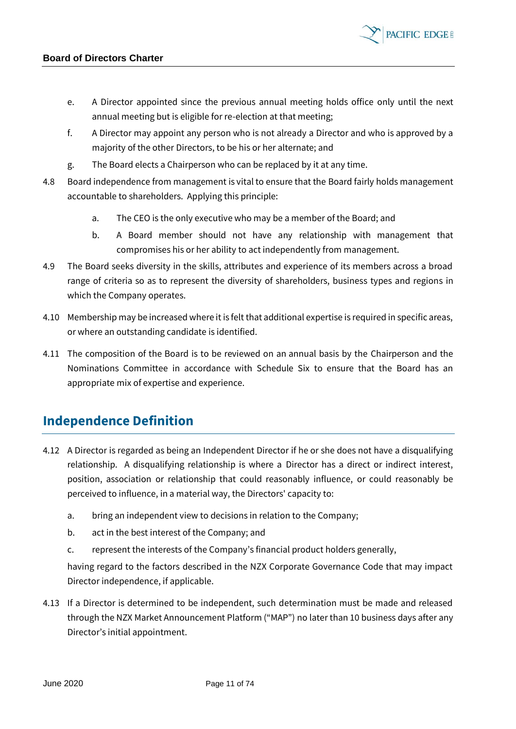e. A Director appointed since the previous annual meeting holds office only until the next annual meeting but is eligible for re-election at that meeting;

f. A Director may appoint any person who is not already a Director and who is approved by a majority of the other Directors, to be his or her alternate; and

g. The Board elects a Chairperson who can be replaced by it at any time.

4.8 Board independence from management is vital to ensure that the Board fairly holds management accountable to shareholders. Applying this principle:

   a. The CEO is the only executive who may be a member of the Board; and

   b. A Board member should not have any relationship with management that compromises his or her ability to act independently from management.

4.9 The Board seeks diversity in the skills, attributes and experience of its members across a broad range of criteria so as to represent the diversity of shareholders, business types and regions in which the Company operates.

4.10 Membership may be increased where it is felt that additional expertise is required in specific areas, or where an outstanding candidate is identified.

4.11 The composition of the Board is to be reviewed on an annual basis by the Chairperson and the Nominations Committee in accordance with Schedule Six to ensure that the Board has an appropriate mix of expertise and experience.

## Independence Definition

4.12 A Director is regarded as being an Independent Director if he or she does not have a disqualifying relationship. A disqualifying relationship is where a Director has a direct or indirect interest, position, association or relationship that could reasonably influence, or could reasonably be perceived to influence, in a material way, the Directors' capacity to:

   a. bring an independent view to decisions in relation to the Company;

   b. act in the best interest of the Company; and

   c. represent the interests of the Company's financial product holders generally,

   having regard to the factors described in the NZX Corporate Governance Code that may impact Director independence, if applicable.

4.13 If a Director is determined to be independent, such determination must be made and released through the NZX Market Announcement Platform ("MAP") no later than 10 business days after any Director's initial appointment.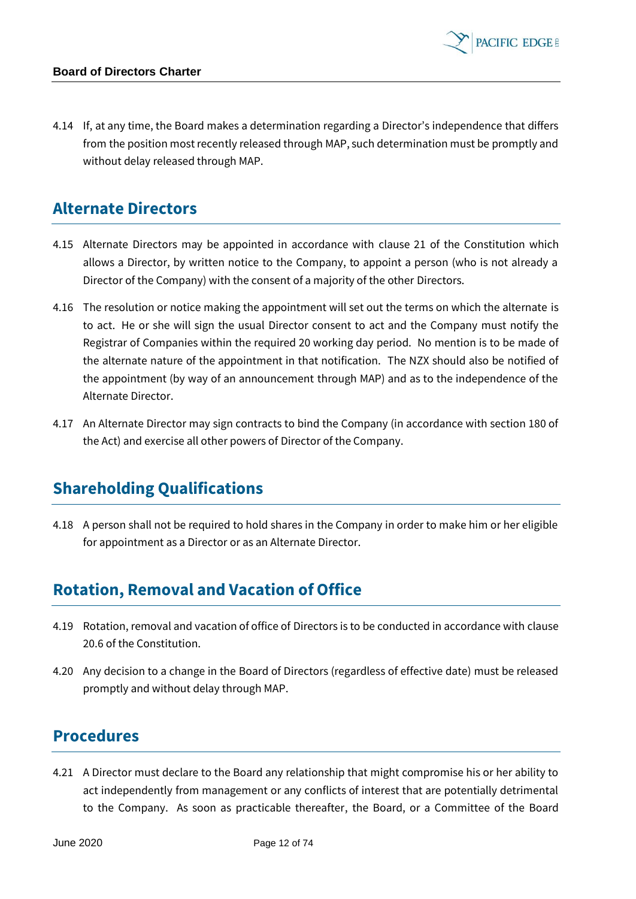4.14 If, at any time, the Board makes a determination regarding a Director's independence that differs from the position most recently released through MAP, such determination must be promptly and without delay released through MAP.

## Alternate Directors

4.15 Alternate Directors may be appointed in accordance with clause 21 of the Constitution which allows a Director, by written notice to the Company, to appoint a person (who is not already a Director of the Company) with the consent of a majority of the other Directors.

4.16 The resolution or notice making the appointment will set out the terms on which the alternate is to act. He or she will sign the usual Director consent to act and the Company must notify the Registrar of Companies within the required 20 working day period. No mention is to be made of the alternate nature of the appointment in that notification. The NZX should also be notified of the appointment (by way of an announcement through MAP) and as to the independence of the Alternate Director.

4.17 An Alternate Director may sign contracts to bind the Company (in accordance with section 180 of the Act) and exercise all other powers of Director of the Company.

## Shareholding Qualifications

4.18 A person shall not be required to hold shares in the Company in order to make him or her eligible for appointment as a Director or as an Alternate Director.

## Rotation, Removal and Vacation of Office

4.19 Rotation, removal and vacation of office of Directors is to be conducted in accordance with clause 20.6 of the Constitution.

4.20 Any decision to a change in the Board of Directors (regardless of effective date) must be released promptly and without delay through MAP.

## Procedures

4.21 A Director must declare to the Board any relationship that might compromise his or her ability to act independently from management or any conflicts of interest that are potentially detrimental to the Company. As soon as practicable thereafter, the Board, or a Committee of the Board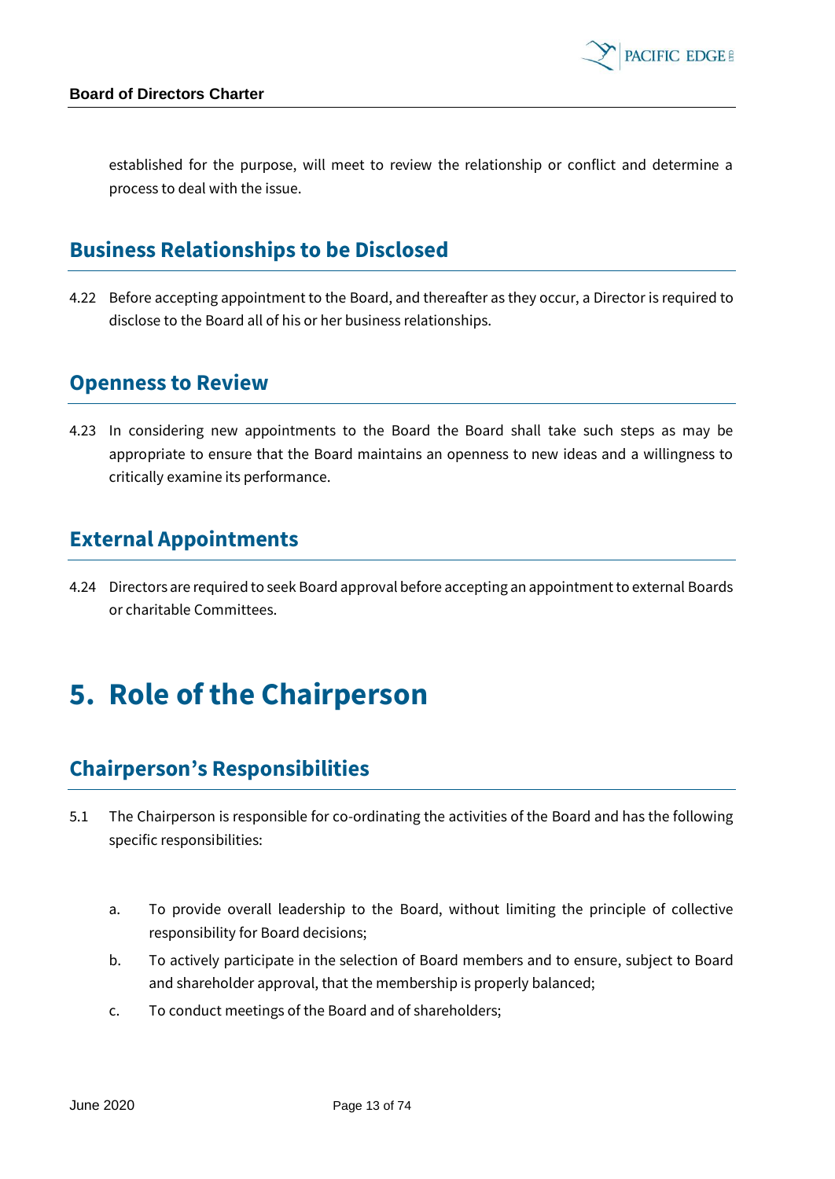established for the purpose, will meet to review the relationship or conflict and determine a process to deal with the issue.

## Business Relationships to be Disclosed

4.22 Before accepting appointment to the Board, and thereafter as they occur, a Director is required to disclose to the Board all of his or her business relationships.

## Openness to Review

4.23 In considering new appointments to the Board the Board shall take such steps as may be appropriate to ensure that the Board maintains an openness to new ideas and a willingness to critically examine its performance.

## External Appointments

4.24 Directors are required to seek Board approval before accepting an appointment to external Boards or charitable Committees.

# 5. Role of the Chairperson

## Chairperson's Responsibilities

5.1 The Chairperson is responsible for co-ordinating the activities of the Board and has the following specific responsibilities:

a. To provide overall leadership to the Board, without limiting the principle of collective responsibility for Board decisions;

b. To actively participate in the selection of Board members and to ensure, subject to Board and shareholder approval, that the membership is properly balanced;

c. To conduct meetings of the Board and of shareholders;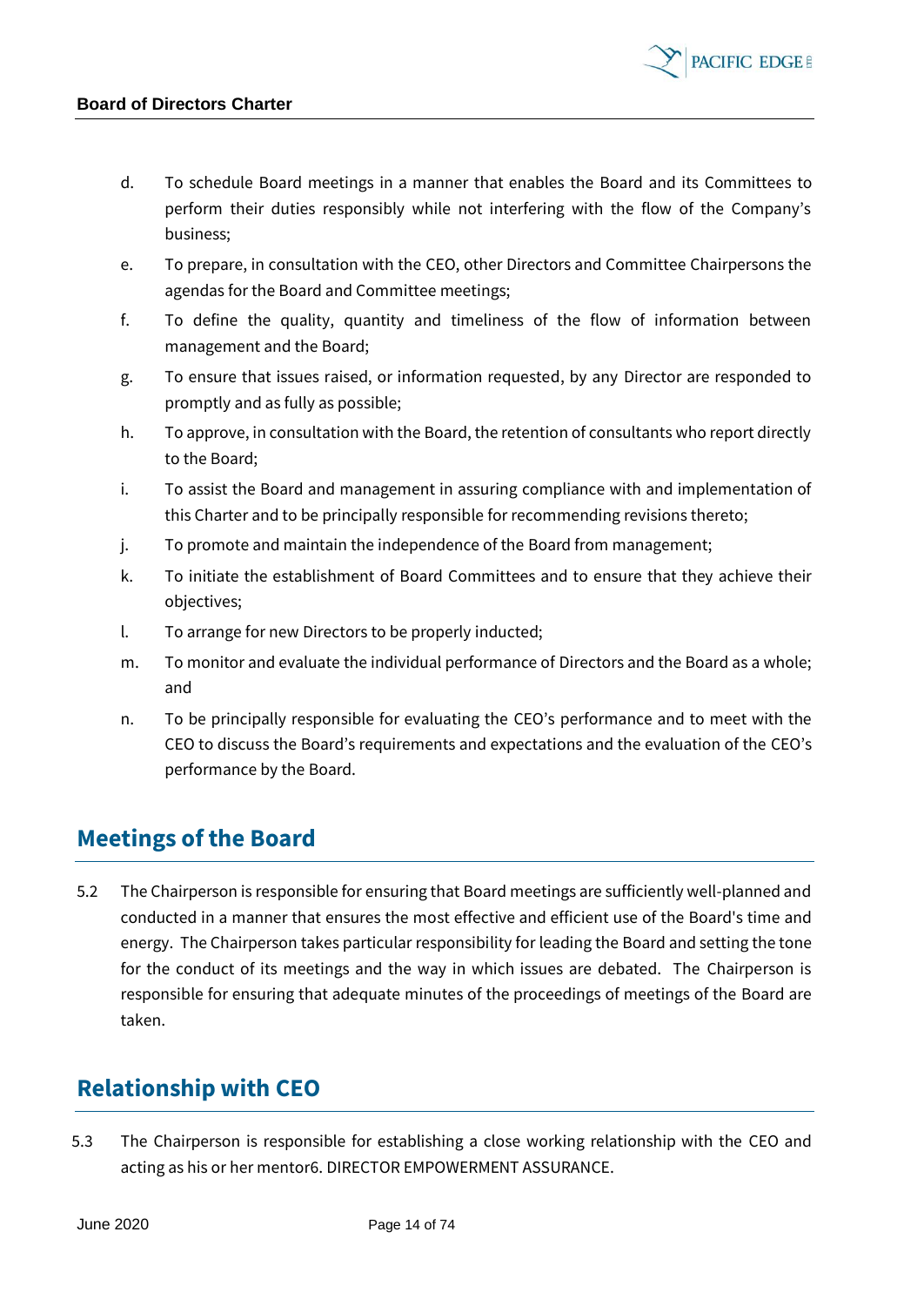d. To schedule Board meetings in a manner that enables the Board and its Committees to perform their duties responsibly while not interfering with the flow of the Company's business;

e. To prepare, in consultation with the CEO, other Directors and Committee Chairpersons the agendas for the Board and Committee meetings;

f. To define the quality, quantity and timeliness of the flow of information between management and the Board;

g. To ensure that issues raised, or information requested, by any Director are responded to promptly and as fully as possible;

h. To approve, in consultation with the Board, the retention of consultants who report directly to the Board;

i. To assist the Board and management in assuring compliance with and implementation of this Charter and to be principally responsible for recommending revisions thereto;

j. To promote and maintain the independence of the Board from management;

k. To initiate the establishment of Board Committees and to ensure that they achieve their objectives;

l. To arrange for new Directors to be properly inducted;

m. To monitor and evaluate the individual performance of Directors and the Board as a whole; and

n. To be principally responsible for evaluating the CEO's performance and to meet with the CEO to discuss the Board's requirements and expectations and the evaluation of the CEO's performance by the Board.

## Meetings of the Board

5.2 The Chairperson is responsible for ensuring that Board meetings are sufficiently well-planned and conducted in a manner that ensures the most effective and efficient use of the Board's time and energy. The Chairperson takes particular responsibility for leading the Board and setting the tone for the conduct of its meetings and the way in which issues are debated. The Chairperson is responsible for ensuring that adequate minutes of the proceedings of meetings of the Board are taken.

## Relationship with CEO

5.3 The Chairperson is responsible for establishing a close working relationship with the CEO and acting as his or her mentor6. DIRECTOR EMPOWERMENT ASSURANCE.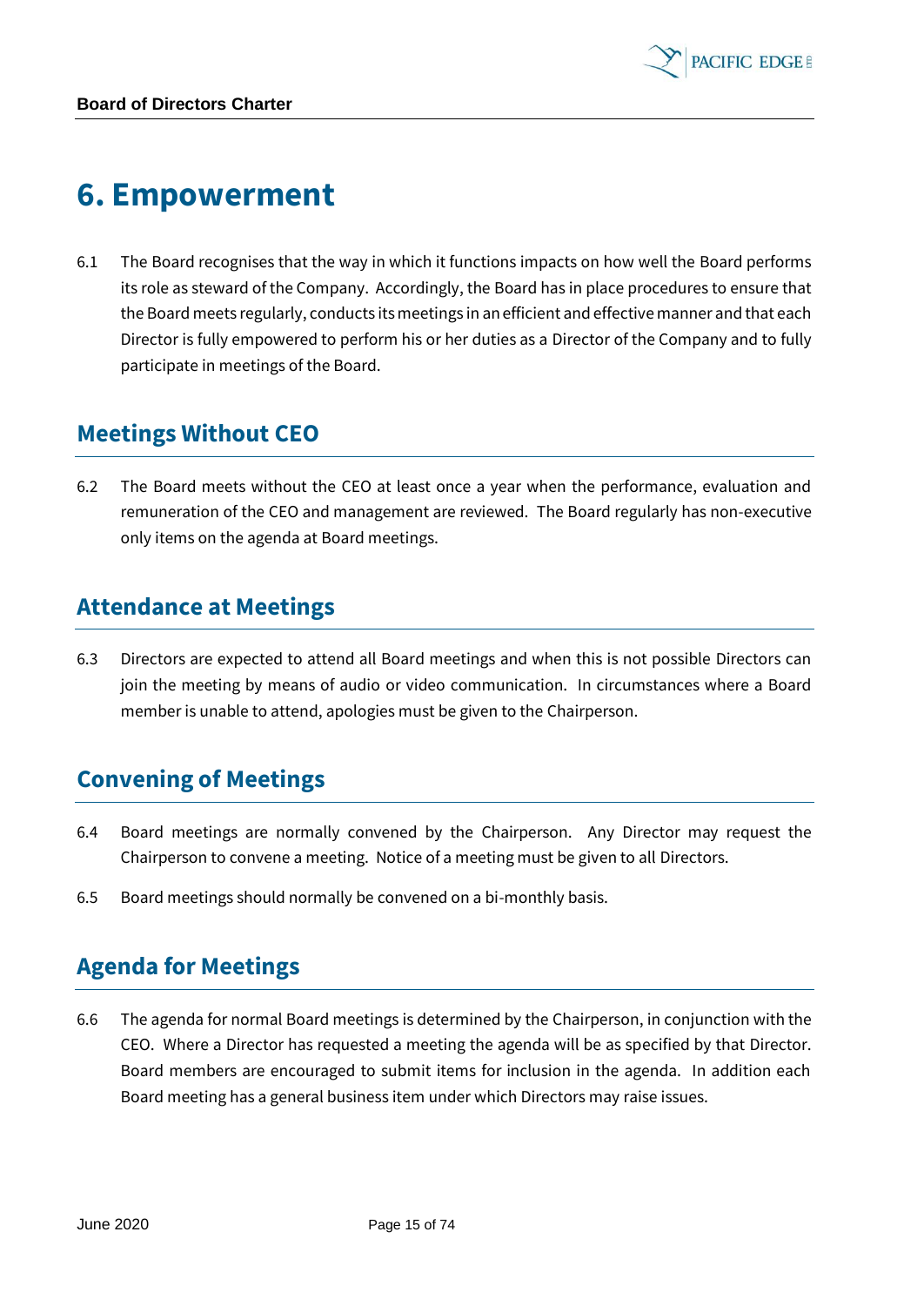# 6. Empowerment

6.1 The Board recognises that the way in which it functions impacts on how well the Board performs its role as steward of the Company. Accordingly, the Board has in place procedures to ensure that the Board meets regularly, conducts its meetings in an efficient and effective manner and that each Director is fully empowered to perform his or her duties as a Director of the Company and to fully participate in meetings of the Board.

## Meetings Without CEO

6.2 The Board meets without the CEO at least once a year when the performance, evaluation and remuneration of the CEO and management are reviewed. The Board regularly has non-executive only items on the agenda at Board meetings.

## Attendance at Meetings

6.3 Directors are expected to attend all Board meetings and when this is not possible Directors can join the meeting by means of audio or video communication. In circumstances where a Board member is unable to attend, apologies must be given to the Chairperson.

## Convening of Meetings

6.4 Board meetings are normally convened by the Chairperson. Any Director may request the Chairperson to convene a meeting. Notice of a meeting must be given to all Directors.

6.5 Board meetings should normally be convened on a bi-monthly basis.

## Agenda for Meetings

6.6 The agenda for normal Board meetings is determined by the Chairperson, in conjunction with the CEO. Where a Director has requested a meeting the agenda will be as specified by that Director. Board members are encouraged to submit items for inclusion in the agenda. In addition each Board meeting has a general business item under which Directors may raise issues.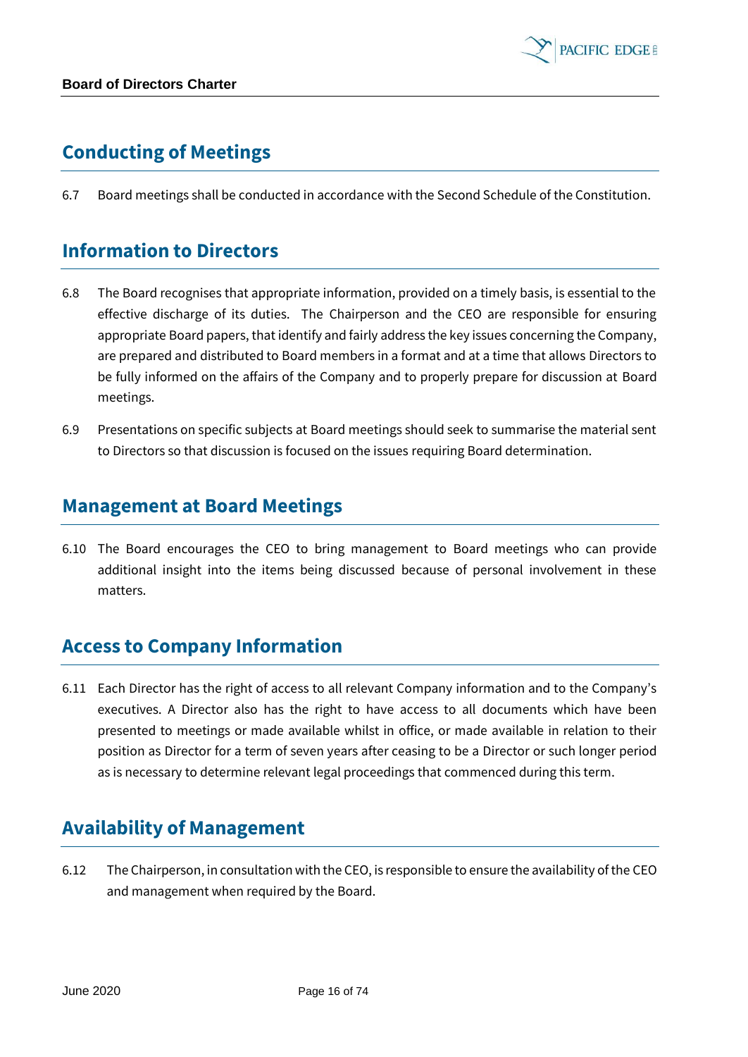## Conducting of Meetings

6.7 Board meetings shall be conducted in accordance with the Second Schedule of the Constitution.

## Information to Directors

6.8 The Board recognises that appropriate information, provided on a timely basis, is essential to the effective discharge of its duties. The Chairperson and the CEO are responsible for ensuring appropriate Board papers, that identify and fairly address the key issues concerning the Company, are prepared and distributed to Board members in a format and at a time that allows Directors to be fully informed on the affairs of the Company and to properly prepare for discussion at Board meetings.

6.9 Presentations on specific subjects at Board meetings should seek to summarise the material sent to Directors so that discussion is focused on the issues requiring Board determination.

## Management at Board Meetings

6.10 The Board encourages the CEO to bring management to Board meetings who can provide additional insight into the items being discussed because of personal involvement in these matters.

## Access to Company Information

6.11 Each Director has the right of access to all relevant Company information and to the Company's executives. A Director also has the right to have access to all documents which have been presented to meetings or made available whilst in office, or made available in relation to their position as Director for a term of seven years after ceasing to be a Director or such longer period as is necessary to determine relevant legal proceedings that commenced during this term.

## Availability of Management

6.12 The Chairperson, in consultation with the CEO, is responsible to ensure the availability of the CEO and management when required by the Board.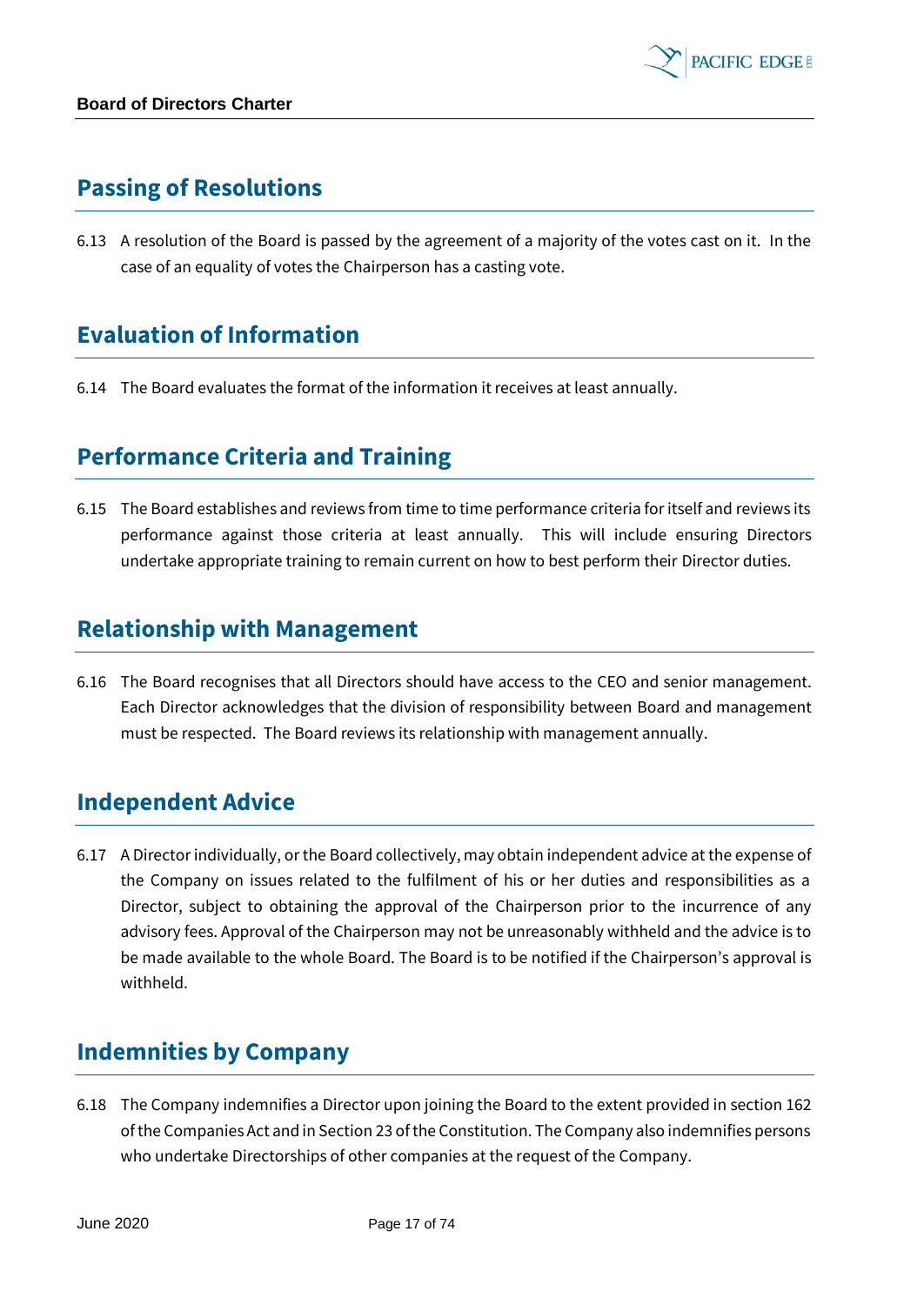## Passing of Resolutions

6.13 A resolution of the Board is passed by the agreement of a majority of the votes cast on it. In the case of an equality of votes the Chairperson has a casting vote.

## Evaluation of Information

6.14 The Board evaluates the format of the information it receives at least annually.

## Performance Criteria and Training

6.15 The Board establishes and reviews from time to time performance criteria for itself and reviews its performance against those criteria at least annually. This will include ensuring Directors undertake appropriate training to remain current on how to best perform their Director duties.

## Relationship with Management

6.16 The Board recognises that all Directors should have access to the CEO and senior management. Each Director acknowledges that the division of responsibility between Board and management must be respected. The Board reviews its relationship with management annually.

## Independent Advice

6.17 A Director individually, or the Board collectively, may obtain independent advice at the expense of the Company on issues related to the fulfilment of his or her duties and responsibilities as a Director, subject to obtaining the approval of the Chairperson prior to the incurrence of any advisory fees. Approval of the Chairperson may not be unreasonably withheld and the advice is to be made available to the whole Board. The Board is to be notified if the Chairperson's approval is withheld.

## Indemnities by Company

6.18 The Company indemnifies a Director upon joining the Board to the extent provided in section 162 of the Companies Act and in Section 23 of the Constitution. The Company also indemnifies persons who undertake Directorships of other companies at the request of the Company.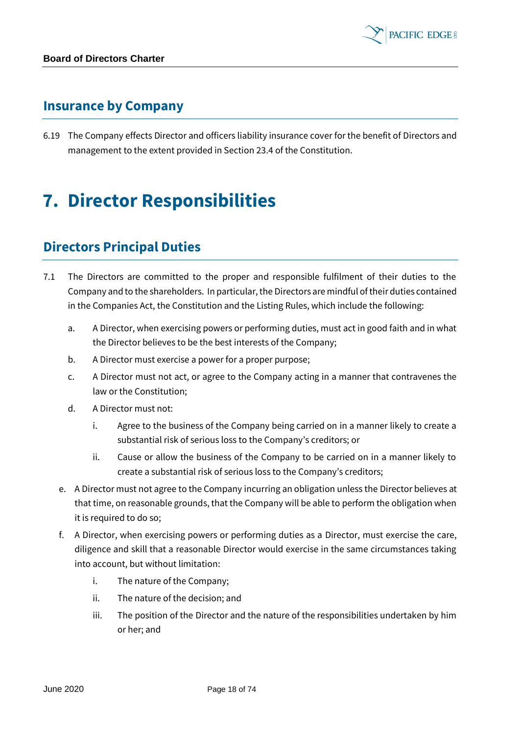## Insurance by Company

6.19 The Company effects Director and officers liability insurance cover for the benefit of Directors and management to the extent provided in Section 23.4 of the Constitution.

# 7. Director Responsibilities

## Directors Principal Duties

7.1 The Directors are committed to the proper and responsible fulfilment of their duties to the Company and to the shareholders. In particular, the Directors are mindful of their duties contained in the Companies Act, the Constitution and the Listing Rules, which include the following:

   a. A Director, when exercising powers or performing duties, must act in good faith and in what the Director believes to be the best interests of the Company;

   b. A Director must exercise a power for a proper purpose;

   c. A Director must not act, or agree to the Company acting in a manner that contravenes the law or the Constitution;

   d. A Director must not:

      i. Agree to the business of the Company being carried on in a manner likely to create a substantial risk of serious loss to the Company's creditors; or

      ii. Cause or allow the business of the Company to be carried on in a manner likely to create a substantial risk of serious loss to the Company's creditors;

   e. A Director must not agree to the Company incurring an obligation unless the Director believes at that time, on reasonable grounds, that the Company will be able to perform the obligation when it is required to do so;

   f. A Director, when exercising powers or performing duties as a Director, must exercise the care, diligence and skill that a reasonable Director would exercise in the same circumstances taking into account, but without limitation:

      i. The nature of the Company;

      ii. The nature of the decision; and

      iii. The position of the Director and the nature of the responsibilities undertaken by him or her; and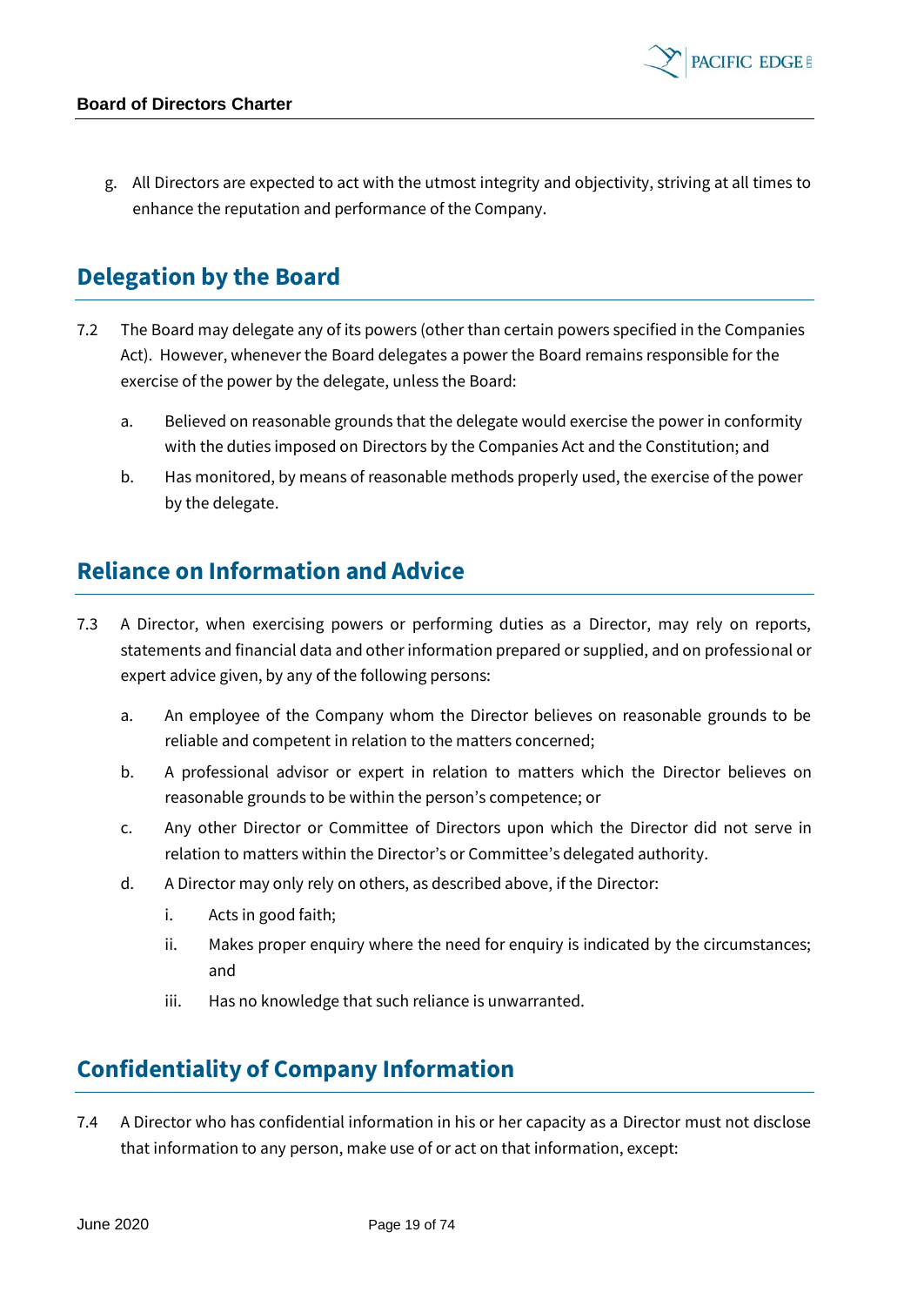g. All Directors are expected to act with the utmost integrity and objectivity, striving at all times to enhance the reputation and performance of the Company.

## Delegation by the Board

7.2 The Board may delegate any of its powers (other than certain powers specified in the Companies Act). However, whenever the Board delegates a power the Board remains responsible for the exercise of the power by the delegate, unless the Board:

a. Believed on reasonable grounds that the delegate would exercise the power in conformity with the duties imposed on Directors by the Companies Act and the Constitution; and

b. Has monitored, by means of reasonable methods properly used, the exercise of the power by the delegate.

## Reliance on Information and Advice

7.3 A Director, when exercising powers or performing duties as a Director, may rely on reports, statements and financial data and other information prepared or supplied, and on professional or expert advice given, by any of the following persons:

a. An employee of the Company whom the Director believes on reasonable grounds to be reliable and competent in relation to the matters concerned;

b. A professional advisor or expert in relation to matters which the Director believes on reasonable grounds to be within the person's competence; or

c. Any other Director or Committee of Directors upon which the Director did not serve in relation to matters within the Director's or Committee's delegated authority.

d. A Director may only rely on others, as described above, if the Director:

i. Acts in good faith;

ii. Makes proper enquiry where the need for enquiry is indicated by the circumstances; and

iii. Has no knowledge that such reliance is unwarranted.

## Confidentiality of Company Information

7.4 A Director who has confidential information in his or her capacity as a Director must not disclose that information to any person, make use of or act on that information, except: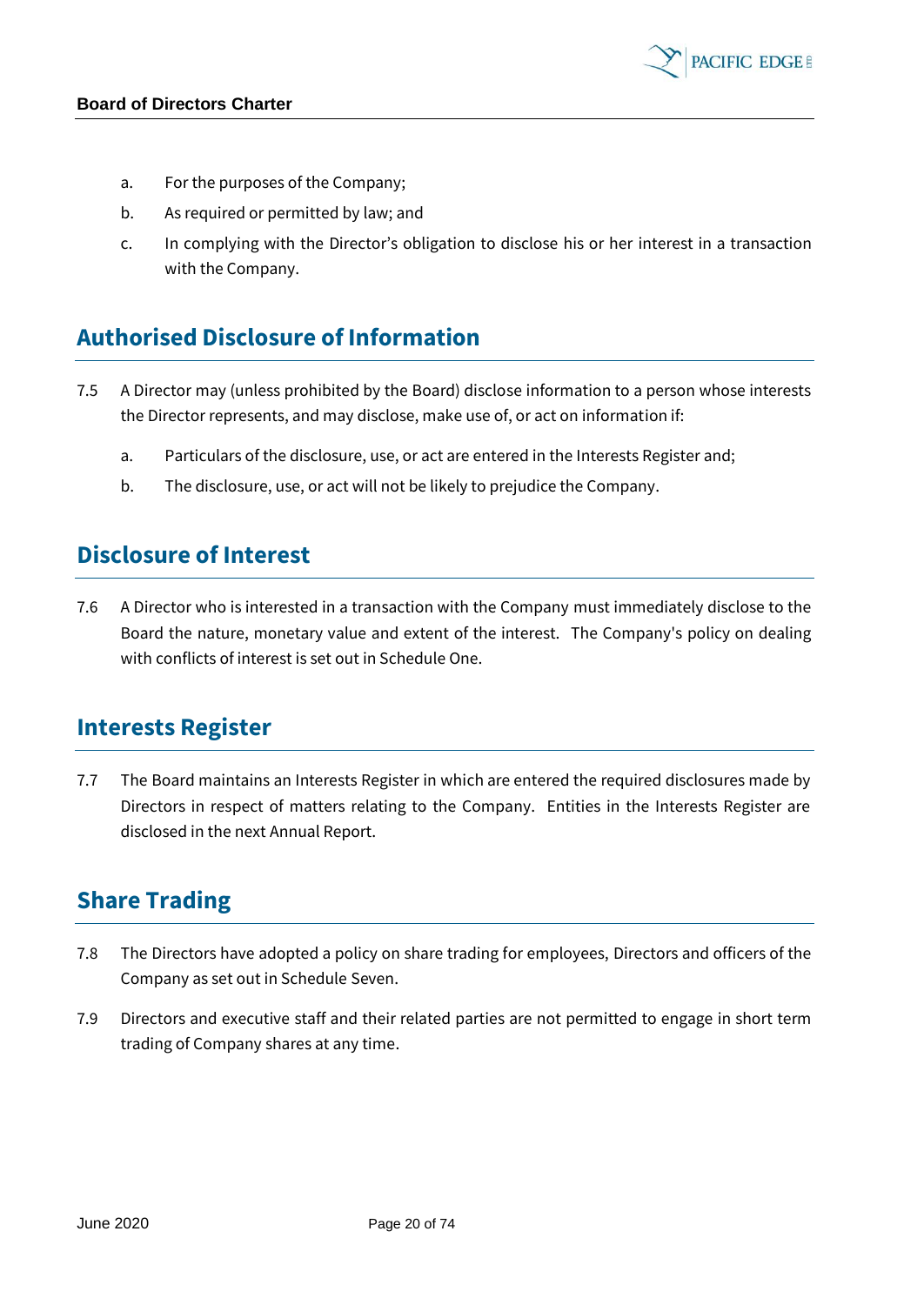a. For the purposes of the Company;
b. As required or permitted by law; and
c. In complying with the Director's obligation to disclose his or her interest in a transaction with the Company.

## Authorised Disclosure of Information

7.5 A Director may (unless prohibited by the Board) disclose information to a person whose interests the Director represents, and may disclose, make use of, or act on information if:

a. Particulars of the disclosure, use, or act are entered in the Interests Register and;
b. The disclosure, use, or act will not be likely to prejudice the Company.

## Disclosure of Interest

7.6 A Director who is interested in a transaction with the Company must immediately disclose to the Board the nature, monetary value and extent of the interest. The Company's policy on dealing with conflicts of interest is set out in Schedule One.

## Interests Register

7.7 The Board maintains an Interests Register in which are entered the required disclosures made by Directors in respect of matters relating to the Company. Entities in the Interests Register are disclosed in the next Annual Report.

## Share Trading

7.8 The Directors have adopted a policy on share trading for employees, Directors and officers of the Company as set out in Schedule Seven.

7.9 Directors and executive staff and their related parties are not permitted to engage in short term trading of Company shares at any time.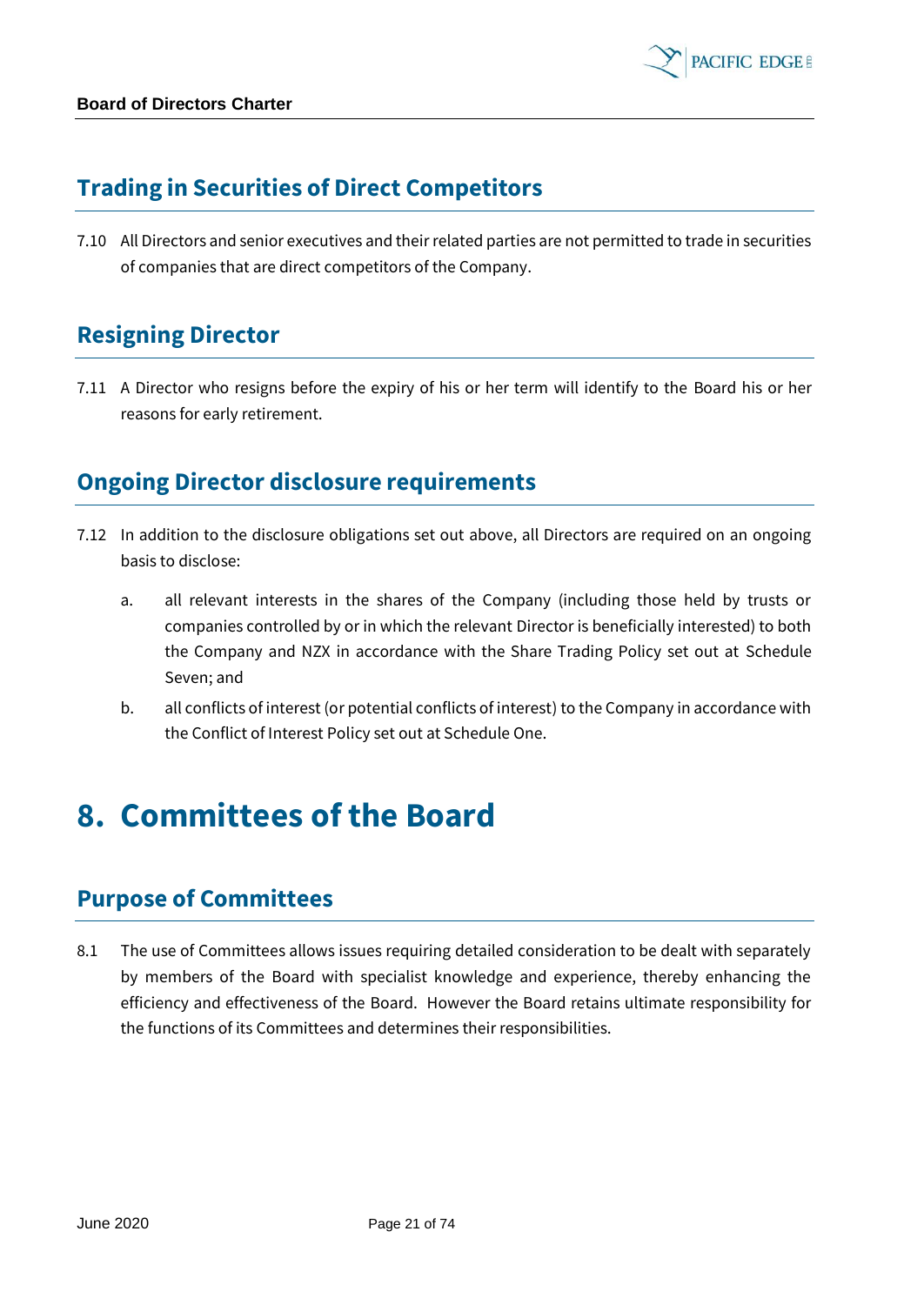## Trading in Securities of Direct Competitors

7.10 All Directors and senior executives and their related parties are not permitted to trade in securities of companies that are direct competitors of the Company.

## Resigning Director

7.11 A Director who resigns before the expiry of his or her term will identify to the Board his or her reasons for early retirement.

## Ongoing Director disclosure requirements

7.12 In addition to the disclosure obligations set out above, all Directors are required on an ongoing basis to disclose:

a. all relevant interests in the shares of the Company (including those held by trusts or companies controlled by or in which the relevant Director is beneficially interested) to both the Company and NZX in accordance with the Share Trading Policy set out at Schedule Seven; and

b. all conflicts of interest (or potential conflicts of interest) to the Company in accordance with the Conflict of Interest Policy set out at Schedule One.

# 8. Committees of the Board

## Purpose of Committees

8.1 The use of Committees allows issues requiring detailed consideration to be dealt with separately by members of the Board with specialist knowledge and experience, thereby enhancing the efficiency and effectiveness of the Board. However the Board retains ultimate responsibility for the functions of its Committees and determines their responsibilities.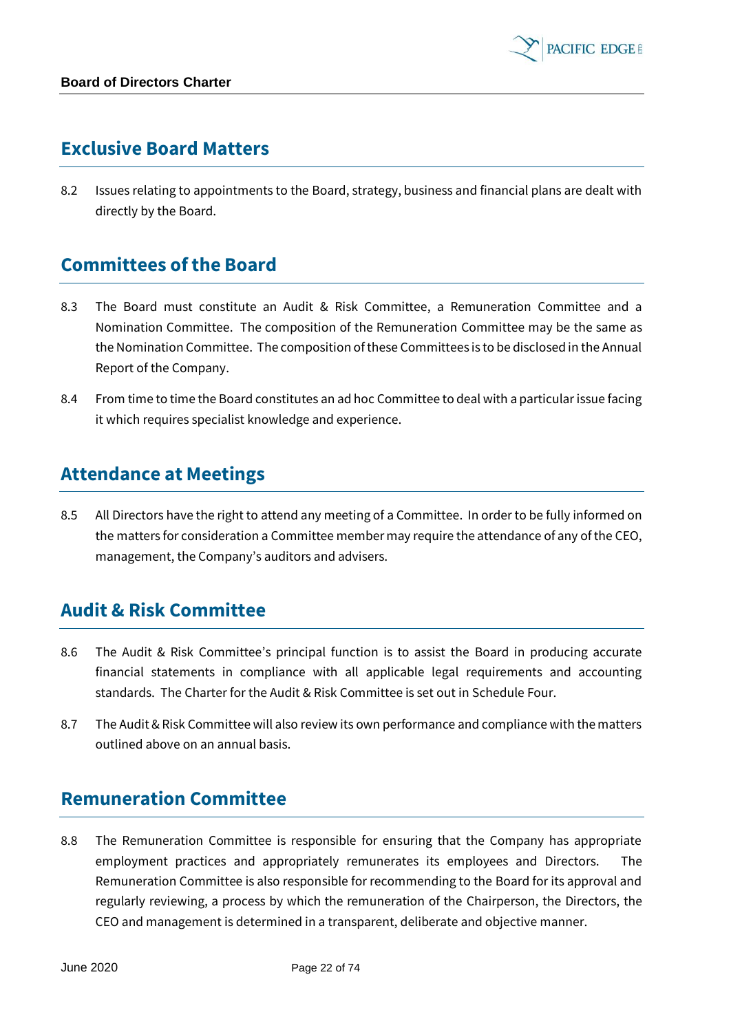## Exclusive Board Matters

8.2 Issues relating to appointments to the Board, strategy, business and financial plans are dealt with directly by the Board.

## Committees of the Board

8.3 The Board must constitute an Audit & Risk Committee, a Remuneration Committee and a Nomination Committee. The composition of the Remuneration Committee may be the same as the Nomination Committee. The composition of these Committees is to be disclosed in the Annual Report of the Company.

8.4 From time to time the Board constitutes an ad hoc Committee to deal with a particular issue facing it which requires specialist knowledge and experience.

## Attendance at Meetings

8.5 All Directors have the right to attend any meeting of a Committee. In order to be fully informed on the matters for consideration a Committee member may require the attendance of any of the CEO, management, the Company's auditors and advisers.

## Audit & Risk Committee

8.6 The Audit & Risk Committee's principal function is to assist the Board in producing accurate financial statements in compliance with all applicable legal requirements and accounting standards. The Charter for the Audit & Risk Committee is set out in Schedule Four.

8.7 The Audit & Risk Committee will also review its own performance and compliance with the matters outlined above on an annual basis.

## Remuneration Committee

8.8 The Remuneration Committee is responsible for ensuring that the Company has appropriate employment practices and appropriately remunerates its employees and Directors. The Remuneration Committee is also responsible for recommending to the Board for its approval and regularly reviewing, a process by which the remuneration of the Chairperson, the Directors, the CEO and management is determined in a transparent, deliberate and objective manner.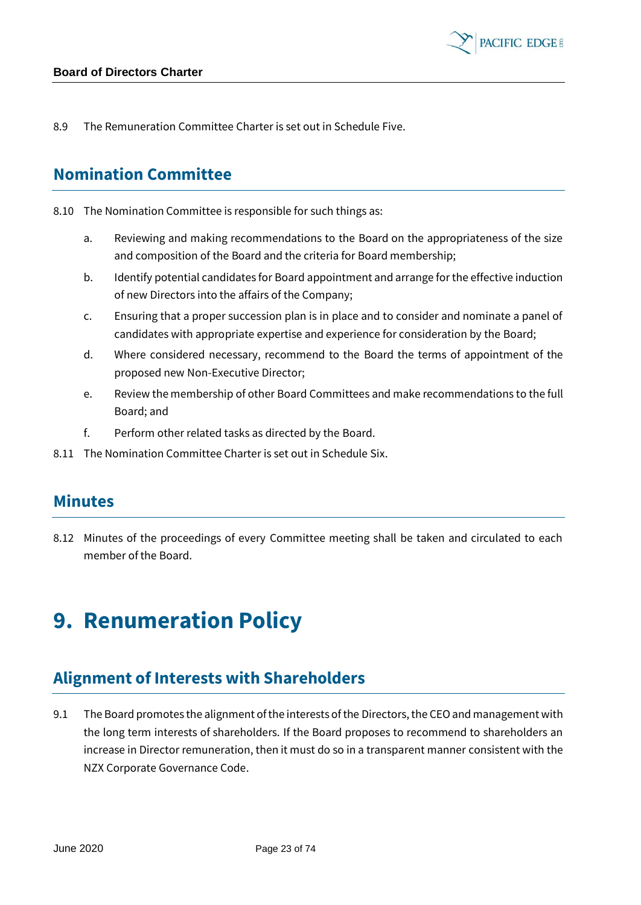8.9 The Remuneration Committee Charter is set out in Schedule Five.

## Nomination Committee

8.10 The Nomination Committee is responsible for such things as:

a. Reviewing and making recommendations to the Board on the appropriateness of the size and composition of the Board and the criteria for Board membership;

b. Identify potential candidates for Board appointment and arrange for the effective induction of new Directors into the affairs of the Company;

c. Ensuring that a proper succession plan is in place and to consider and nominate a panel of candidates with appropriate expertise and experience for consideration by the Board;

d. Where considered necessary, recommend to the Board the terms of appointment of the proposed new Non-Executive Director;

e. Review the membership of other Board Committees and make recommendations to the full Board; and

f. Perform other related tasks as directed by the Board.

8.11 The Nomination Committee Charter is set out in Schedule Six.

## Minutes

8.12 Minutes of the proceedings of every Committee meeting shall be taken and circulated to each member of the Board.

# 9. Renumeration Policy

## Alignment of Interests with Shareholders

9.1 The Board promotes the alignment of the interests of the Directors, the CEO and management with the long term interests of shareholders. If the Board proposes to recommend to shareholders an increase in Director remuneration, then it must do so in a transparent manner consistent with the NZX Corporate Governance Code.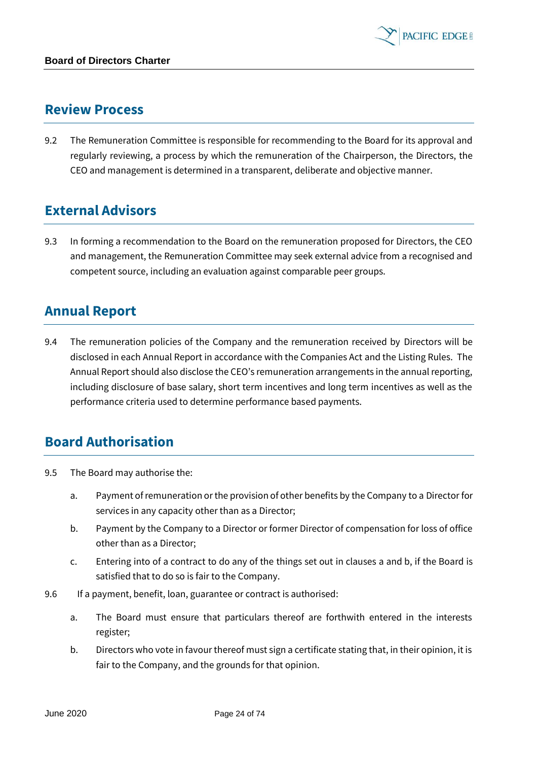## Review Process

9.2 The Remuneration Committee is responsible for recommending to the Board for its approval and regularly reviewing, a process by which the remuneration of the Chairperson, the Directors, the CEO and management is determined in a transparent, deliberate and objective manner.

## External Advisors

9.3 In forming a recommendation to the Board on the remuneration proposed for Directors, the CEO and management, the Remuneration Committee may seek external advice from a recognised and competent source, including an evaluation against comparable peer groups.

## Annual Report

9.4 The remuneration policies of the Company and the remuneration received by Directors will be disclosed in each Annual Report in accordance with the Companies Act and the Listing Rules. The Annual Report should also disclose the CEO's remuneration arrangements in the annual reporting, including disclosure of base salary, short term incentives and long term incentives as well as the performance criteria used to determine performance based payments.

## Board Authorisation

9.5 The Board may authorise the:

a. Payment of remuneration or the provision of other benefits by the Company to a Director for services in any capacity other than as a Director;

b. Payment by the Company to a Director or former Director of compensation for loss of office other than as a Director;

c. Entering into of a contract to do any of the things set out in clauses a and b, if the Board is satisfied that to do so is fair to the Company.

9.6 If a payment, benefit, loan, guarantee or contract is authorised:

a. The Board must ensure that particulars thereof are forthwith entered in the interests register;

b. Directors who vote in favour thereof must sign a certificate stating that, in their opinion, it is fair to the Company, and the grounds for that opinion.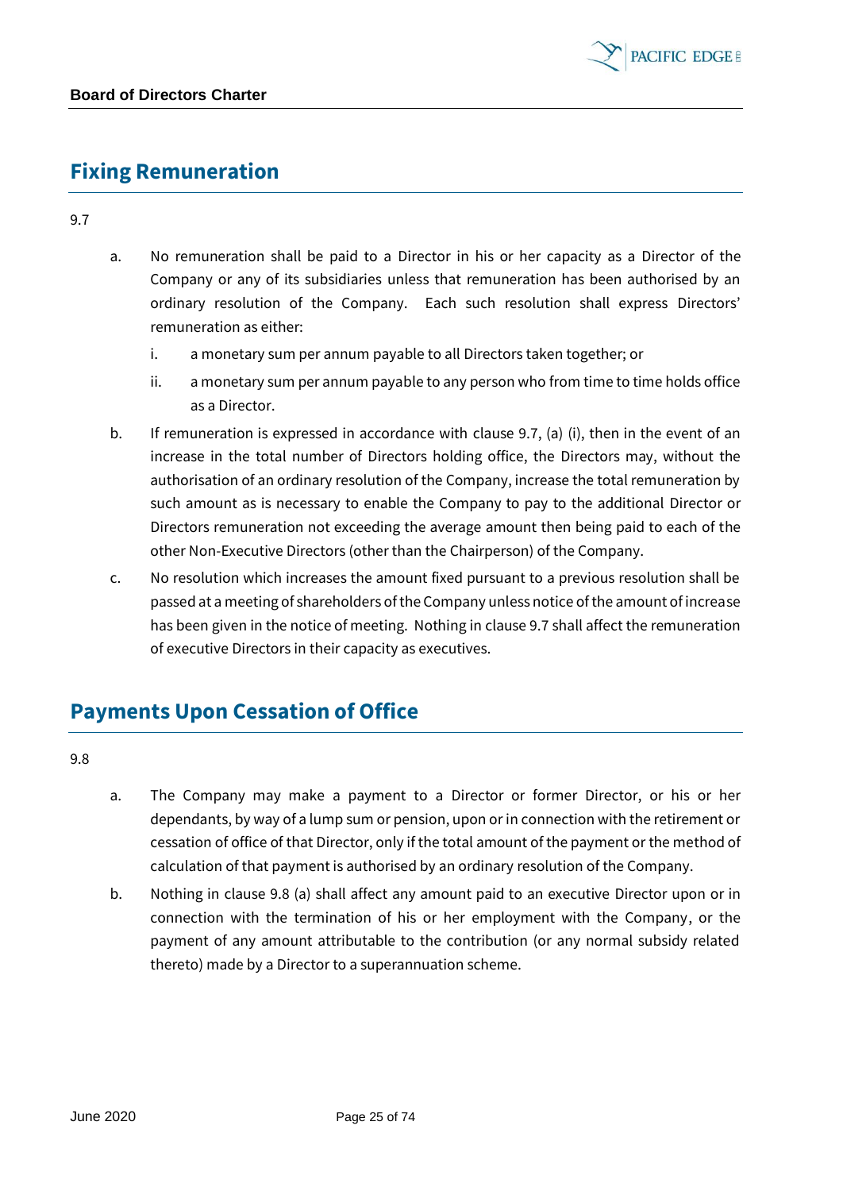## Fixing Remuneration

9.7

a. No remuneration shall be paid to a Director in his or her capacity as a Director of the Company or any of its subsidiaries unless that remuneration has been authorised by an ordinary resolution of the Company. Each such resolution shall express Directors' remuneration as either:

   i. a monetary sum per annum payable to all Directors taken together; or

   ii. a monetary sum per annum payable to any person who from time to time holds office as a Director.

b. If remuneration is expressed in accordance with clause 9.7, (a) (i), then in the event of an increase in the total number of Directors holding office, the Directors may, without the authorisation of an ordinary resolution of the Company, increase the total remuneration by such amount as is necessary to enable the Company to pay to the additional Director or Directors remuneration not exceeding the average amount then being paid to each of the other Non-Executive Directors (other than the Chairperson) of the Company.

c. No resolution which increases the amount fixed pursuant to a previous resolution shall be passed at a meeting of shareholders of the Company unless notice of the amount of increase has been given in the notice of meeting. Nothing in clause 9.7 shall affect the remuneration of executive Directors in their capacity as executives.

## Payments Upon Cessation of Office

9.8

a. The Company may make a payment to a Director or former Director, or his or her dependants, by way of a lump sum or pension, upon or in connection with the retirement or cessation of office of that Director, only if the total amount of the payment or the method of calculation of that payment is authorised by an ordinary resolution of the Company.

b. Nothing in clause 9.8 (a) shall affect any amount paid to an executive Director upon or in connection with the termination of his or her employment with the Company, or the payment of any amount attributable to the contribution (or any normal subsidy related thereto) made by a Director to a superannuation scheme.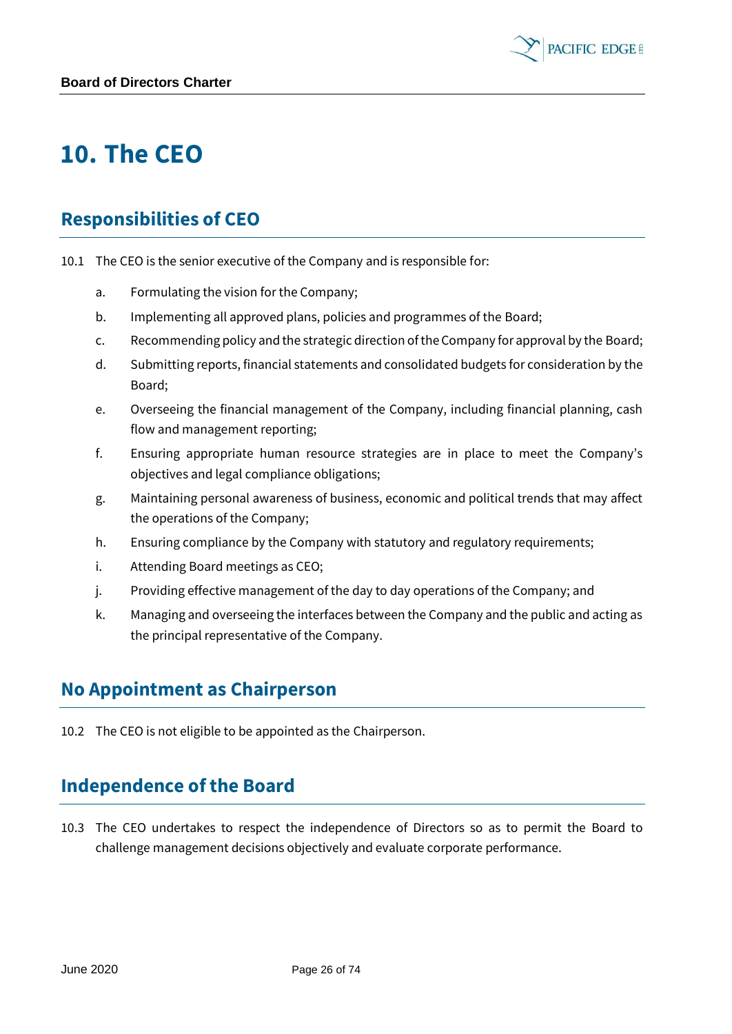# 10. The CEO

## Responsibilities of CEO

10.1 The CEO is the senior executive of the Company and is responsible for:

a. Formulating the vision for the Company;

b. Implementing all approved plans, policies and programmes of the Board;

c. Recommending policy and the strategic direction of the Company for approval by the Board;

d. Submitting reports, financial statements and consolidated budgets for consideration by the Board;

e. Overseeing the financial management of the Company, including financial planning, cash flow and management reporting;

f. Ensuring appropriate human resource strategies are in place to meet the Company's objectives and legal compliance obligations;

g. Maintaining personal awareness of business, economic and political trends that may affect the operations of the Company;

h. Ensuring compliance by the Company with statutory and regulatory requirements;

i. Attending Board meetings as CEO;

j. Providing effective management of the day to day operations of the Company; and

k. Managing and overseeing the interfaces between the Company and the public and acting as the principal representative of the Company.

## No Appointment as Chairperson

10.2 The CEO is not eligible to be appointed as the Chairperson.

## Independence of the Board

10.3 The CEO undertakes to respect the independence of Directors so as to permit the Board to challenge management decisions objectively and evaluate corporate performance.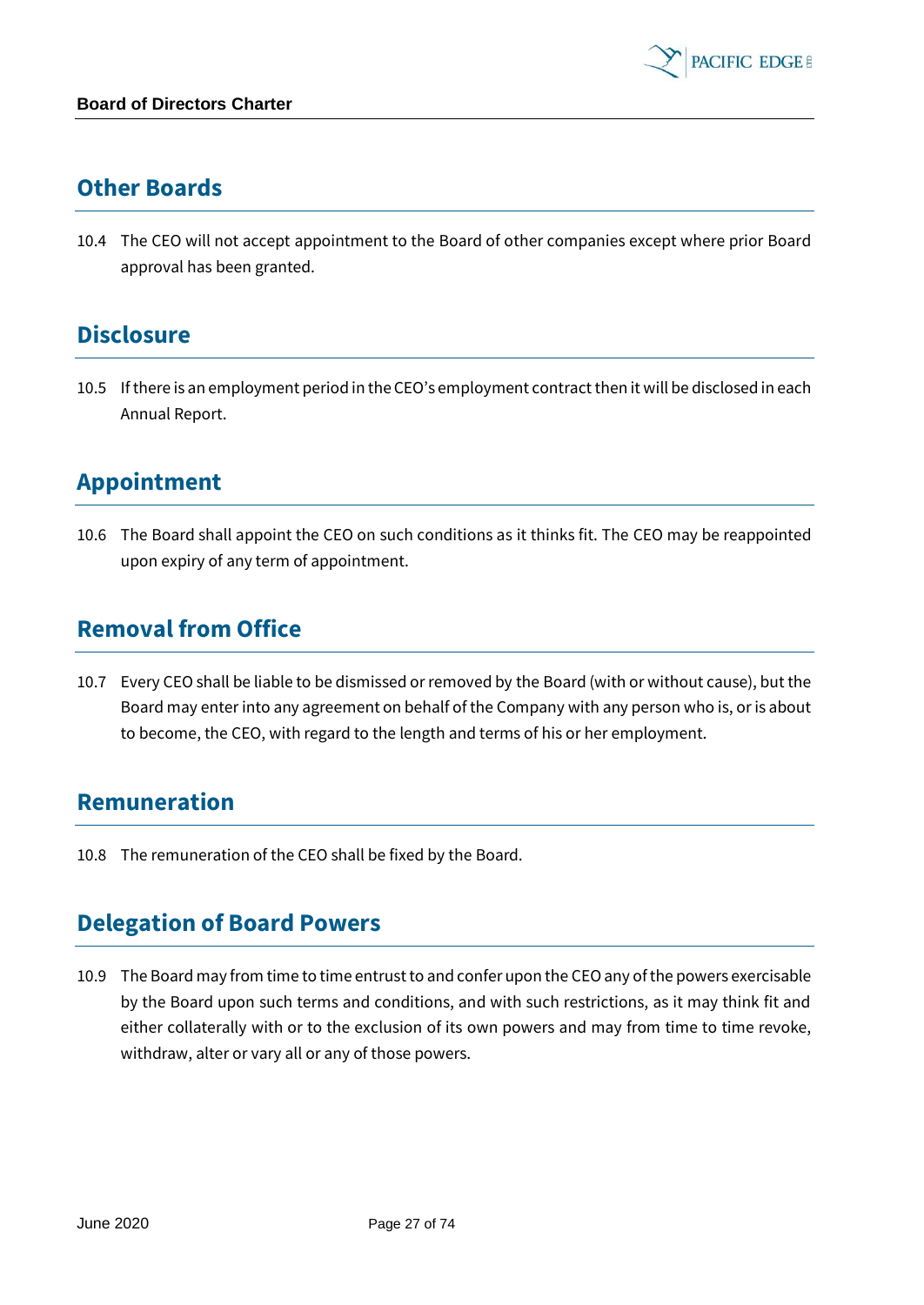## Other Boards

10.4 The CEO will not accept appointment to the Board of other companies except where prior Board approval has been granted.

## Disclosure

10.5 If there is an employment period in the CEO's employment contract then it will be disclosed in each Annual Report.

## Appointment

10.6 The Board shall appoint the CEO on such conditions as it thinks fit. The CEO may be reappointed upon expiry of any term of appointment.

## Removal from Office

10.7 Every CEO shall be liable to be dismissed or removed by the Board (with or without cause), but the Board may enter into any agreement on behalf of the Company with any person who is, or is about to become, the CEO, with regard to the length and terms of his or her employment.

## Remuneration

10.8 The remuneration of the CEO shall be fixed by the Board.

## Delegation of Board Powers

10.9 The Board may from time to time entrust to and confer upon the CEO any of the powers exercisable by the Board upon such terms and conditions, and with such restrictions, as it may think fit and either collaterally with or to the exclusion of its own powers and may from time to time revoke, withdraw, alter or vary all or any of those powers.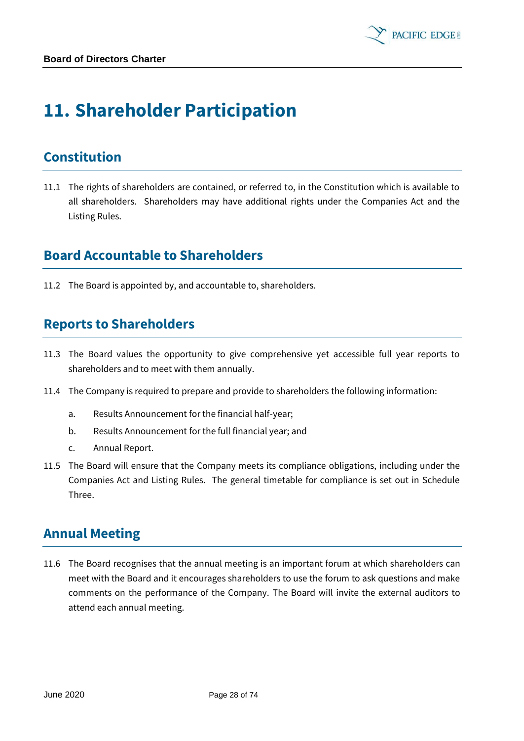# 11. Shareholder Participation

## Constitution

11.1 The rights of shareholders are contained, or referred to, in the Constitution which is available to all shareholders. Shareholders may have additional rights under the Companies Act and the Listing Rules.

## Board Accountable to Shareholders

11.2 The Board is appointed by, and accountable to, shareholders.

## Reports to Shareholders

11.3 The Board values the opportunity to give comprehensive yet accessible full year reports to shareholders and to meet with them annually.

11.4 The Company is required to prepare and provide to shareholders the following information:

a. Results Announcement for the financial half-year;

b. Results Announcement for the full financial year; and

c. Annual Report.

11.5 The Board will ensure that the Company meets its compliance obligations, including under the Companies Act and Listing Rules. The general timetable for compliance is set out in Schedule Three.

## Annual Meeting

11.6 The Board recognises that the annual meeting is an important forum at which shareholders can meet with the Board and it encourages shareholders to use the forum to ask questions and make comments on the performance of the Company. The Board will invite the external auditors to attend each annual meeting.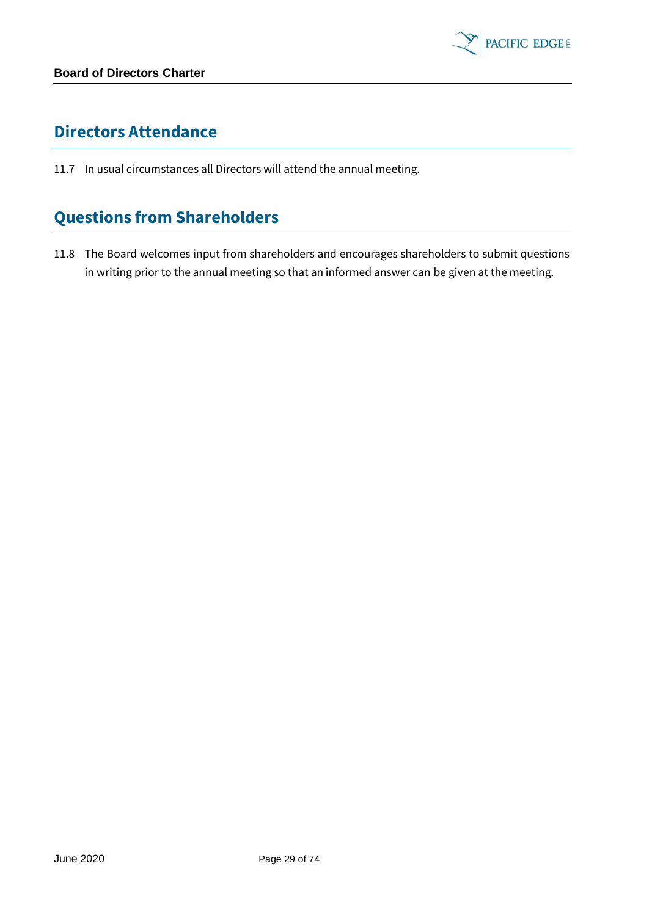## Directors Attendance

11.7 In usual circumstances all Directors will attend the annual meeting.

## Questions from Shareholders

11.8 The Board welcomes input from shareholders and encourages shareholders to submit questions in writing prior to the annual meeting so that an informed answer can be given at the meeting.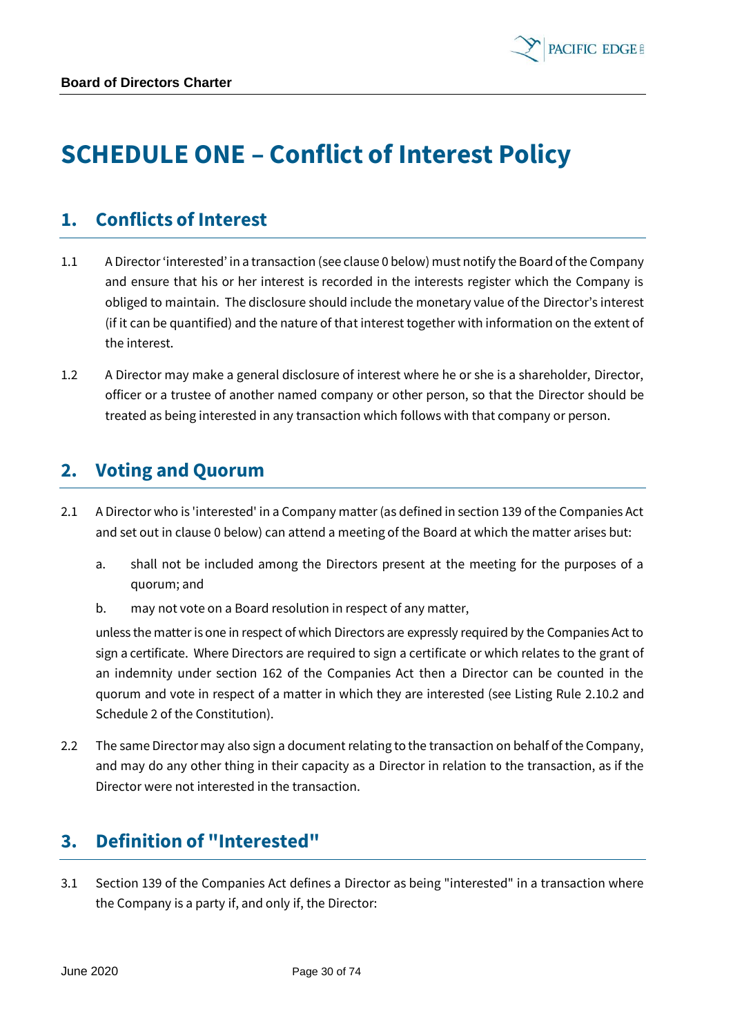# SCHEDULE ONE – Conflict of Interest Policy

## 1. Conflicts of Interest

1.1 A Director 'interested' in a transaction (see clause 0 below) must notify the Board of the Company and ensure that his or her interest is recorded in the interests register which the Company is obliged to maintain. The disclosure should include the monetary value of the Director's interest (if it can be quantified) and the nature of that interest together with information on the extent of the interest.

1.2 A Director may make a general disclosure of interest where he or she is a shareholder, Director, officer or a trustee of another named company or other person, so that the Director should be treated as being interested in any transaction which follows with that company or person.

## 2. Voting and Quorum

2.1 A Director who is 'interested' in a Company matter (as defined in section 139 of the Companies Act and set out in clause 0 below) can attend a meeting of the Board at which the matter arises but:

a. shall not be included among the Directors present at the meeting for the purposes of a quorum; and

b. may not vote on a Board resolution in respect of any matter,

unless the matter is one in respect of which Directors are expressly required by the Companies Act to sign a certificate. Where Directors are required to sign a certificate or which relates to the grant of an indemnity under section 162 of the Companies Act then a Director can be counted in the quorum and vote in respect of a matter in which they are interested (see Listing Rule 2.10.2 and Schedule 2 of the Constitution).

2.2 The same Director may also sign a document relating to the transaction on behalf of the Company, and may do any other thing in their capacity as a Director in relation to the transaction, as if the Director were not interested in the transaction.

## 3. Definition of "Interested"

3.1 Section 139 of the Companies Act defines a Director as being "interested" in a transaction where the Company is a party if, and only if, the Director: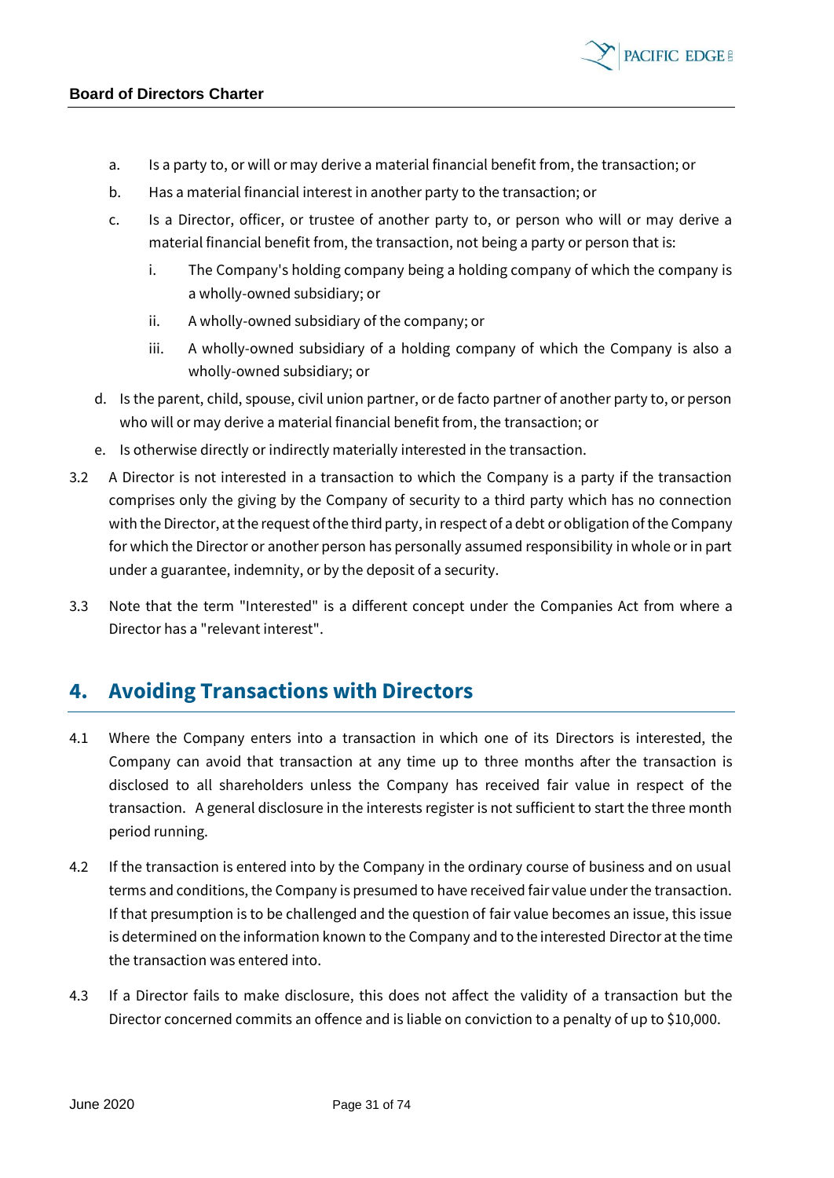a. Is a party to, or will or may derive a material financial benefit from, the transaction; or

b. Has a material financial interest in another party to the transaction; or

c. Is a Director, officer, or trustee of another party to, or person who will or may derive a material financial benefit from, the transaction, not being a party or person that is:

   i. The Company's holding company being a holding company of which the company is a wholly-owned subsidiary; or

   ii. A wholly-owned subsidiary of the company; or

   iii. A wholly-owned subsidiary of a holding company of which the Company is also a wholly-owned subsidiary; or

d. Is the parent, child, spouse, civil union partner, or de facto partner of another party to, or person who will or may derive a material financial benefit from, the transaction; or

e. Is otherwise directly or indirectly materially interested in the transaction.

3.2 A Director is not interested in a transaction to which the Company is a party if the transaction comprises only the giving by the Company of security to a third party which has no connection with the Director, at the request of the third party, in respect of a debt or obligation of the Company for which the Director or another person has personally assumed responsibility in whole or in part under a guarantee, indemnity, or by the deposit of a security.

3.3 Note that the term "Interested" is a different concept under the Companies Act from where a Director has a "relevant interest".

## 4. Avoiding Transactions with Directors

4.1 Where the Company enters into a transaction in which one of its Directors is interested, the Company can avoid that transaction at any time up to three months after the transaction is disclosed to all shareholders unless the Company has received fair value in respect of the transaction. A general disclosure in the interests register is not sufficient to start the three month period running.

4.2 If the transaction is entered into by the Company in the ordinary course of business and on usual terms and conditions, the Company is presumed to have received fair value under the transaction. If that presumption is to be challenged and the question of fair value becomes an issue, this issue is determined on the information known to the Company and to the interested Director at the time the transaction was entered into.

4.3 If a Director fails to make disclosure, this does not affect the validity of a transaction but the Director concerned commits an offence and is liable on conviction to a penalty of up to $10,000.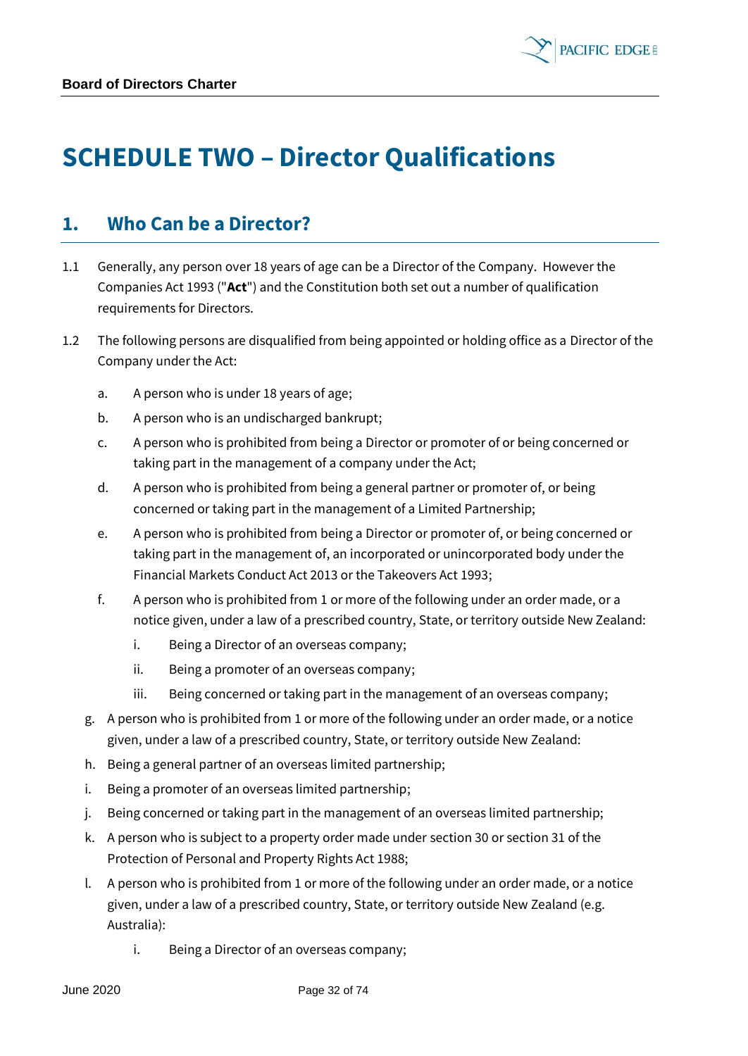# SCHEDULE TWO – Director Qualifications

## 1. Who Can be a Director?

1.1 Generally, any person over 18 years of age can be a Director of the Company. However the Companies Act 1993 ("**Act**") and the Constitution both set out a number of qualification requirements for Directors.

1.2 The following persons are disqualified from being appointed or holding office as a Director of the Company under the Act:

a. A person who is under 18 years of age;

b. A person who is an undischarged bankrupt;

c. A person who is prohibited from being a Director or promoter of or being concerned or taking part in the management of a company under the Act;

d. A person who is prohibited from being a general partner or promoter of, or being concerned or taking part in the management of a Limited Partnership;

e. A person who is prohibited from being a Director or promoter of, or being concerned or taking part in the management of, an incorporated or unincorporated body under the Financial Markets Conduct Act 2013 or the Takeovers Act 1993;

f. A person who is prohibited from 1 or more of the following under an order made, or a notice given, under a law of a prescribed country, State, or territory outside New Zealand:

   i. Being a Director of an overseas company;

   ii. Being a promoter of an overseas company;

   iii. Being concerned or taking part in the management of an overseas company;

g. A person who is prohibited from 1 or more of the following under an order made, or a notice given, under a law of a prescribed country, State, or territory outside New Zealand:

h. Being a general partner of an overseas limited partnership;

i. Being a promoter of an overseas limited partnership;

j. Being concerned or taking part in the management of an overseas limited partnership;

k. A person who is subject to a property order made under section 30 or section 31 of the Protection of Personal and Property Rights Act 1988;

l. A person who is prohibited from 1 or more of the following under an order made, or a notice given, under a law of a prescribed country, State, or territory outside New Zealand (e.g. Australia):

   i. Being a Director of an overseas company;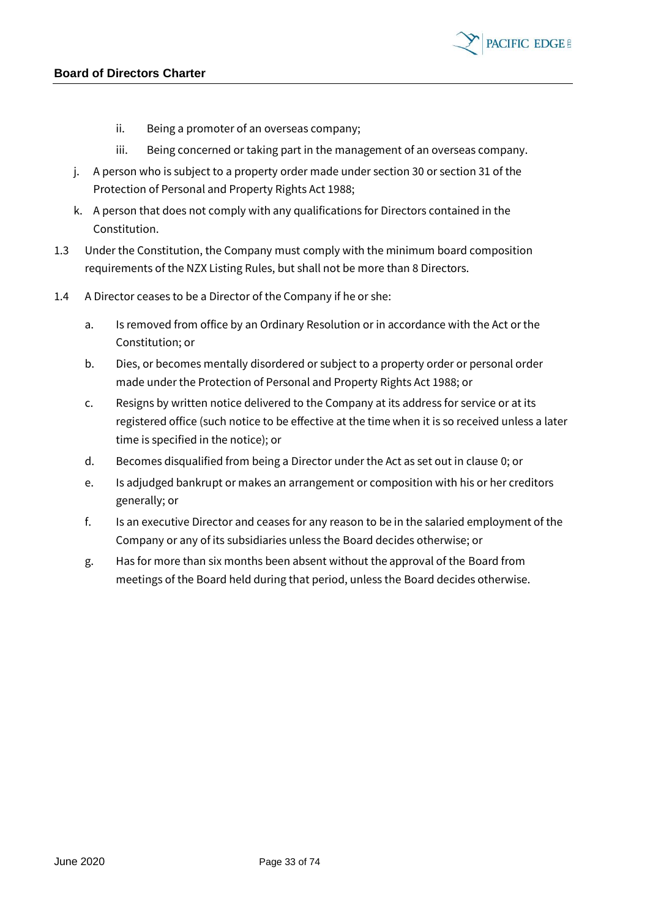- ii. Being a promoter of an overseas company;
   - iii. Being concerned or taking part in the management of an overseas company.

j. A person who is subject to a property order made under section 30 or section 31 of the Protection of Personal and Property Rights Act 1988;

k. A person that does not comply with any qualifications for Directors contained in the Constitution.

1.3 Under the Constitution, the Company must comply with the minimum board composition requirements of the NZX Listing Rules, but shall not be more than 8 Directors.

1.4 A Director ceases to be a Director of the Company if he or she:

   a. Is removed from office by an Ordinary Resolution or in accordance with the Act or the Constitution; or

   b. Dies, or becomes mentally disordered or subject to a property order or personal order made under the Protection of Personal and Property Rights Act 1988; or

   c. Resigns by written notice delivered to the Company at its address for service or at its registered office (such notice to be effective at the time when it is so received unless a later time is specified in the notice); or

   d. Becomes disqualified from being a Director under the Act as set out in clause 0; or

   e. Is adjudged bankrupt or makes an arrangement or composition with his or her creditors generally; or

   f. Is an executive Director and ceases for any reason to be in the salaried employment of the Company or any of its subsidiaries unless the Board decides otherwise; or

   g. Has for more than six months been absent without the approval of the Board from meetings of the Board held during that period, unless the Board decides otherwise.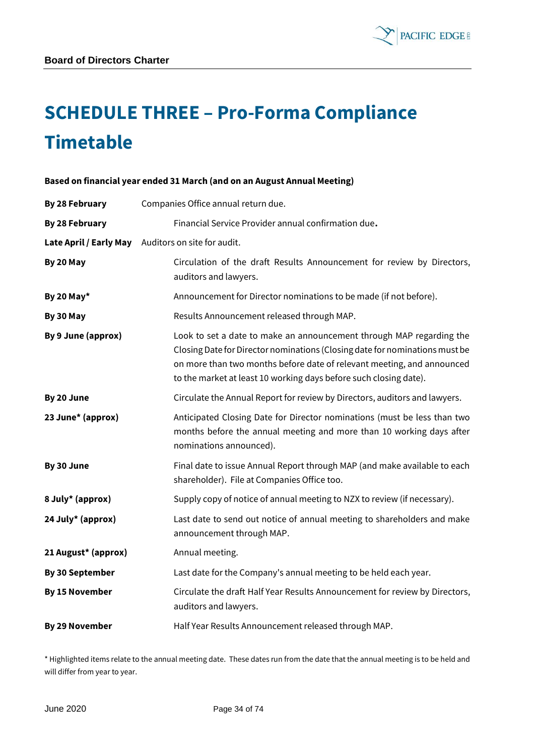# SCHEDULE THREE – Pro-Forma Compliance Timetable

**Based on financial year ended 31 March (and on an August Annual Meeting)**

| | |
|---|---|
| **By 28 February** | Companies Office annual return due. |
| **By 28 February** | Financial Service Provider annual confirmation due**.** |
| **Late April / Early May** | Auditors on site for audit. |
| **By 20 May** | Circulation of the draft Results Announcement for review by Directors, auditors and lawyers. |
| **By 20 May*** | Announcement for Director nominations to be made (if not before). |
| **By 30 May** | Results Announcement released through MAP. |
| **By 9 June (approx)** | Look to set a date to make an announcement through MAP regarding the Closing Date for Director nominations (Closing date for nominations must be on more than two months before date of relevant meeting, and announced to the market at least 10 working days before such closing date). |
| **By 20 June** | Circulate the Annual Report for review by Directors, auditors and lawyers. |
| **23 June* (approx)** | Anticipated Closing Date for Director nominations (must be less than two months before the annual meeting and more than 10 working days after nominations announced). |
| **By 30 June** | Final date to issue Annual Report through MAP (and make available to each shareholder). File at Companies Office too. |
| **8 July* (approx)** | Supply copy of notice of annual meeting to NZX to review (if necessary). |
| **24 July* (approx)** | Last date to send out notice of annual meeting to shareholders and make announcement through MAP. |
| **21 August* (approx)** | Annual meeting. |
| **By 30 September** | Last date for the Company's annual meeting to be held each year. |
| **By 15 November** | Circulate the draft Half Year Results Announcement for review by Directors, auditors and lawyers. |
| **By 29 November** | Half Year Results Announcement released through MAP. |

* Highlighted items relate to the annual meeting date. These dates run from the date that the annual meeting is to be held and will differ from year to year.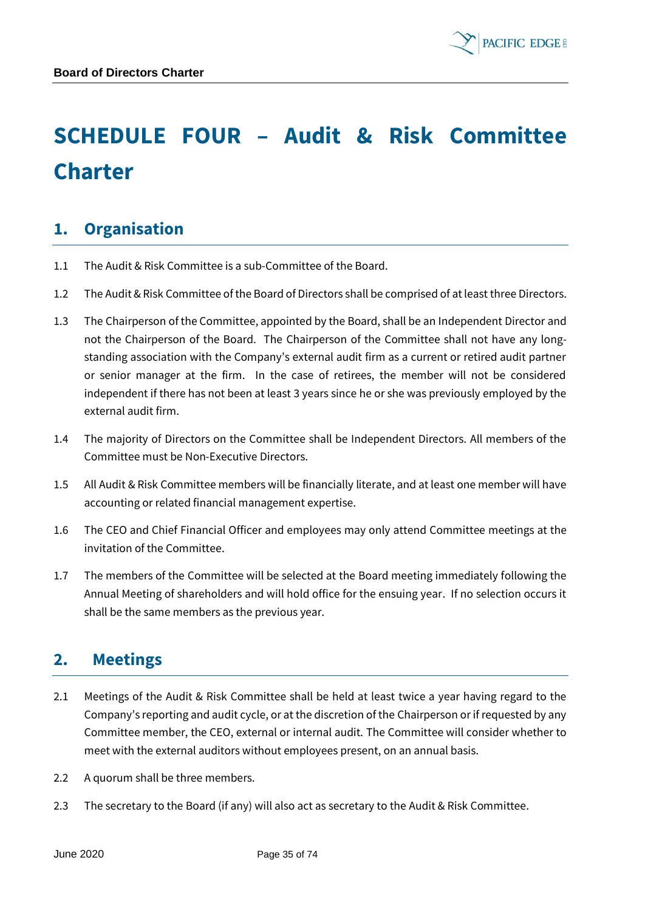# SCHEDULE FOUR – Audit & Risk Committee Charter

## 1. Organisation

1.1 The Audit & Risk Committee is a sub-Committee of the Board.

1.2 The Audit & Risk Committee of the Board of Directors shall be comprised of at least three Directors.

1.3 The Chairperson of the Committee, appointed by the Board, shall be an Independent Director and not the Chairperson of the Board. The Chairperson of the Committee shall not have any long-standing association with the Company's external audit firm as a current or retired audit partner or senior manager at the firm. In the case of retirees, the member will not be considered independent if there has not been at least 3 years since he or she was previously employed by the external audit firm.

1.4 The majority of Directors on the Committee shall be Independent Directors. All members of the Committee must be Non-Executive Directors.

1.5 All Audit & Risk Committee members will be financially literate, and at least one member will have accounting or related financial management expertise.

1.6 The CEO and Chief Financial Officer and employees may only attend Committee meetings at the invitation of the Committee.

1.7 The members of the Committee will be selected at the Board meeting immediately following the Annual Meeting of shareholders and will hold office for the ensuing year. If no selection occurs it shall be the same members as the previous year.

## 2. Meetings

2.1 Meetings of the Audit & Risk Committee shall be held at least twice a year having regard to the Company's reporting and audit cycle, or at the discretion of the Chairperson or if requested by any Committee member, the CEO, external or internal audit. The Committee will consider whether to meet with the external auditors without employees present, on an annual basis.

2.2 A quorum shall be three members.

2.3 The secretary to the Board (if any) will also act as secretary to the Audit & Risk Committee.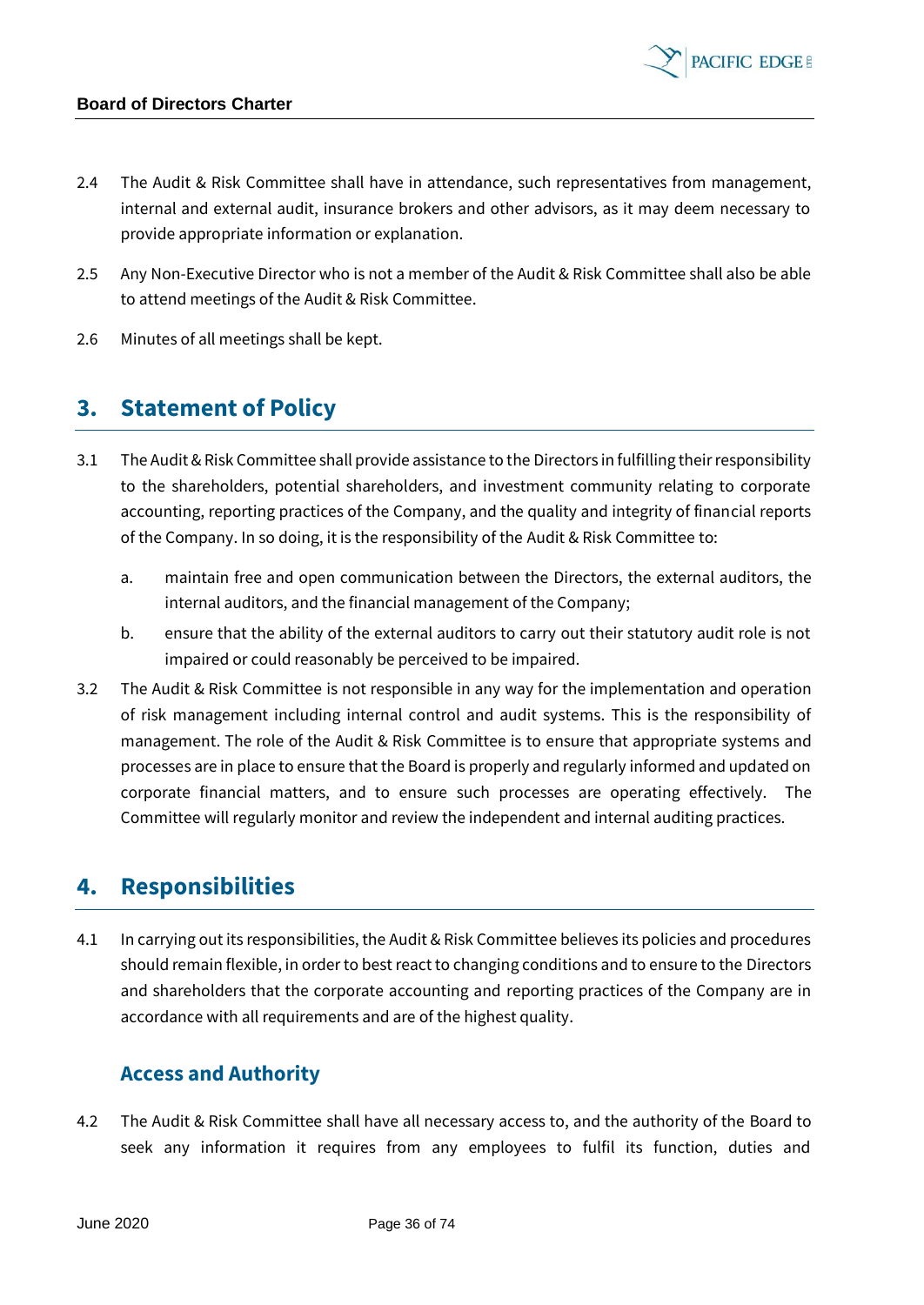2.4 The Audit & Risk Committee shall have in attendance, such representatives from management, internal and external audit, insurance brokers and other advisors, as it may deem necessary to provide appropriate information or explanation.

2.5 Any Non-Executive Director who is not a member of the Audit & Risk Committee shall also be able to attend meetings of the Audit & Risk Committee.

2.6 Minutes of all meetings shall be kept.

## 3. Statement of Policy

3.1 The Audit & Risk Committee shall provide assistance to the Directors in fulfilling their responsibility to the shareholders, potential shareholders, and investment community relating to corporate accounting, reporting practices of the Company, and the quality and integrity of financial reports of the Company. In so doing, it is the responsibility of the Audit & Risk Committee to:

   a. maintain free and open communication between the Directors, the external auditors, the internal auditors, and the financial management of the Company;

   b. ensure that the ability of the external auditors to carry out their statutory audit role is not impaired or could reasonably be perceived to be impaired.

3.2 The Audit & Risk Committee is not responsible in any way for the implementation and operation of risk management including internal control and audit systems. This is the responsibility of management. The role of the Audit & Risk Committee is to ensure that appropriate systems and processes are in place to ensure that the Board is properly and regularly informed and updated on corporate financial matters, and to ensure such processes are operating effectively. The Committee will regularly monitor and review the independent and internal auditing practices.

## 4. Responsibilities

4.1 In carrying out its responsibilities, the Audit & Risk Committee believes its policies and procedures should remain flexible, in order to best react to changing conditions and to ensure to the Directors and shareholders that the corporate accounting and reporting practices of the Company are in accordance with all requirements and are of the highest quality.

### Access and Authority

4.2 The Audit & Risk Committee shall have all necessary access to, and the authority of the Board to seek any information it requires from any employees to fulfil its function, duties and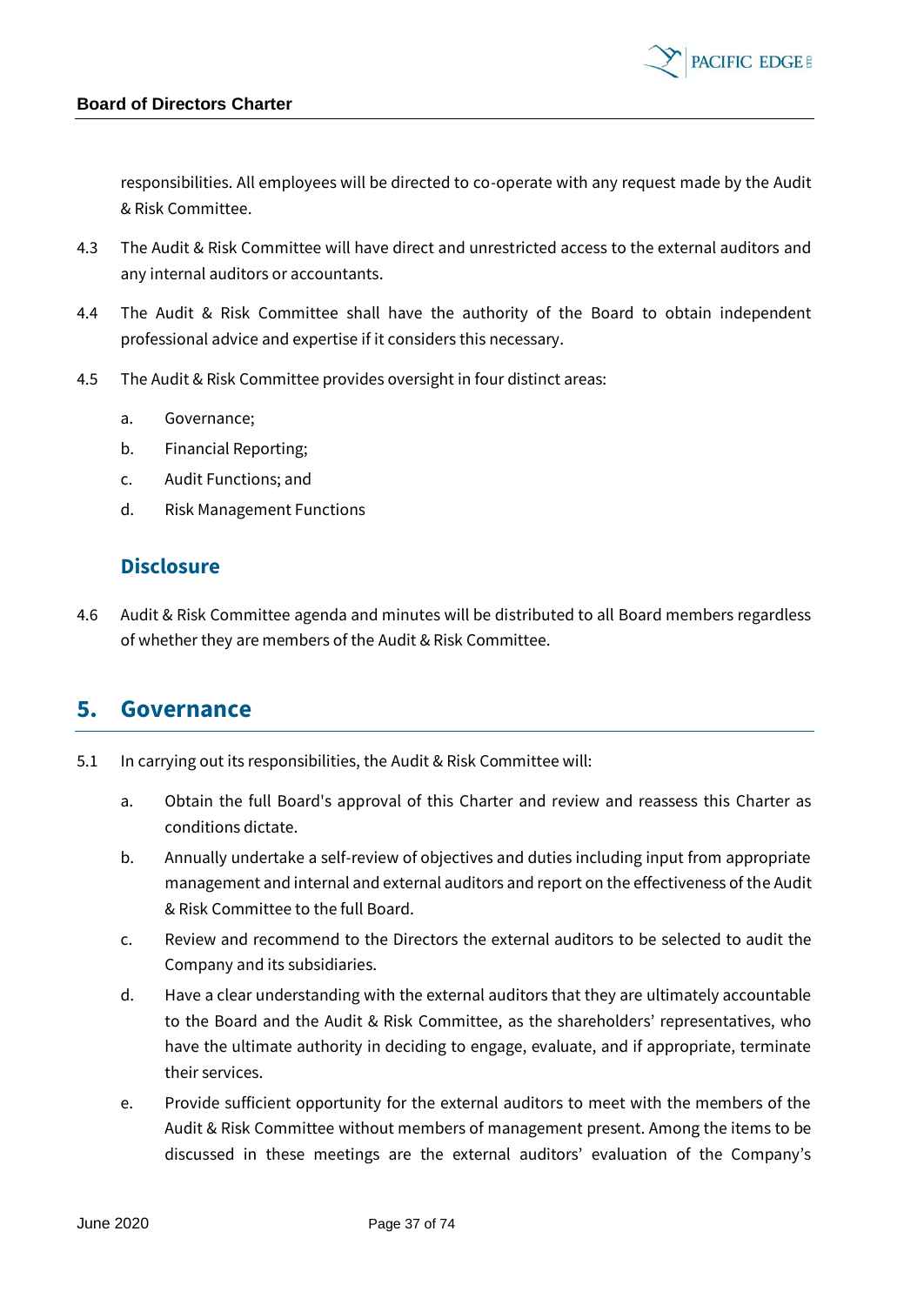responsibilities. All employees will be directed to co-operate with any request made by the Audit & Risk Committee.

4.3 The Audit & Risk Committee will have direct and unrestricted access to the external auditors and any internal auditors or accountants.

4.4 The Audit & Risk Committee shall have the authority of the Board to obtain independent professional advice and expertise if it considers this necessary.

4.5 The Audit & Risk Committee provides oversight in four distinct areas:

a. Governance;

b. Financial Reporting;

c. Audit Functions; and

d. Risk Management Functions

### Disclosure

4.6 Audit & Risk Committee agenda and minutes will be distributed to all Board members regardless of whether they are members of the Audit & Risk Committee.

## 5. Governance

5.1 In carrying out its responsibilities, the Audit & Risk Committee will:

a. Obtain the full Board's approval of this Charter and review and reassess this Charter as conditions dictate.

b. Annually undertake a self-review of objectives and duties including input from appropriate management and internal and external auditors and report on the effectiveness of the Audit & Risk Committee to the full Board.

c. Review and recommend to the Directors the external auditors to be selected to audit the Company and its subsidiaries.

d. Have a clear understanding with the external auditors that they are ultimately accountable to the Board and the Audit & Risk Committee, as the shareholders' representatives, who have the ultimate authority in deciding to engage, evaluate, and if appropriate, terminate their services.

e. Provide sufficient opportunity for the external auditors to meet with the members of the Audit & Risk Committee without members of management present. Among the items to be discussed in these meetings are the external auditors' evaluation of the Company's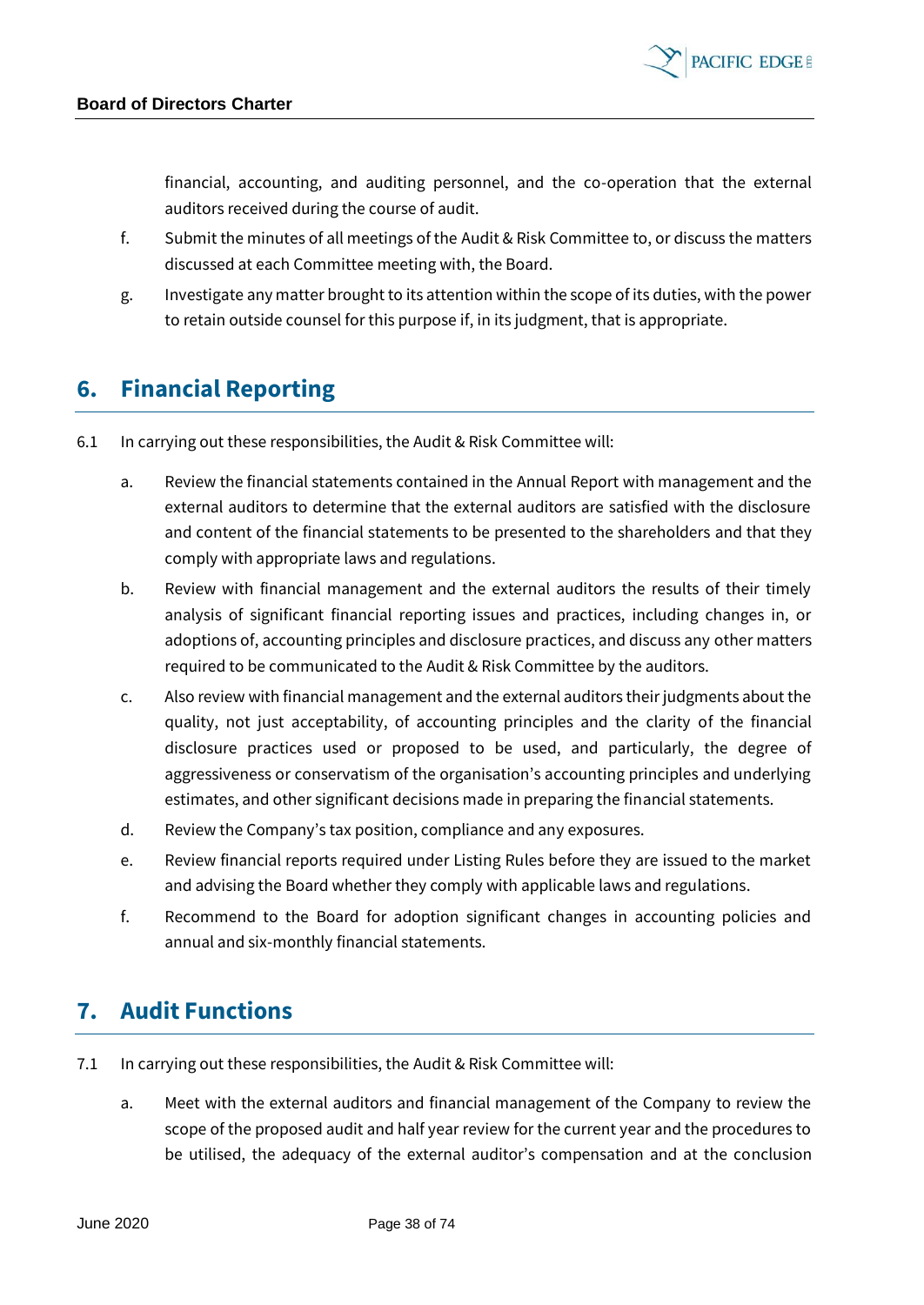financial, accounting, and auditing personnel, and the co-operation that the external auditors received during the course of audit.

f. Submit the minutes of all meetings of the Audit & Risk Committee to, or discuss the matters discussed at each Committee meeting with, the Board.

g. Investigate any matter brought to its attention within the scope of its duties, with the power to retain outside counsel for this purpose if, in its judgment, that is appropriate.

## 6. Financial Reporting

6.1 In carrying out these responsibilities, the Audit & Risk Committee will:

a. Review the financial statements contained in the Annual Report with management and the external auditors to determine that the external auditors are satisfied with the disclosure and content of the financial statements to be presented to the shareholders and that they comply with appropriate laws and regulations.

b. Review with financial management and the external auditors the results of their timely analysis of significant financial reporting issues and practices, including changes in, or adoptions of, accounting principles and disclosure practices, and discuss any other matters required to be communicated to the Audit & Risk Committee by the auditors.

c. Also review with financial management and the external auditors their judgments about the quality, not just acceptability, of accounting principles and the clarity of the financial disclosure practices used or proposed to be used, and particularly, the degree of aggressiveness or conservatism of the organisation's accounting principles and underlying estimates, and other significant decisions made in preparing the financial statements.

d. Review the Company's tax position, compliance and any exposures.

e. Review financial reports required under Listing Rules before they are issued to the market and advising the Board whether they comply with applicable laws and regulations.

f. Recommend to the Board for adoption significant changes in accounting policies and annual and six-monthly financial statements.

## 7. Audit Functions

7.1 In carrying out these responsibilities, the Audit & Risk Committee will:

a. Meet with the external auditors and financial management of the Company to review the scope of the proposed audit and half year review for the current year and the procedures to be utilised, the adequacy of the external auditor's compensation and at the conclusion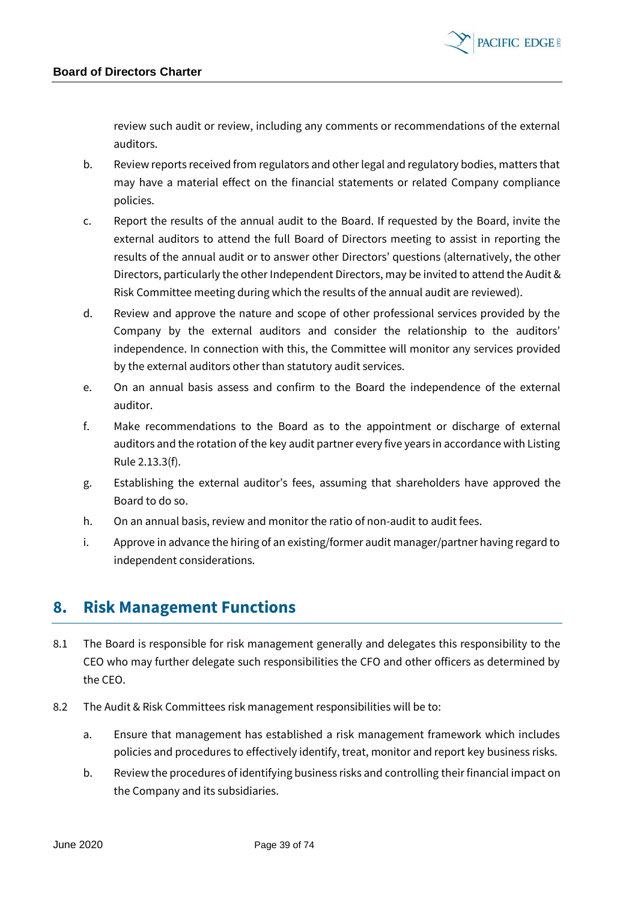review such audit or review, including any comments or recommendations of the external auditors.

b. Review reports received from regulators and other legal and regulatory bodies, matters that may have a material effect on the financial statements or related Company compliance policies.

c. Report the results of the annual audit to the Board. If requested by the Board, invite the external auditors to attend the full Board of Directors meeting to assist in reporting the results of the annual audit or to answer other Directors' questions (alternatively, the other Directors, particularly the other Independent Directors, may be invited to attend the Audit & Risk Committee meeting during which the results of the annual audit are reviewed).

d. Review and approve the nature and scope of other professional services provided by the Company by the external auditors and consider the relationship to the auditors' independence. In connection with this, the Committee will monitor any services provided by the external auditors other than statutory audit services.

e. On an annual basis assess and confirm to the Board the independence of the external auditor.

f. Make recommendations to the Board as to the appointment or discharge of external auditors and the rotation of the key audit partner every five years in accordance with Listing Rule 2.13.3(f).

g. Establishing the external auditor's fees, assuming that shareholders have approved the Board to do so.

h. On an annual basis, review and monitor the ratio of non-audit to audit fees.

i. Approve in advance the hiring of an existing/former audit manager/partner having regard to independent considerations.

## 8. Risk Management Functions

8.1 The Board is responsible for risk management generally and delegates this responsibility to the CEO who may further delegate such responsibilities the CFO and other officers as determined by the CEO.

8.2 The Audit & Risk Committees risk management responsibilities will be to:

a. Ensure that management has established a risk management framework which includes policies and procedures to effectively identify, treat, monitor and report key business risks.

b. Review the procedures of identifying business risks and controlling their financial impact on the Company and its subsidiaries.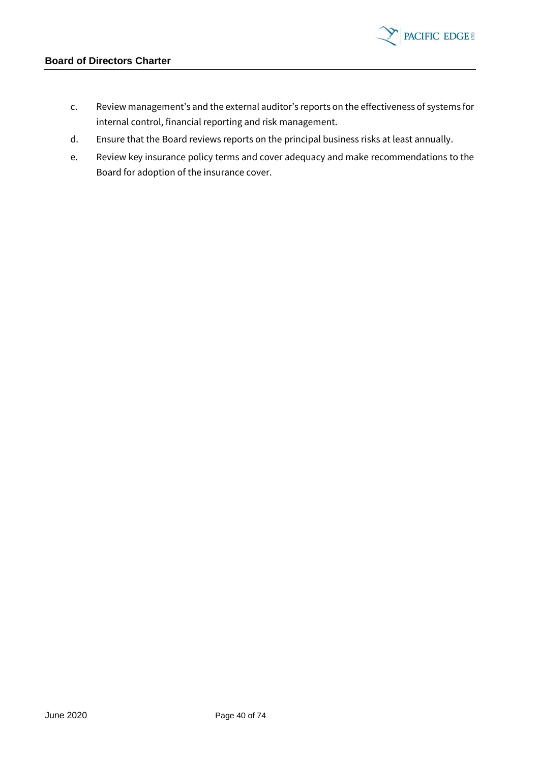c. Review management's and the external auditor's reports on the effectiveness of systems for internal control, financial reporting and risk management.

d. Ensure that the Board reviews reports on the principal business risks at least annually.

e. Review key insurance policy terms and cover adequacy and make recommendations to the Board for adoption of the insurance cover.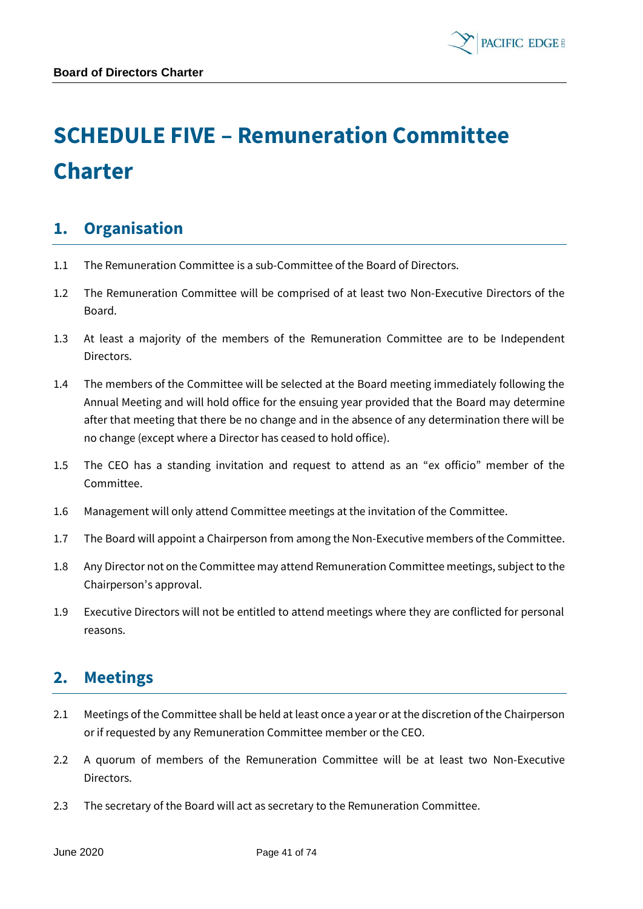# SCHEDULE FIVE – Remuneration Committee Charter

## 1. Organisation

1.1 The Remuneration Committee is a sub-Committee of the Board of Directors.

1.2 The Remuneration Committee will be comprised of at least two Non-Executive Directors of the Board.

1.3 At least a majority of the members of the Remuneration Committee are to be Independent Directors.

1.4 The members of the Committee will be selected at the Board meeting immediately following the Annual Meeting and will hold office for the ensuing year provided that the Board may determine after that meeting that there be no change and in the absence of any determination there will be no change (except where a Director has ceased to hold office).

1.5 The CEO has a standing invitation and request to attend as an "ex officio" member of the Committee.

1.6 Management will only attend Committee meetings at the invitation of the Committee.

1.7 The Board will appoint a Chairperson from among the Non-Executive members of the Committee.

1.8 Any Director not on the Committee may attend Remuneration Committee meetings, subject to the Chairperson's approval.

1.9 Executive Directors will not be entitled to attend meetings where they are conflicted for personal reasons.

## 2. Meetings

2.1 Meetings of the Committee shall be held at least once a year or at the discretion of the Chairperson or if requested by any Remuneration Committee member or the CEO.

2.2 A quorum of members of the Remuneration Committee will be at least two Non-Executive Directors.

2.3 The secretary of the Board will act as secretary to the Remuneration Committee.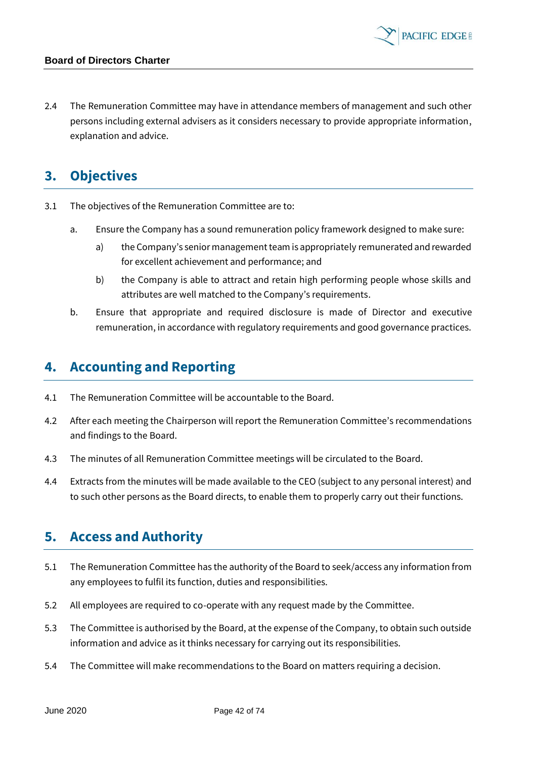2.4 The Remuneration Committee may have in attendance members of management and such other persons including external advisers as it considers necessary to provide appropriate information, explanation and advice.

## 3. Objectives

3.1 The objectives of the Remuneration Committee are to:

a. Ensure the Company has a sound remuneration policy framework designed to make sure:

   a) the Company's senior management team is appropriately remunerated and rewarded for excellent achievement and performance; and

   b) the Company is able to attract and retain high performing people whose skills and attributes are well matched to the Company's requirements.

b. Ensure that appropriate and required disclosure is made of Director and executive remuneration, in accordance with regulatory requirements and good governance practices.

## 4. Accounting and Reporting

4.1 The Remuneration Committee will be accountable to the Board.

4.2 After each meeting the Chairperson will report the Remuneration Committee's recommendations and findings to the Board.

4.3 The minutes of all Remuneration Committee meetings will be circulated to the Board.

4.4 Extracts from the minutes will be made available to the CEO (subject to any personal interest) and to such other persons as the Board directs, to enable them to properly carry out their functions.

## 5. Access and Authority

5.1 The Remuneration Committee has the authority of the Board to seek/access any information from any employees to fulfil its function, duties and responsibilities.

5.2 All employees are required to co-operate with any request made by the Committee.

5.3 The Committee is authorised by the Board, at the expense of the Company, to obtain such outside information and advice as it thinks necessary for carrying out its responsibilities.

5.4 The Committee will make recommendations to the Board on matters requiring a decision.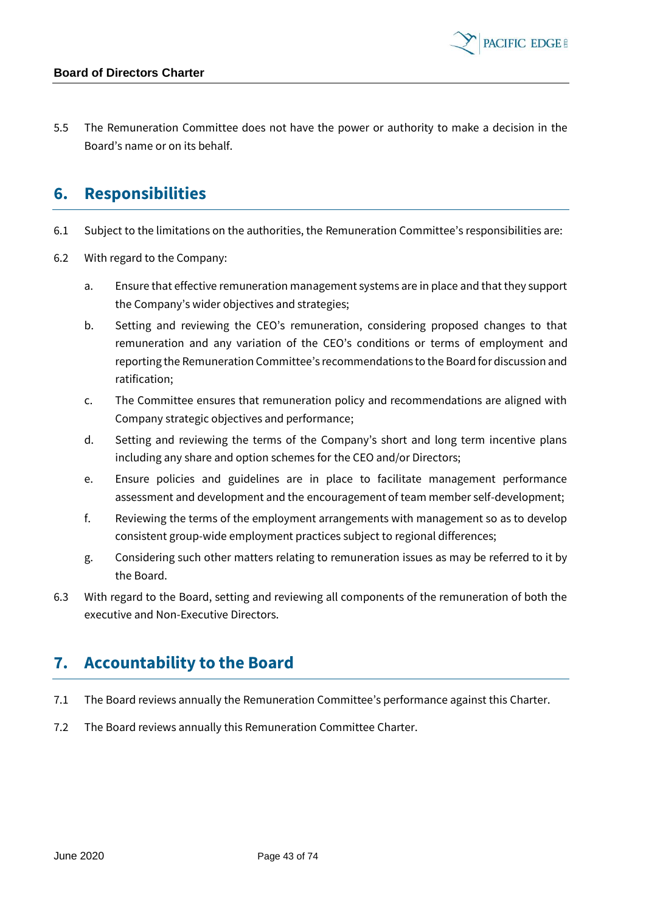5.5 The Remuneration Committee does not have the power or authority to make a decision in the Board's name or on its behalf.

## 6. Responsibilities

6.1 Subject to the limitations on the authorities, the Remuneration Committee's responsibilities are:

6.2 With regard to the Company:

a. Ensure that effective remuneration management systems are in place and that they support the Company's wider objectives and strategies;

b. Setting and reviewing the CEO's remuneration, considering proposed changes to that remuneration and any variation of the CEO's conditions or terms of employment and reporting the Remuneration Committee's recommendations to the Board for discussion and ratification;

c. The Committee ensures that remuneration policy and recommendations are aligned with Company strategic objectives and performance;

d. Setting and reviewing the terms of the Company's short and long term incentive plans including any share and option schemes for the CEO and/or Directors;

e. Ensure policies and guidelines are in place to facilitate management performance assessment and development and the encouragement of team member self-development;

f. Reviewing the terms of the employment arrangements with management so as to develop consistent group-wide employment practices subject to regional differences;

g. Considering such other matters relating to remuneration issues as may be referred to it by the Board.

6.3 With regard to the Board, setting and reviewing all components of the remuneration of both the executive and Non-Executive Directors.

## 7. Accountability to the Board

7.1 The Board reviews annually the Remuneration Committee's performance against this Charter.

7.2 The Board reviews annually this Remuneration Committee Charter.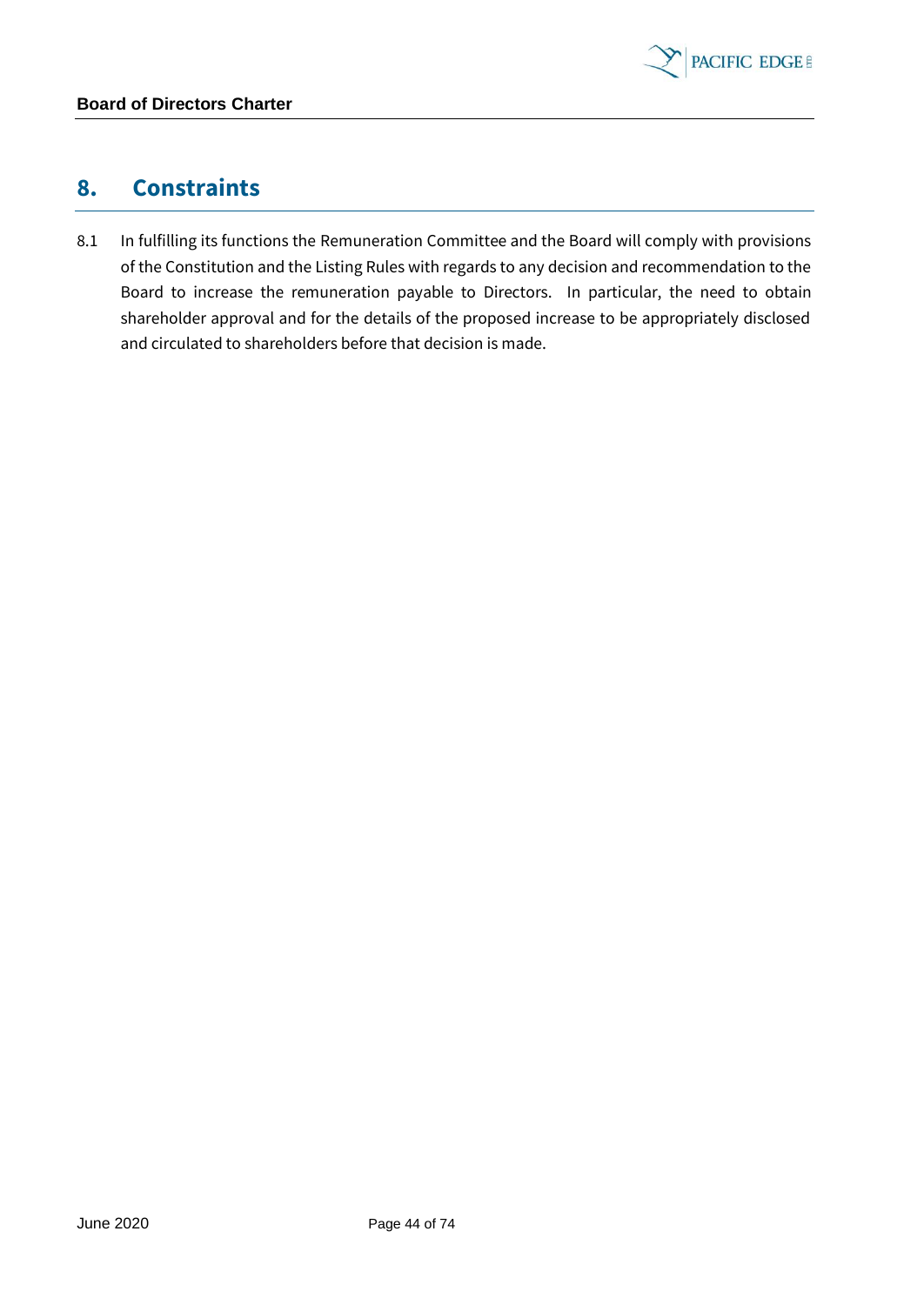## 8. Constraints

8.1 In fulfilling its functions the Remuneration Committee and the Board will comply with provisions of the Constitution and the Listing Rules with regards to any decision and recommendation to the Board to increase the remuneration payable to Directors. In particular, the need to obtain shareholder approval and for the details of the proposed increase to be appropriately disclosed and circulated to shareholders before that decision is made.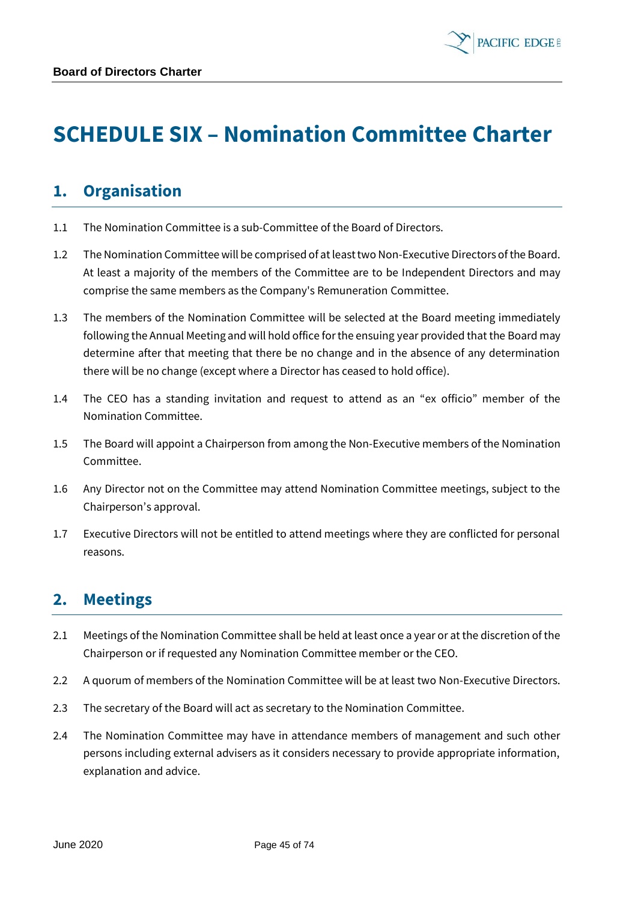# SCHEDULE SIX – Nomination Committee Charter

## 1. Organisation

1.1 The Nomination Committee is a sub-Committee of the Board of Directors.

1.2 The Nomination Committee will be comprised of at least two Non-Executive Directors of the Board. At least a majority of the members of the Committee are to be Independent Directors and may comprise the same members as the Company's Remuneration Committee.

1.3 The members of the Nomination Committee will be selected at the Board meeting immediately following the Annual Meeting and will hold office for the ensuing year provided that the Board may determine after that meeting that there be no change and in the absence of any determination there will be no change (except where a Director has ceased to hold office).

1.4 The CEO has a standing invitation and request to attend as an "ex officio" member of the Nomination Committee.

1.5 The Board will appoint a Chairperson from among the Non-Executive members of the Nomination Committee.

1.6 Any Director not on the Committee may attend Nomination Committee meetings, subject to the Chairperson's approval.

1.7 Executive Directors will not be entitled to attend meetings where they are conflicted for personal reasons.

## 2. Meetings

2.1 Meetings of the Nomination Committee shall be held at least once a year or at the discretion of the Chairperson or if requested any Nomination Committee member or the CEO.

2.2 A quorum of members of the Nomination Committee will be at least two Non-Executive Directors.

2.3 The secretary of the Board will act as secretary to the Nomination Committee.

2.4 The Nomination Committee may have in attendance members of management and such other persons including external advisers as it considers necessary to provide appropriate information, explanation and advice.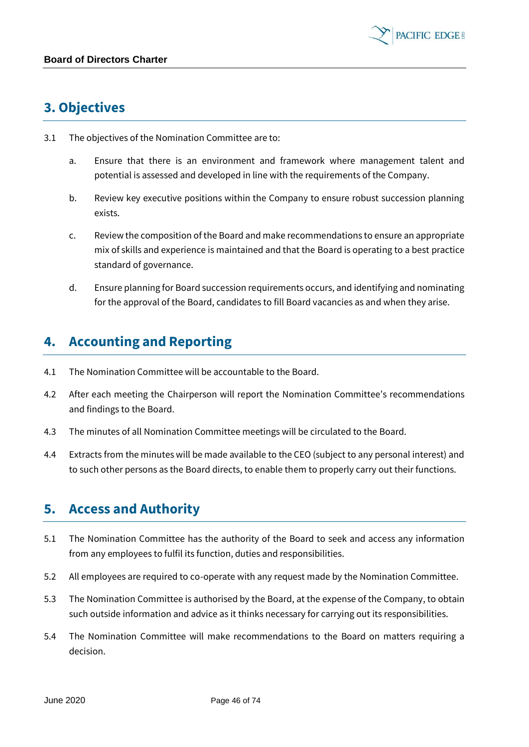## 3. Objectives

3.1 The objectives of the Nomination Committee are to:

a. Ensure that there is an environment and framework where management talent and potential is assessed and developed in line with the requirements of the Company.

b. Review key executive positions within the Company to ensure robust succession planning exists.

c. Review the composition of the Board and make recommendations to ensure an appropriate mix of skills and experience is maintained and that the Board is operating to a best practice standard of governance.

d. Ensure planning for Board succession requirements occurs, and identifying and nominating for the approval of the Board, candidates to fill Board vacancies as and when they arise.

## 4. Accounting and Reporting

4.1 The Nomination Committee will be accountable to the Board.

4.2 After each meeting the Chairperson will report the Nomination Committee's recommendations and findings to the Board.

4.3 The minutes of all Nomination Committee meetings will be circulated to the Board.

4.4 Extracts from the minutes will be made available to the CEO (subject to any personal interest) and to such other persons as the Board directs, to enable them to properly carry out their functions.

## 5. Access and Authority

5.1 The Nomination Committee has the authority of the Board to seek and access any information from any employees to fulfil its function, duties and responsibilities.

5.2 All employees are required to co-operate with any request made by the Nomination Committee.

5.3 The Nomination Committee is authorised by the Board, at the expense of the Company, to obtain such outside information and advice as it thinks necessary for carrying out its responsibilities.

5.4 The Nomination Committee will make recommendations to the Board on matters requiring a decision.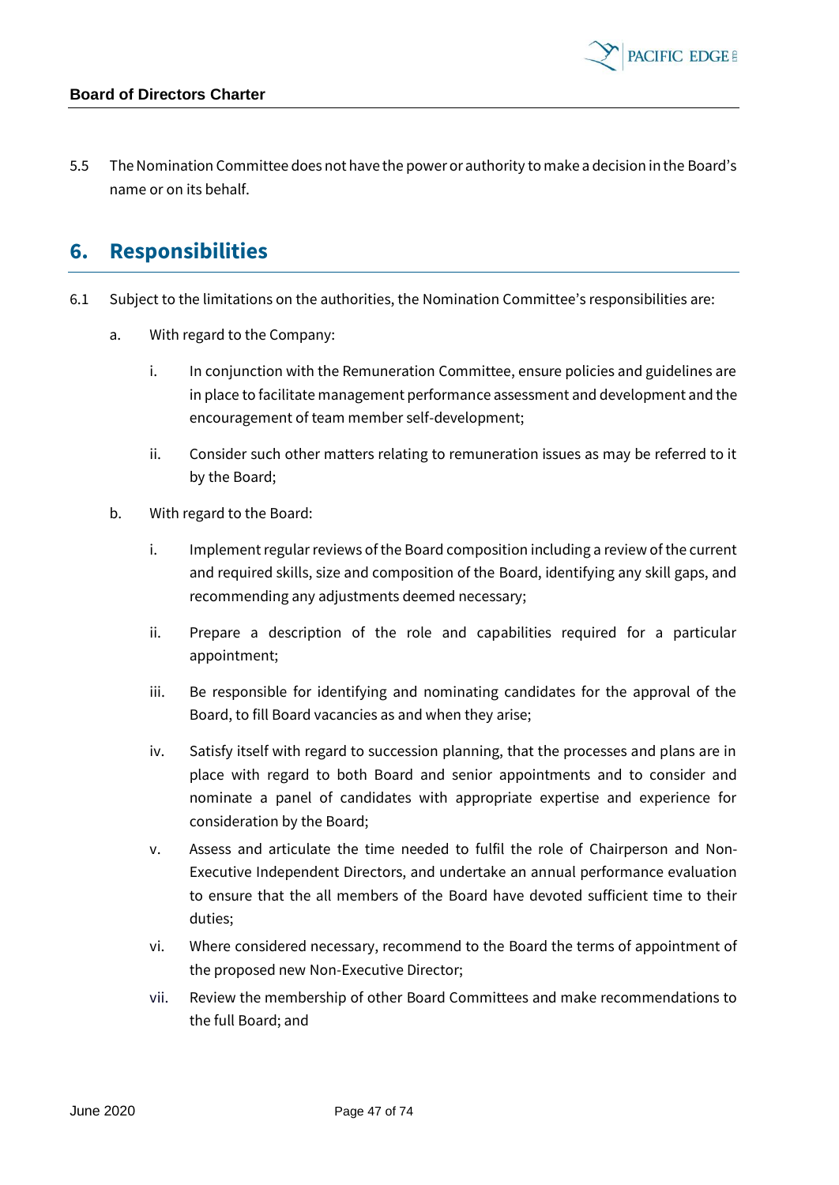5.5 The Nomination Committee does not have the power or authority to make a decision in the Board's name or on its behalf.

## 6. Responsibilities

6.1 Subject to the limitations on the authorities, the Nomination Committee's responsibilities are:

a. With regard to the Company:

i. In conjunction with the Remuneration Committee, ensure policies and guidelines are in place to facilitate management performance assessment and development and the encouragement of team member self-development;

ii. Consider such other matters relating to remuneration issues as may be referred to it by the Board;

b. With regard to the Board:

i. Implement regular reviews of the Board composition including a review of the current and required skills, size and composition of the Board, identifying any skill gaps, and recommending any adjustments deemed necessary;

ii. Prepare a description of the role and capabilities required for a particular appointment;

iii. Be responsible for identifying and nominating candidates for the approval of the Board, to fill Board vacancies as and when they arise;

iv. Satisfy itself with regard to succession planning, that the processes and plans are in place with regard to both Board and senior appointments and to consider and nominate a panel of candidates with appropriate expertise and experience for consideration by the Board;

v. Assess and articulate the time needed to fulfil the role of Chairperson and Non-Executive Independent Directors, and undertake an annual performance evaluation to ensure that the all members of the Board have devoted sufficient time to their duties;

vi. Where considered necessary, recommend to the Board the terms of appointment of the proposed new Non-Executive Director;

vii. Review the membership of other Board Committees and make recommendations to the full Board; and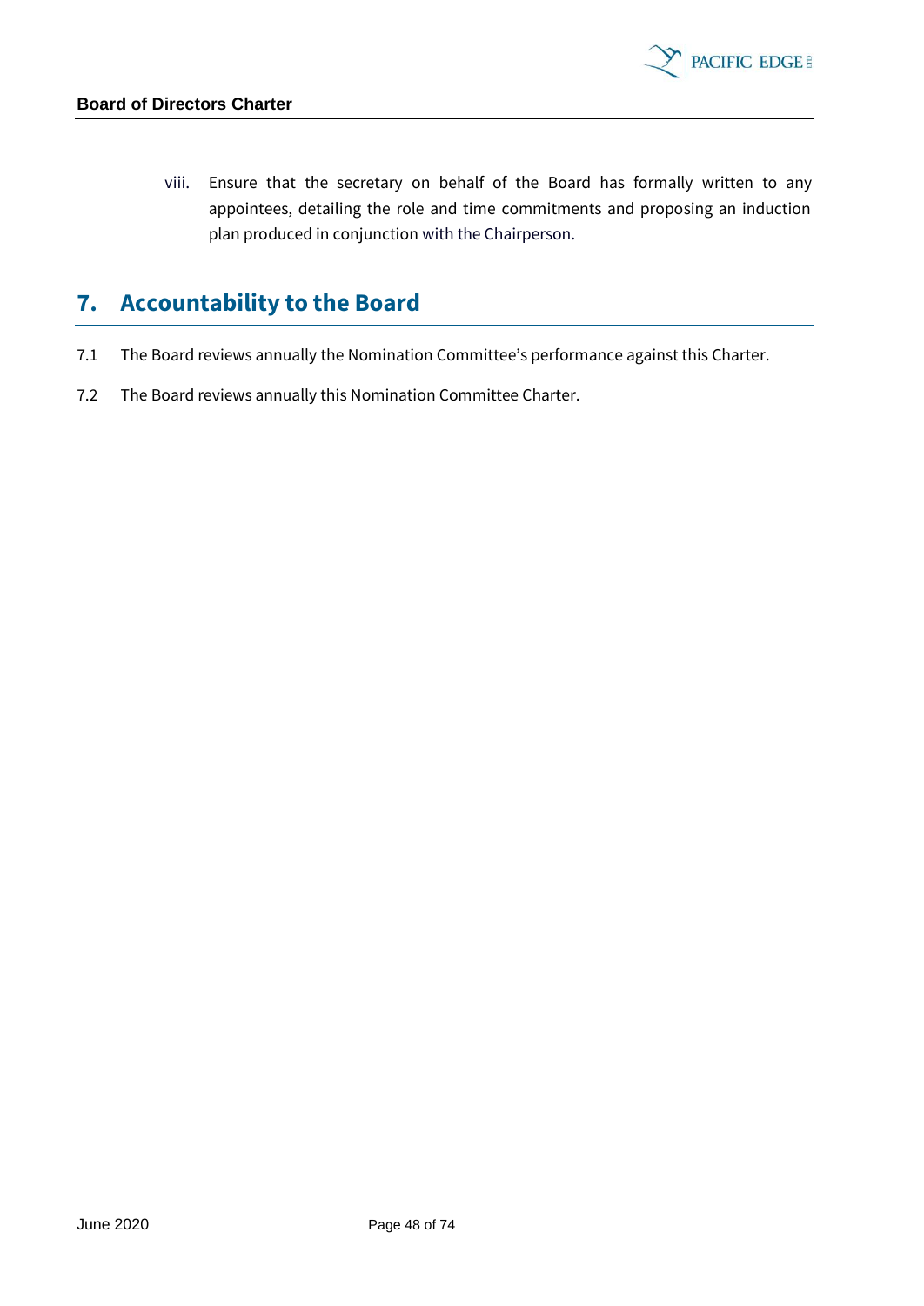viii. Ensure that the secretary on behalf of the Board has formally written to any appointees, detailing the role and time commitments and proposing an induction plan produced in conjunction with the Chairperson.

## 7. Accountability to the Board

7.1 The Board reviews annually the Nomination Committee's performance against this Charter.

7.2 The Board reviews annually this Nomination Committee Charter.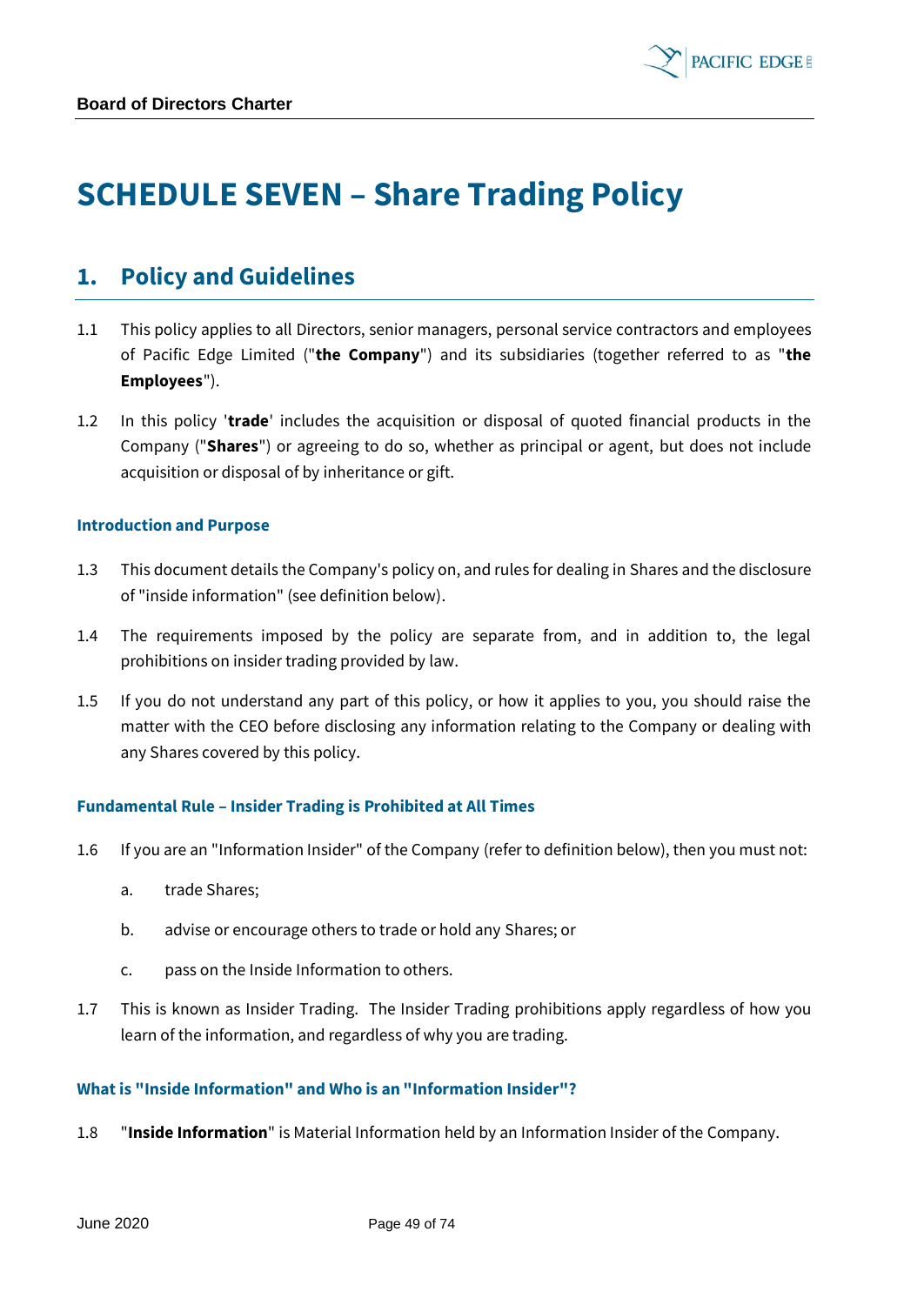# SCHEDULE SEVEN – Share Trading Policy

## 1. Policy and Guidelines

1.1 This policy applies to all Directors, senior managers, personal service contractors and employees of Pacific Edge Limited ("**the Company**") and its subsidiaries (together referred to as "**the Employees**").

1.2 In this policy '**trade**' includes the acquisition or disposal of quoted financial products in the Company ("**Shares**") or agreeing to do so, whether as principal or agent, but does not include acquisition or disposal of by inheritance or gift.

### Introduction and Purpose

1.3 This document details the Company's policy on, and rules for dealing in Shares and the disclosure of "inside information" (see definition below).

1.4 The requirements imposed by the policy are separate from, and in addition to, the legal prohibitions on insider trading provided by law.

1.5 If you do not understand any part of this policy, or how it applies to you, you should raise the matter with the CEO before disclosing any information relating to the Company or dealing with any Shares covered by this policy.

### Fundamental Rule – Insider Trading is Prohibited at All Times

1.6 If you are an "Information Insider" of the Company (refer to definition below), then you must not:

a. trade Shares;

b. advise or encourage others to trade or hold any Shares; or

c. pass on the Inside Information to others.

1.7 This is known as Insider Trading. The Insider Trading prohibitions apply regardless of how you learn of the information, and regardless of why you are trading.

### What is "Inside Information" and Who is an "Information Insider"?

1.8 "**Inside Information**" is Material Information held by an Information Insider of the Company.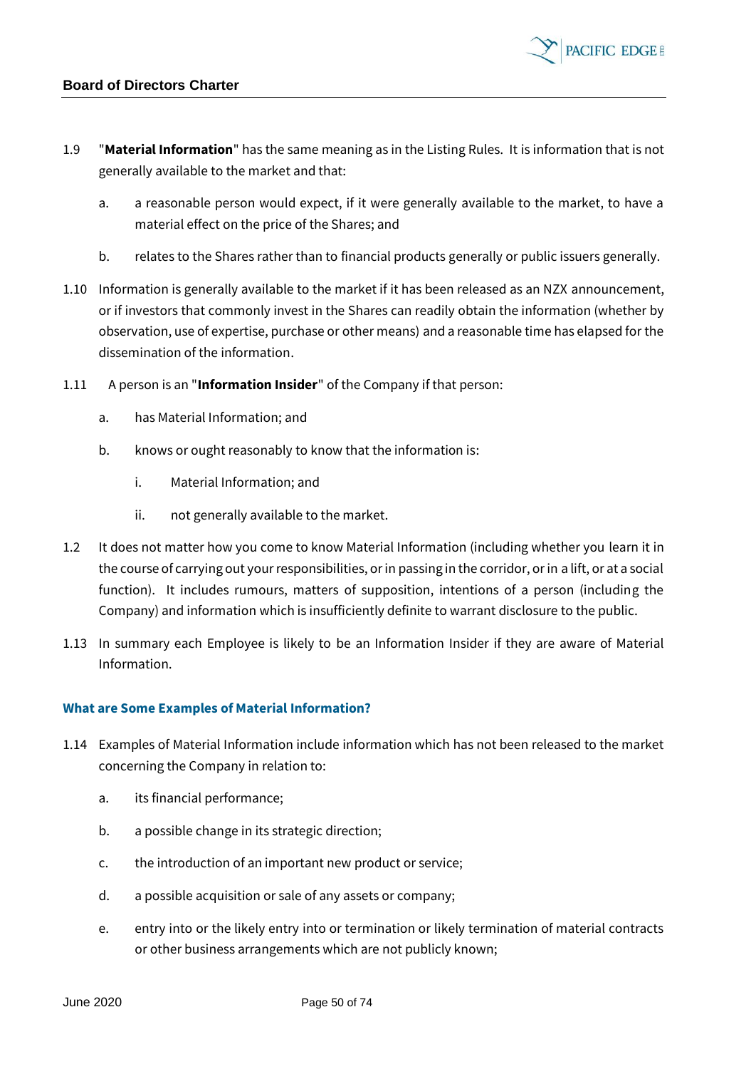1.9 "**Material Information**" has the same meaning as in the Listing Rules. It is information that is not generally available to the market and that:

a. a reasonable person would expect, if it were generally available to the market, to have a material effect on the price of the Shares; and

b. relates to the Shares rather than to financial products generally or public issuers generally.

1.10 Information is generally available to the market if it has been released as an NZX announcement, or if investors that commonly invest in the Shares can readily obtain the information (whether by observation, use of expertise, purchase or other means) and a reasonable time has elapsed for the dissemination of the information.

1.11 A person is an "**Information Insider**" of the Company if that person:

a. has Material Information; and

b. knows or ought reasonably to know that the information is:

i. Material Information; and

ii. not generally available to the market.

1.2 It does not matter how you come to know Material Information (including whether you learn it in the course of carrying out your responsibilities, or in passing in the corridor, or in a lift, or at a social function). It includes rumours, matters of supposition, intentions of a person (including the Company) and information which is insufficiently definite to warrant disclosure to the public.

1.13 In summary each Employee is likely to be an Information Insider if they are aware of Material Information.

### What are Some Examples of Material Information?

1.14 Examples of Material Information include information which has not been released to the market concerning the Company in relation to:

a. its financial performance;

b. a possible change in its strategic direction;

c. the introduction of an important new product or service;

d. a possible acquisition or sale of any assets or company;

e. entry into or the likely entry into or termination or likely termination of material contracts or other business arrangements which are not publicly known;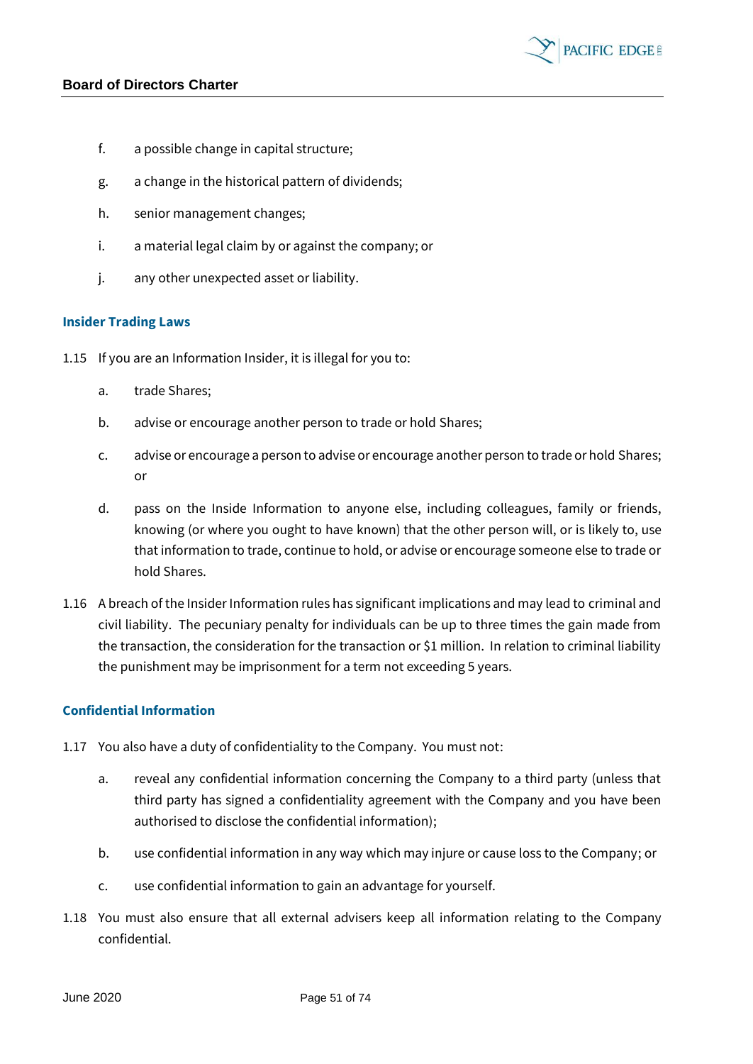f. a possible change in capital structure;

g. a change in the historical pattern of dividends;

h. senior management changes;

i. a material legal claim by or against the company; or

j. any other unexpected asset or liability.

### Insider Trading Laws

1.15 If you are an Information Insider, it is illegal for you to:

a. trade Shares;

b. advise or encourage another person to trade or hold Shares;

c. advise or encourage a person to advise or encourage another person to trade or hold Shares; or

d. pass on the Inside Information to anyone else, including colleagues, family or friends, knowing (or where you ought to have known) that the other person will, or is likely to, use that information to trade, continue to hold, or advise or encourage someone else to trade or hold Shares.

1.16 A breach of the Insider Information rules has significant implications and may lead to criminal and civil liability. The pecuniary penalty for individuals can be up to three times the gain made from the transaction, the consideration for the transaction or $1 million. In relation to criminal liability the punishment may be imprisonment for a term not exceeding 5 years.

### Confidential Information

1.17 You also have a duty of confidentiality to the Company. You must not:

a. reveal any confidential information concerning the Company to a third party (unless that third party has signed a confidentiality agreement with the Company and you have been authorised to disclose the confidential information);

b. use confidential information in any way which may injure or cause loss to the Company; or

c. use confidential information to gain an advantage for yourself.

1.18 You must also ensure that all external advisers keep all information relating to the Company confidential.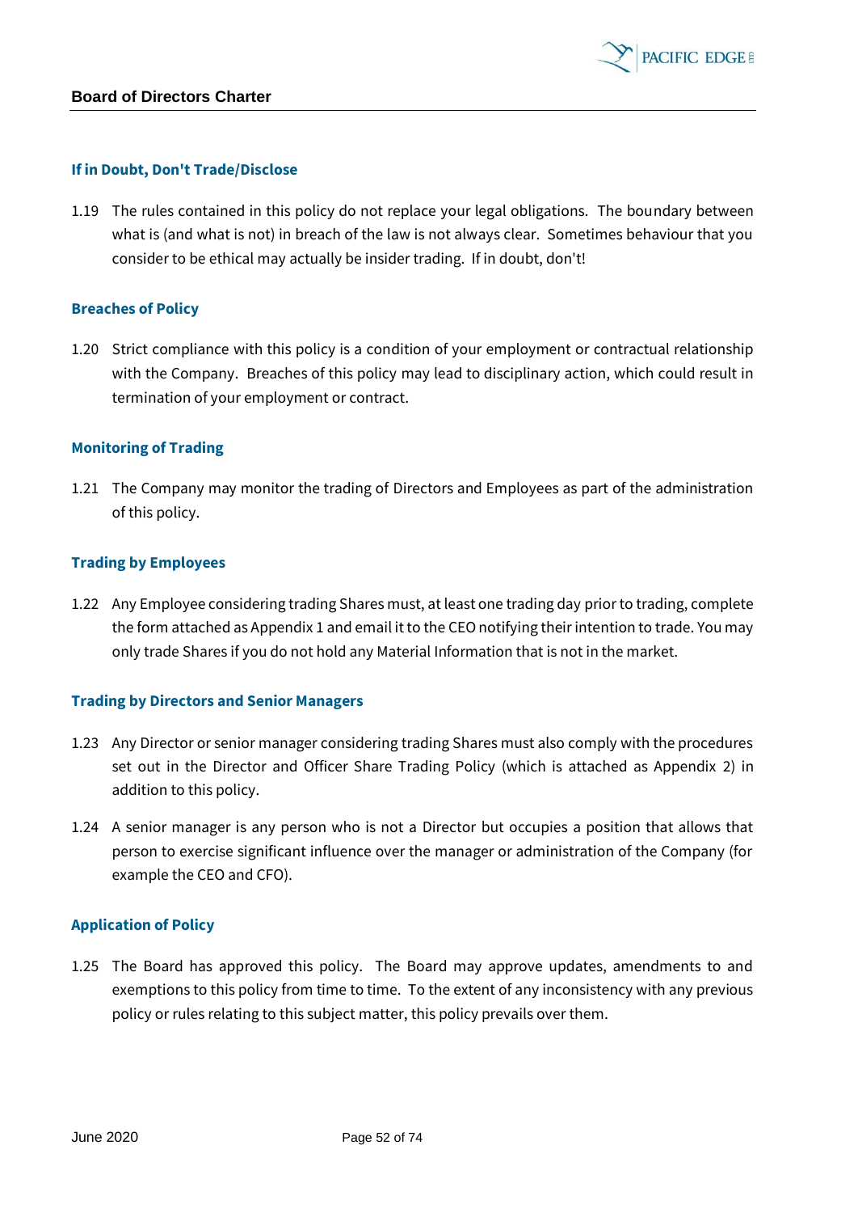### If in Doubt, Don't Trade/Disclose

1.19 The rules contained in this policy do not replace your legal obligations. The boundary between what is (and what is not) in breach of the law is not always clear. Sometimes behaviour that you consider to be ethical may actually be insider trading. If in doubt, don't!

### Breaches of Policy

1.20 Strict compliance with this policy is a condition of your employment or contractual relationship with the Company. Breaches of this policy may lead to disciplinary action, which could result in termination of your employment or contract.

### Monitoring of Trading

1.21 The Company may monitor the trading of Directors and Employees as part of the administration of this policy.

### Trading by Employees

1.22 Any Employee considering trading Shares must, at least one trading day prior to trading, complete the form attached as Appendix 1 and email it to the CEO notifying their intention to trade. You may only trade Shares if you do not hold any Material Information that is not in the market.

### Trading by Directors and Senior Managers

1.23 Any Director or senior manager considering trading Shares must also comply with the procedures set out in the Director and Officer Share Trading Policy (which is attached as Appendix 2) in addition to this policy.

1.24 A senior manager is any person who is not a Director but occupies a position that allows that person to exercise significant influence over the manager or administration of the Company (for example the CEO and CFO).

### Application of Policy

1.25 The Board has approved this policy. The Board may approve updates, amendments to and exemptions to this policy from time to time. To the extent of any inconsistency with any previous policy or rules relating to this subject matter, this policy prevails over them.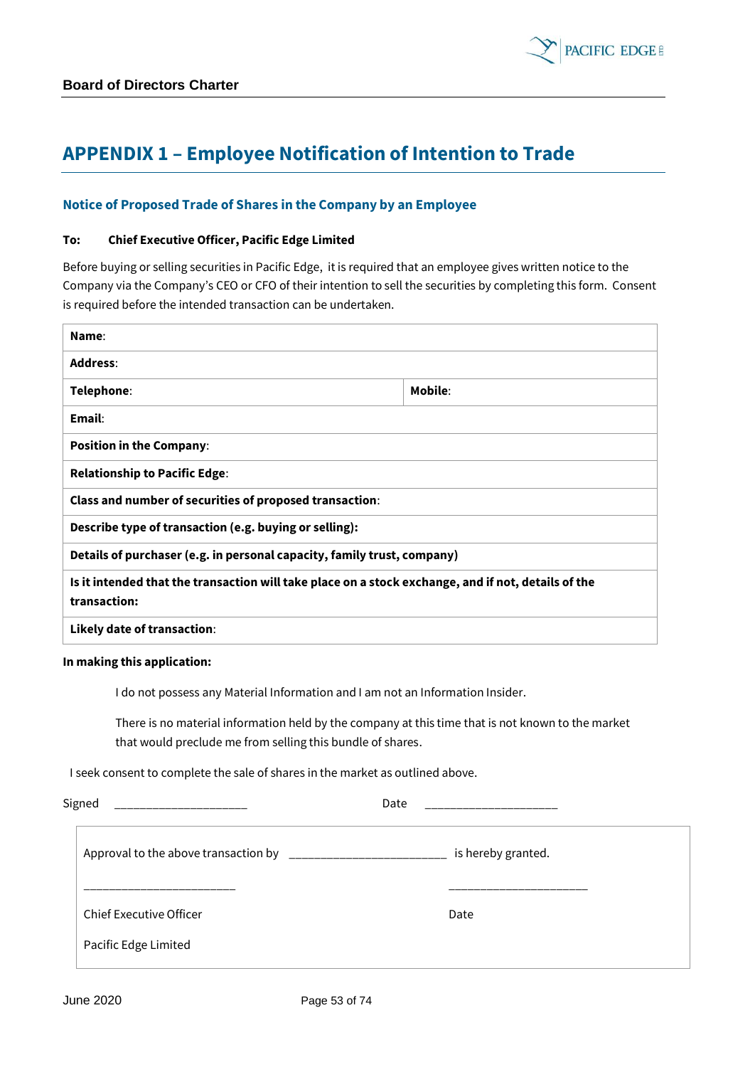# APPENDIX 1 – Employee Notification of Intention to Trade

### Notice of Proposed Trade of Shares in the Company by an Employee

**To: Chief Executive Officer, Pacific Edge Limited**

Before buying or selling securities in Pacific Edge, it is required that an employee gives written notice to the Company via the Company's CEO or CFO of their intention to sell the securities by completing this form. Consent is required before the intended transaction can be undertaken.

| | |
|---|---|
| **Name**: | |
| **Address**: | |
| **Telephone**: | **Mobile**: |
| **Email**: | |
| **Position in the Company**: | |
| **Relationship to Pacific Edge**: | |
| **Class and number of securities of proposed transaction**: | |
| **Describe type of transaction (e.g. buying or selling):** | |
| **Details of purchaser (e.g. in personal capacity, family trust, company)** | |
| **Is it intended that the transaction will take place on a stock exchange, and if not, details of the transaction:** | |
| **Likely date of transaction**: | |

**In making this application:**

I do not possess any Material Information and I am not an Information Insider.

There is no material information held by the company at this time that is not known to the market that would preclude me from selling this bundle of shares.

I seek consent to complete the sale of shares in the market as outlined above.

Signed \_\_\_\_\_\_\_\_\_\_\_\_\_\_\_\_\_\_\_\_ Date \_\_\_\_\_\_\_\_\_\_\_\_\_\_\_\_\_\_\_\_

Approval to the above transaction by \_\_\_\_\_\_\_\_\_\_\_\_\_\_\_\_\_\_\_\_\_\_\_\_ is hereby granted.

\_\_\_\_\_\_\_\_\_\_\_\_\_\_\_\_\_\_\_\_\_\_\_ \_\_\_\_\_\_\_\_\_\_\_\_\_\_\_\_\_\_\_\_\_

Chief Executive Officer Date

Pacific Edge Limited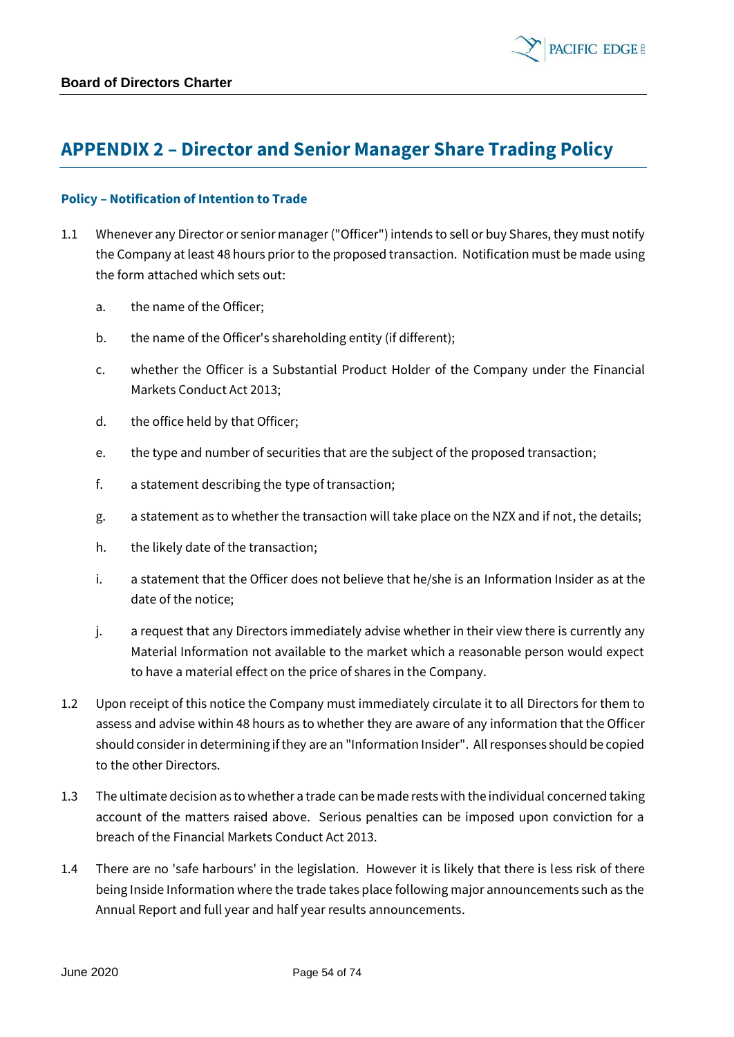# APPENDIX 2 – Director and Senior Manager Share Trading Policy

## Policy – Notification of Intention to Trade

1.1 Whenever any Director or senior manager ("Officer") intends to sell or buy Shares, they must notify the Company at least 48 hours prior to the proposed transaction. Notification must be made using the form attached which sets out:

   a. the name of the Officer;

   b. the name of the Officer's shareholding entity (if different);

   c. whether the Officer is a Substantial Product Holder of the Company under the Financial Markets Conduct Act 2013;

   d. the office held by that Officer;

   e. the type and number of securities that are the subject of the proposed transaction;

   f. a statement describing the type of transaction;

   g. a statement as to whether the transaction will take place on the NZX and if not, the details;

   h. the likely date of the transaction;

   i. a statement that the Officer does not believe that he/she is an Information Insider as at the date of the notice;

   j. a request that any Directors immediately advise whether in their view there is currently any Material Information not available to the market which a reasonable person would expect to have a material effect on the price of shares in the Company.

1.2 Upon receipt of this notice the Company must immediately circulate it to all Directors for them to assess and advise within 48 hours as to whether they are aware of any information that the Officer should consider in determining if they are an "Information Insider". All responses should be copied to the other Directors.

1.3 The ultimate decision as to whether a trade can be made rests with the individual concerned taking account of the matters raised above. Serious penalties can be imposed upon conviction for a breach of the Financial Markets Conduct Act 2013.

1.4 There are no 'safe harbours' in the legislation. However it is likely that there is less risk of there being Inside Information where the trade takes place following major announcements such as the Annual Report and full year and half year results announcements.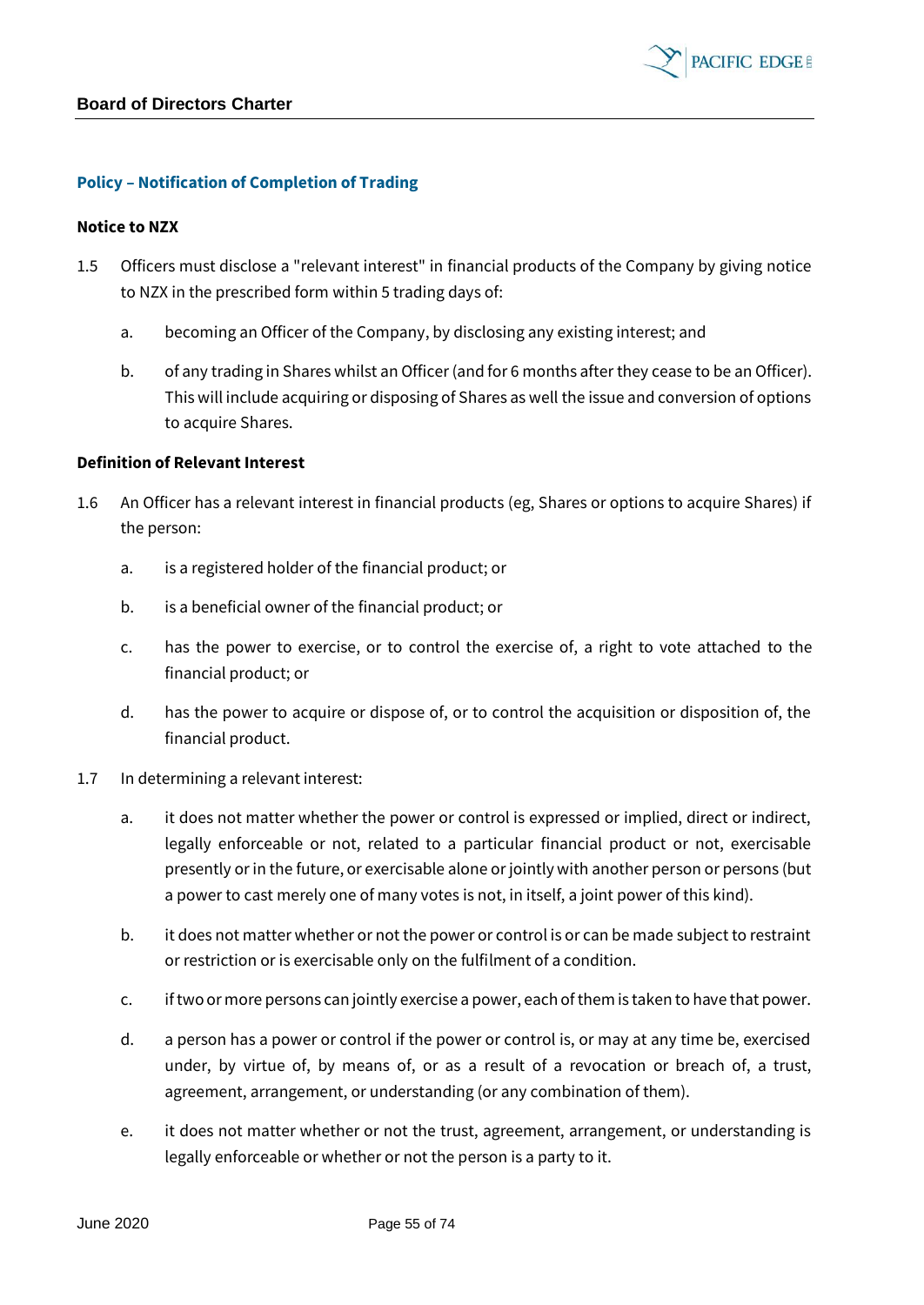## Policy – Notification of Completion of Trading

**Notice to NZX**

1.5 Officers must disclose a "relevant interest" in financial products of the Company by giving notice to NZX in the prescribed form within 5 trading days of:

   a. becoming an Officer of the Company, by disclosing any existing interest; and

   b. of any trading in Shares whilst an Officer (and for 6 months after they cease to be an Officer). This will include acquiring or disposing of Shares as well the issue and conversion of options to acquire Shares.

**Definition of Relevant Interest**

1.6 An Officer has a relevant interest in financial products (eg, Shares or options to acquire Shares) if the person:

   a. is a registered holder of the financial product; or

   b. is a beneficial owner of the financial product; or

   c. has the power to exercise, or to control the exercise of, a right to vote attached to the financial product; or

   d. has the power to acquire or dispose of, or to control the acquisition or disposition of, the financial product.

1.7 In determining a relevant interest:

   a. it does not matter whether the power or control is expressed or implied, direct or indirect, legally enforceable or not, related to a particular financial product or not, exercisable presently or in the future, or exercisable alone or jointly with another person or persons (but a power to cast merely one of many votes is not, in itself, a joint power of this kind).

   b. it does not matter whether or not the power or control is or can be made subject to restraint or restriction or is exercisable only on the fulfilment of a condition.

   c. if two or more persons can jointly exercise a power, each of them is taken to have that power.

   d. a person has a power or control if the power or control is, or may at any time be, exercised under, by virtue of, by means of, or as a result of a revocation or breach of, a trust, agreement, arrangement, or understanding (or any combination of them).

   e. it does not matter whether or not the trust, agreement, arrangement, or understanding is legally enforceable or whether or not the person is a party to it.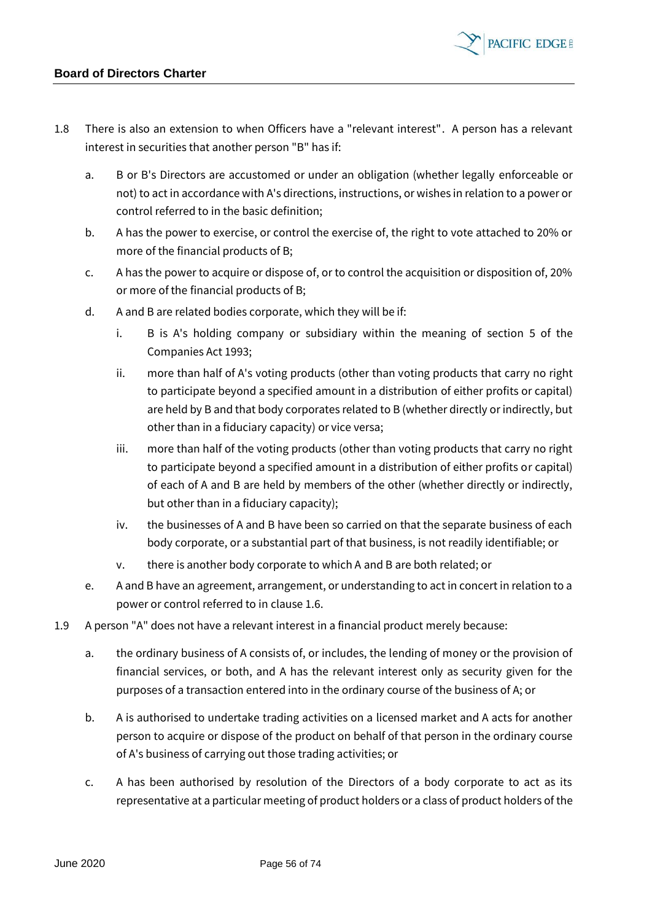1.8 There is also an extension to when Officers have a "relevant interest". A person has a relevant interest in securities that another person "B" has if:

   a. B or B's Directors are accustomed or under an obligation (whether legally enforceable or not) to act in accordance with A's directions, instructions, or wishes in relation to a power or control referred to in the basic definition;

   b. A has the power to exercise, or control the exercise of, the right to vote attached to 20% or more of the financial products of B;

   c. A has the power to acquire or dispose of, or to control the acquisition or disposition of, 20% or more of the financial products of B;

   d. A and B are related bodies corporate, which they will be if:

      i. B is A's holding company or subsidiary within the meaning of section 5 of the Companies Act 1993;

      ii. more than half of A's voting products (other than voting products that carry no right to participate beyond a specified amount in a distribution of either profits or capital) are held by B and that body corporates related to B (whether directly or indirectly, but other than in a fiduciary capacity) or vice versa;

      iii. more than half of the voting products (other than voting products that carry no right to participate beyond a specified amount in a distribution of either profits or capital) of each of A and B are held by members of the other (whether directly or indirectly, but other than in a fiduciary capacity);

      iv. the businesses of A and B have been so carried on that the separate business of each body corporate, or a substantial part of that business, is not readily identifiable; or

      v. there is another body corporate to which A and B are both related; or

   e. A and B have an agreement, arrangement, or understanding to act in concert in relation to a power or control referred to in clause 1.6.

1.9 A person "A" does not have a relevant interest in a financial product merely because:

   a. the ordinary business of A consists of, or includes, the lending of money or the provision of financial services, or both, and A has the relevant interest only as security given for the purposes of a transaction entered into in the ordinary course of the business of A; or

   b. A is authorised to undertake trading activities on a licensed market and A acts for another person to acquire or dispose of the product on behalf of that person in the ordinary course of A's business of carrying out those trading activities; or

   c. A has been authorised by resolution of the Directors of a body corporate to act as its representative at a particular meeting of product holders or a class of product holders of the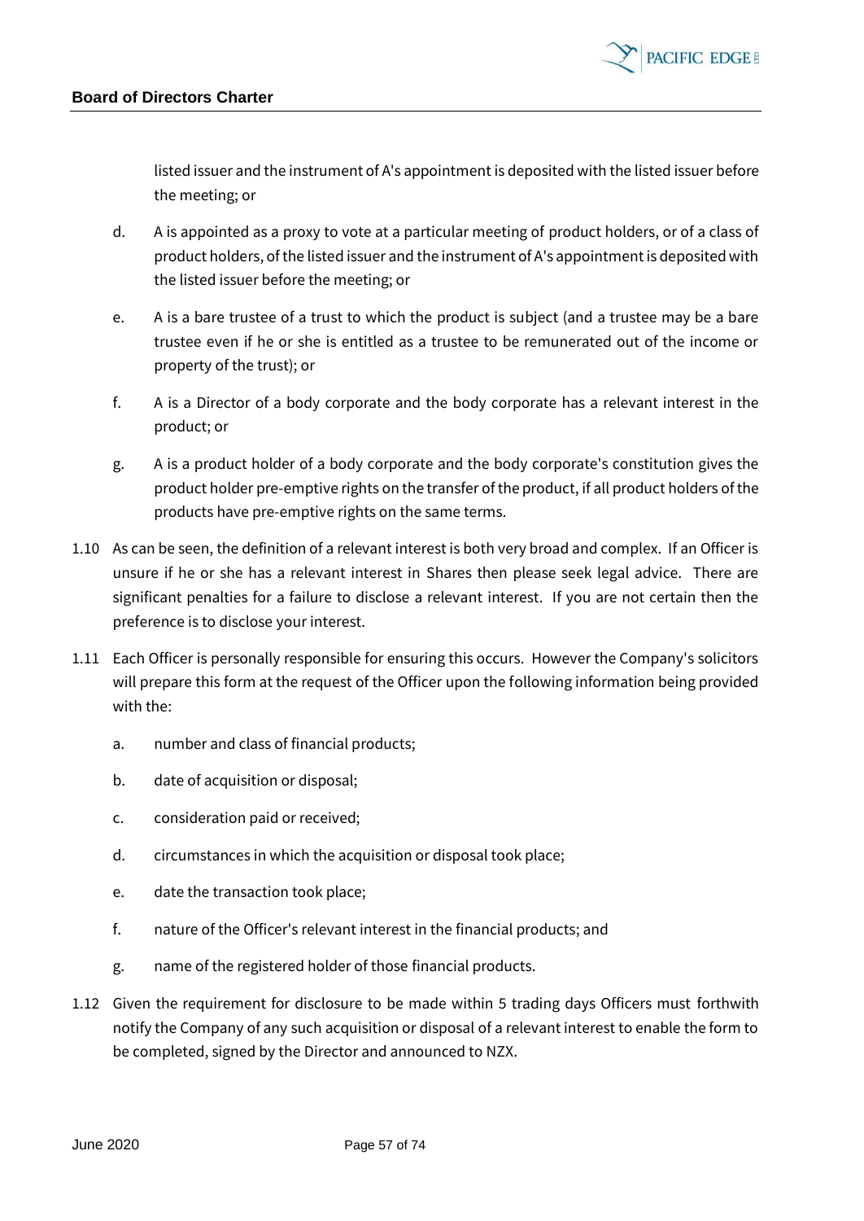listed issuer and the instrument of A's appointment is deposited with the listed issuer before the meeting; or

d. A is appointed as a proxy to vote at a particular meeting of product holders, or of a class of product holders, of the listed issuer and the instrument of A's appointment is deposited with the listed issuer before the meeting; or

e. A is a bare trustee of a trust to which the product is subject (and a trustee may be a bare trustee even if he or she is entitled as a trustee to be remunerated out of the income or property of the trust); or

f. A is a Director of a body corporate and the body corporate has a relevant interest in the product; or

g. A is a product holder of a body corporate and the body corporate's constitution gives the product holder pre-emptive rights on the transfer of the product, if all product holders of the products have pre-emptive rights on the same terms.

1.10 As can be seen, the definition of a relevant interest is both very broad and complex. If an Officer is unsure if he or she has a relevant interest in Shares then please seek legal advice. There are significant penalties for a failure to disclose a relevant interest. If you are not certain then the preference is to disclose your interest.

1.11 Each Officer is personally responsible for ensuring this occurs. However the Company's solicitors will prepare this form at the request of the Officer upon the following information being provided with the:

a. number and class of financial products;

b. date of acquisition or disposal;

c. consideration paid or received;

d. circumstances in which the acquisition or disposal took place;

e. date the transaction took place;

f. nature of the Officer's relevant interest in the financial products; and

g. name of the registered holder of those financial products.

1.12 Given the requirement for disclosure to be made within 5 trading days Officers must forthwith notify the Company of any such acquisition or disposal of a relevant interest to enable the form to be completed, signed by the Director and announced to NZX.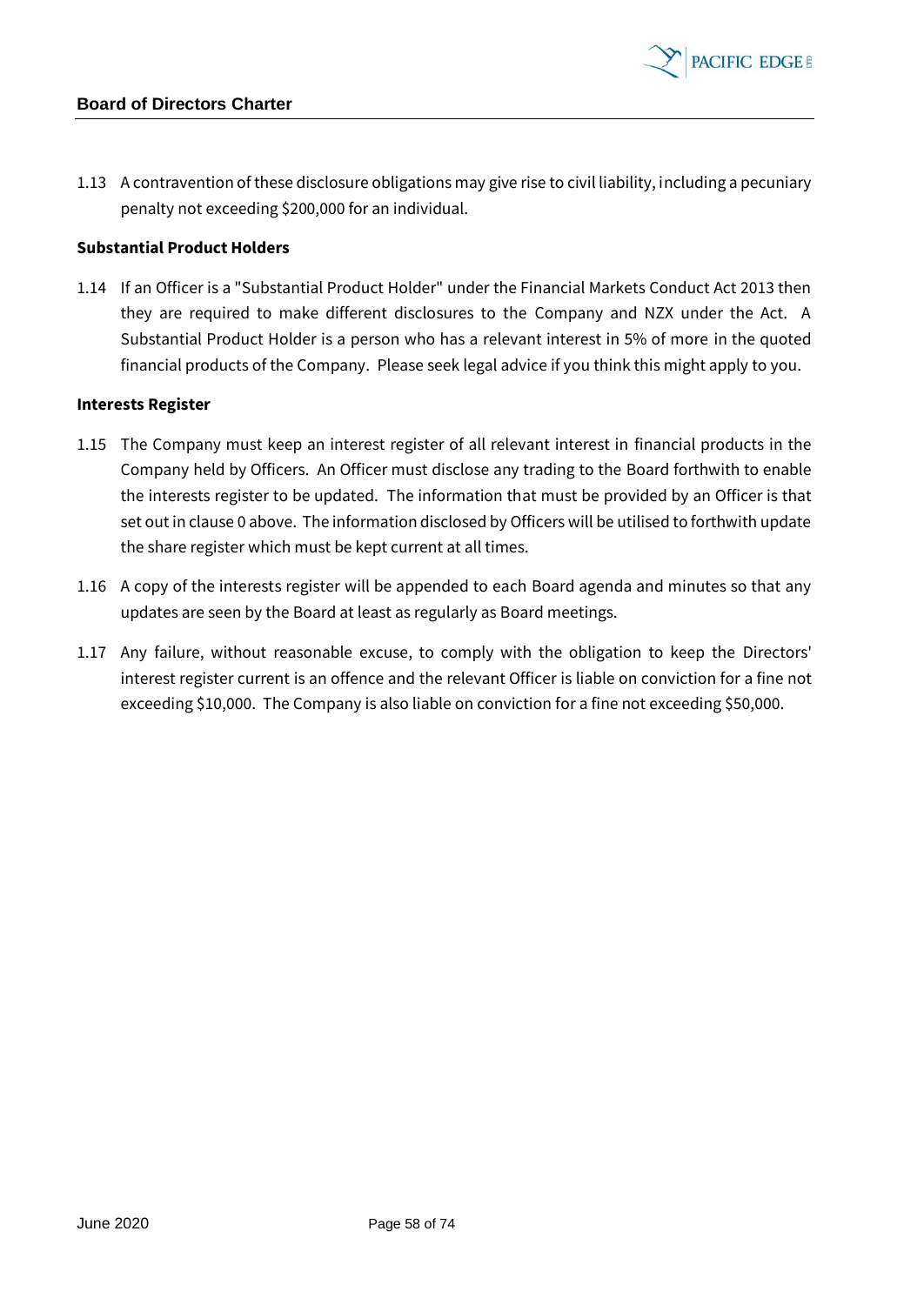1.13 A contravention of these disclosure obligations may give rise to civil liability, including a pecuniary penalty not exceeding $200,000 for an individual.

**Substantial Product Holders**

1.14 If an Officer is a "Substantial Product Holder" under the Financial Markets Conduct Act 2013 then they are required to make different disclosures to the Company and NZX under the Act. A Substantial Product Holder is a person who has a relevant interest in 5% of more in the quoted financial products of the Company. Please seek legal advice if you think this might apply to you.

**Interests Register**

1.15 The Company must keep an interest register of all relevant interest in financial products in the Company held by Officers. An Officer must disclose any trading to the Board forthwith to enable the interests register to be updated. The information that must be provided by an Officer is that set out in clause 0 above. The information disclosed by Officers will be utilised to forthwith update the share register which must be kept current at all times.

1.16 A copy of the interests register will be appended to each Board agenda and minutes so that any updates are seen by the Board at least as regularly as Board meetings.

1.17 Any failure, without reasonable excuse, to comply with the obligation to keep the Directors' interest register current is an offence and the relevant Officer is liable on conviction for a fine not exceeding $10,000. The Company is also liable on conviction for a fine not exceeding $50,000.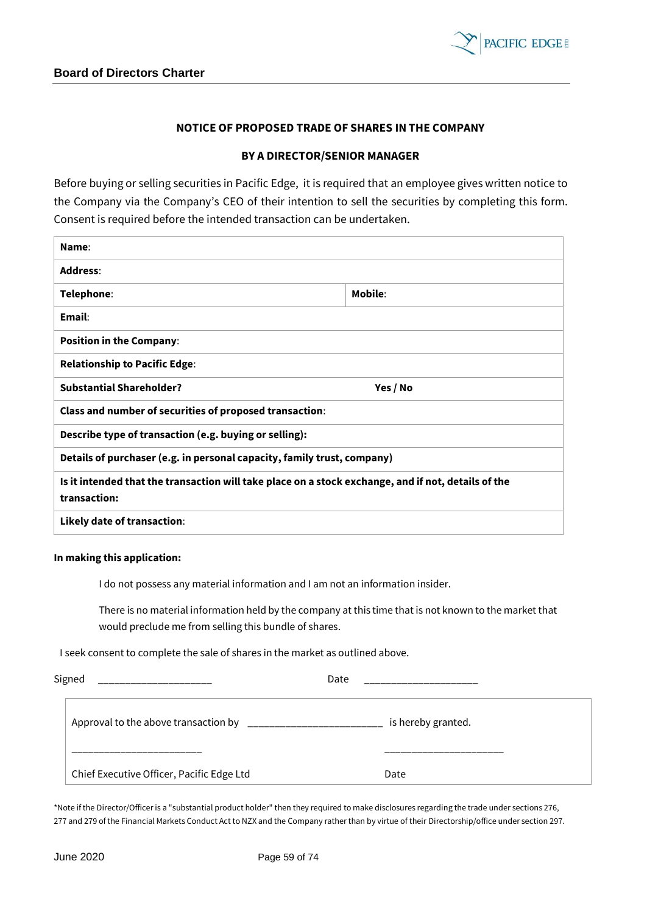## NOTICE OF PROPOSED TRADE OF SHARES IN THE COMPANY

## BY A DIRECTOR/SENIOR MANAGER

Before buying or selling securities in Pacific Edge, it is required that an employee gives written notice to the Company via the Company's CEO of their intention to sell the securities by completing this form. Consent is required before the intended transaction can be undertaken.

| | |
|---|---|
| **Name**: | |
| **Address**: | |
| **Telephone**: | **Mobile**: |
| **Email**: | |
| **Position in the Company**: | |
| **Relationship to Pacific Edge**: | |
| **Substantial Shareholder?** | **Yes / No** |
| **Class and number of securities of proposed transaction**: | |
| **Describe type of transaction (e.g. buying or selling):** | |
| **Details of purchaser (e.g. in personal capacity, family trust, company)** | |
| **Is it intended that the transaction will take place on a stock exchange, and if not, details of the transaction:** | |
| **Likely date of transaction**: | |

**In making this application:**

I do not possess any material information and I am not an information insider.

There is no material information held by the company at this time that is not known to the market that would preclude me from selling this bundle of shares.

I seek consent to complete the sale of shares in the market as outlined above.

Signed ____________________ Date ____________________

| | |
|---|---|
| Approval to the above transaction by ________________________ | is hereby granted. |
| ________________________ | ____________________ |
| Chief Executive Officer, Pacific Edge Ltd | Date |

*Note if the Director/Officer is a "substantial product holder" then they required to make disclosures regarding the trade under sections 276, 277 and 279 of the Financial Markets Conduct Act to NZX and the Company rather than by virtue of their Directorship/office under section 297.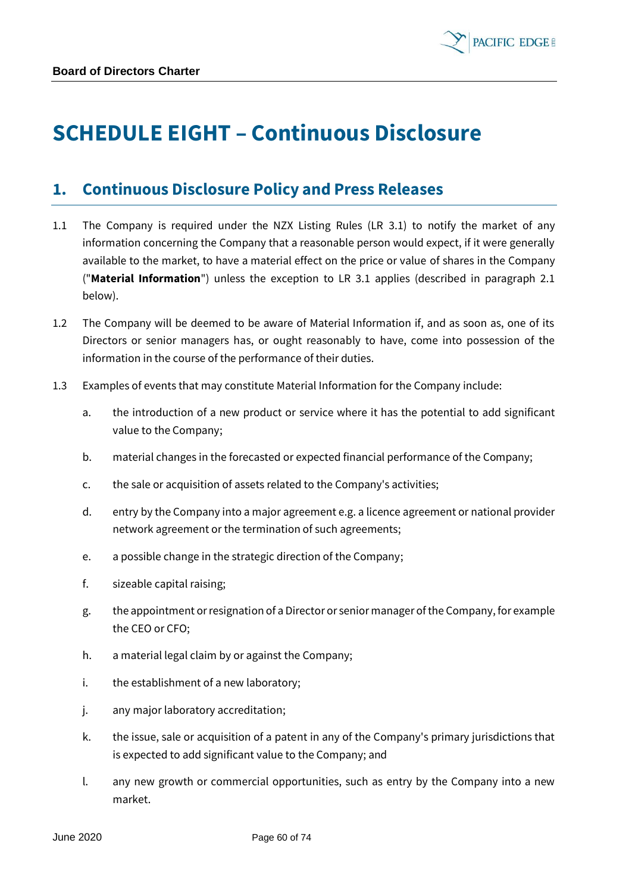# SCHEDULE EIGHT – Continuous Disclosure

## 1. Continuous Disclosure Policy and Press Releases

1.1 The Company is required under the NZX Listing Rules (LR 3.1) to notify the market of any information concerning the Company that a reasonable person would expect, if it were generally available to the market, to have a material effect on the price or value of shares in the Company ("**Material Information**") unless the exception to LR 3.1 applies (described in paragraph 2.1 below).

1.2 The Company will be deemed to be aware of Material Information if, and as soon as, one of its Directors or senior managers has, or ought reasonably to have, come into possession of the information in the course of the performance of their duties.

1.3 Examples of events that may constitute Material Information for the Company include:

a. the introduction of a new product or service where it has the potential to add significant value to the Company;

b. material changes in the forecasted or expected financial performance of the Company;

c. the sale or acquisition of assets related to the Company's activities;

d. entry by the Company into a major agreement e.g. a licence agreement or national provider network agreement or the termination of such agreements;

e. a possible change in the strategic direction of the Company;

f. sizeable capital raising;

g. the appointment or resignation of a Director or senior manager of the Company, for example the CEO or CFO;

h. a material legal claim by or against the Company;

i. the establishment of a new laboratory;

j. any major laboratory accreditation;

k. the issue, sale or acquisition of a patent in any of the Company's primary jurisdictions that is expected to add significant value to the Company; and

l. any new growth or commercial opportunities, such as entry by the Company into a new market.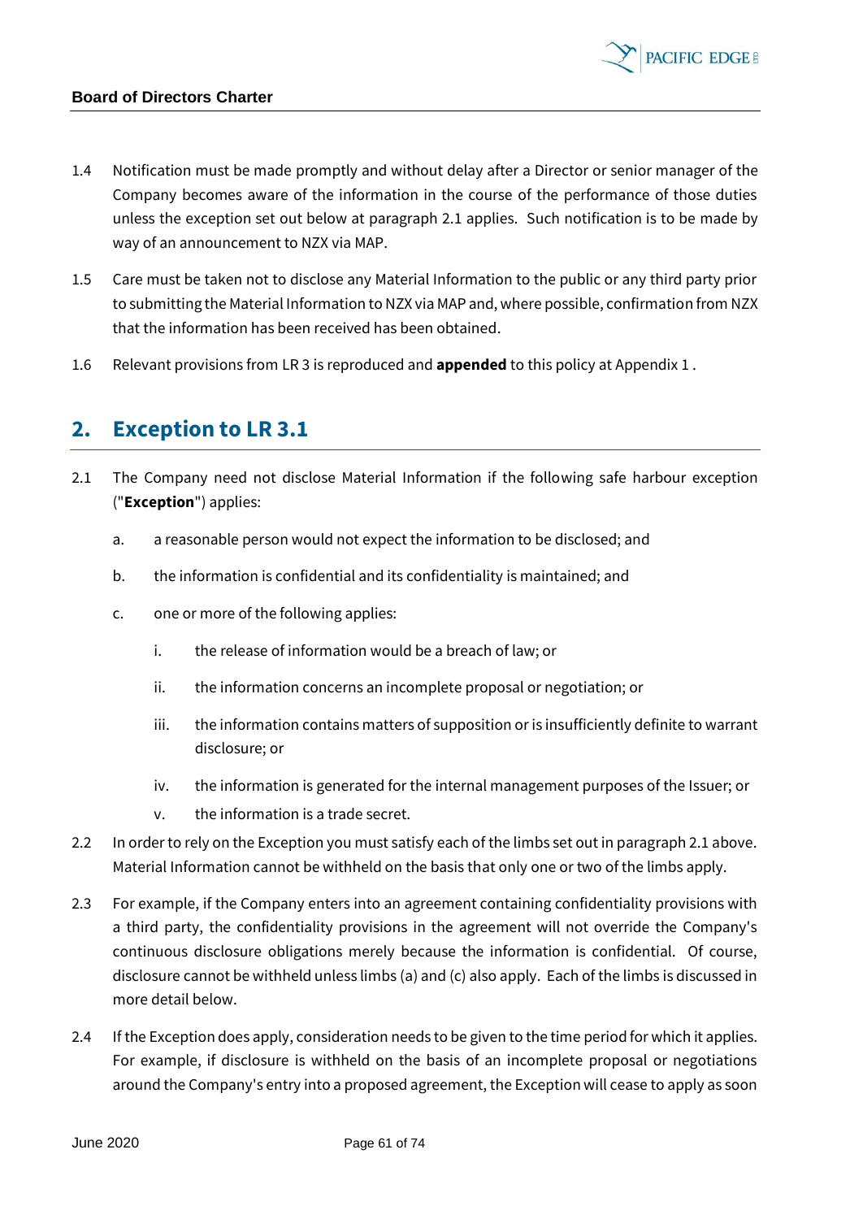1.4 Notification must be made promptly and without delay after a Director or senior manager of the Company becomes aware of the information in the course of the performance of those duties unless the exception set out below at paragraph 2.1 applies. Such notification is to be made by way of an announcement to NZX via MAP.

1.5 Care must be taken not to disclose any Material Information to the public or any third party prior to submitting the Material Information to NZX via MAP and, where possible, confirmation from NZX that the information has been received has been obtained.

1.6 Relevant provisions from LR 3 is reproduced and **appended** to this policy at Appendix 1 .

## 2. Exception to LR 3.1

2.1 The Company need not disclose Material Information if the following safe harbour exception ("**Exception**") applies:

a. a reasonable person would not expect the information to be disclosed; and

b. the information is confidential and its confidentiality is maintained; and

c. one or more of the following applies:

  i. the release of information would be a breach of law; or

  ii. the information concerns an incomplete proposal or negotiation; or

  iii. the information contains matters of supposition or is insufficiently definite to warrant disclosure; or

  iv. the information is generated for the internal management purposes of the Issuer; or

  v. the information is a trade secret.

2.2 In order to rely on the Exception you must satisfy each of the limbs set out in paragraph 2.1 above. Material Information cannot be withheld on the basis that only one or two of the limbs apply.

2.3 For example, if the Company enters into an agreement containing confidentiality provisions with a third party, the confidentiality provisions in the agreement will not override the Company's continuous disclosure obligations merely because the information is confidential. Of course, disclosure cannot be withheld unless limbs (a) and (c) also apply. Each of the limbs is discussed in more detail below.

2.4 If the Exception does apply, consideration needs to be given to the time period for which it applies. For example, if disclosure is withheld on the basis of an incomplete proposal or negotiations around the Company's entry into a proposed agreement, the Exception will cease to apply as soon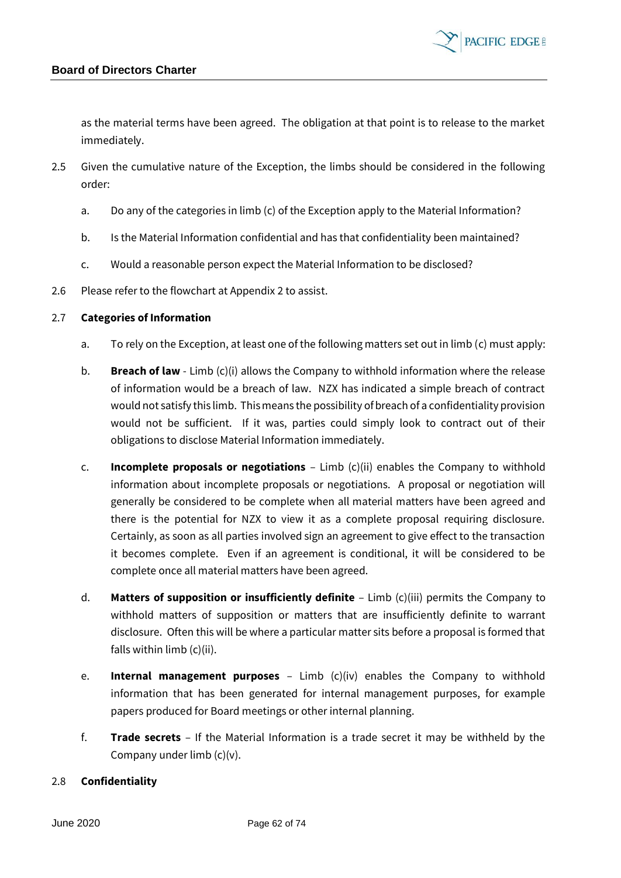as the material terms have been agreed. The obligation at that point is to release to the market immediately.

2.5 Given the cumulative nature of the Exception, the limbs should be considered in the following order:

a. Do any of the categories in limb (c) of the Exception apply to the Material Information?

b. Is the Material Information confidential and has that confidentiality been maintained?

c. Would a reasonable person expect the Material Information to be disclosed?

2.6 Please refer to the flowchart at Appendix 2 to assist.

2.7 **Categories of Information**

a. To rely on the Exception, at least one of the following matters set out in limb (c) must apply:

b. **Breach of law** - Limb (c)(i) allows the Company to withhold information where the release of information would be a breach of law. NZX has indicated a simple breach of contract would not satisfy this limb. This means the possibility of breach of a confidentiality provision would not be sufficient. If it was, parties could simply look to contract out of their obligations to disclose Material Information immediately.

c. **Incomplete proposals or negotiations** – Limb (c)(ii) enables the Company to withhold information about incomplete proposals or negotiations. A proposal or negotiation will generally be considered to be complete when all material matters have been agreed and there is the potential for NZX to view it as a complete proposal requiring disclosure. Certainly, as soon as all parties involved sign an agreement to give effect to the transaction it becomes complete. Even if an agreement is conditional, it will be considered to be complete once all material matters have been agreed.

d. **Matters of supposition or insufficiently definite** – Limb (c)(iii) permits the Company to withhold matters of supposition or matters that are insufficiently definite to warrant disclosure. Often this will be where a particular matter sits before a proposal is formed that falls within limb (c)(ii).

e. **Internal management purposes** – Limb (c)(iv) enables the Company to withhold information that has been generated for internal management purposes, for example papers produced for Board meetings or other internal planning.

f. **Trade secrets** – If the Material Information is a trade secret it may be withheld by the Company under limb (c)(v).

2.8 **Confidentiality**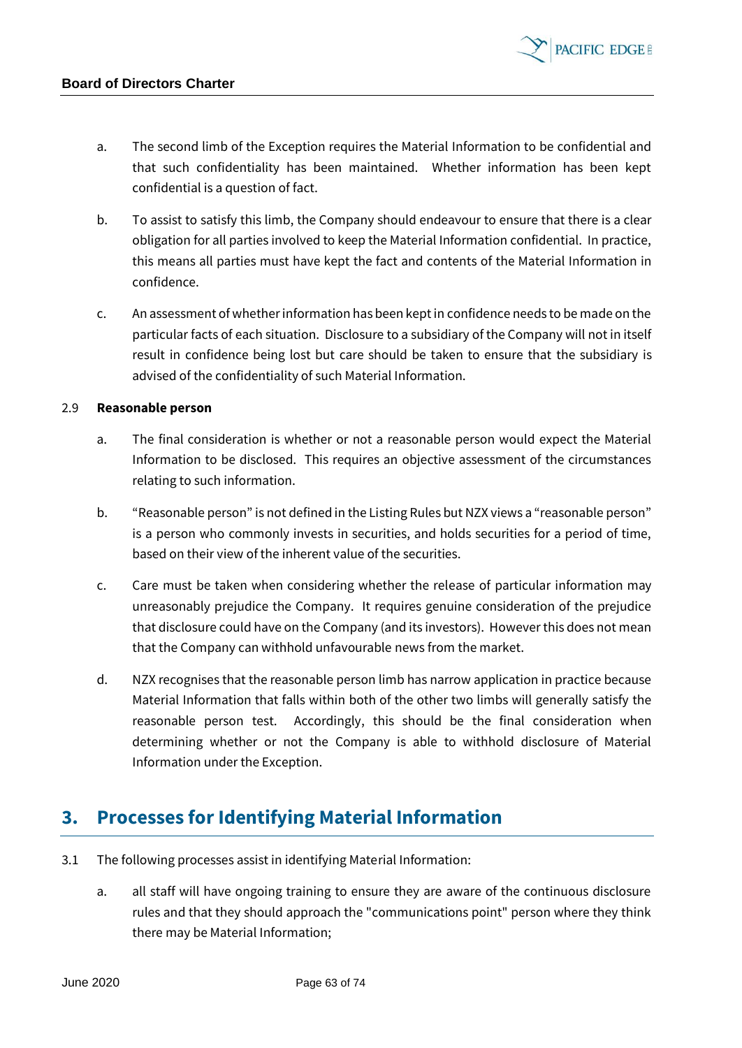a. The second limb of the Exception requires the Material Information to be confidential and that such confidentiality has been maintained. Whether information has been kept confidential is a question of fact.

b. To assist to satisfy this limb, the Company should endeavour to ensure that there is a clear obligation for all parties involved to keep the Material Information confidential. In practice, this means all parties must have kept the fact and contents of the Material Information in confidence.

c. An assessment of whether information has been kept in confidence needs to be made on the particular facts of each situation. Disclosure to a subsidiary of the Company will not in itself result in confidence being lost but care should be taken to ensure that the subsidiary is advised of the confidentiality of such Material Information.

2.9 **Reasonable person**

a. The final consideration is whether or not a reasonable person would expect the Material Information to be disclosed. This requires an objective assessment of the circumstances relating to such information.

b. "Reasonable person" is not defined in the Listing Rules but NZX views a "reasonable person" is a person who commonly invests in securities, and holds securities for a period of time, based on their view of the inherent value of the securities.

c. Care must be taken when considering whether the release of particular information may unreasonably prejudice the Company. It requires genuine consideration of the prejudice that disclosure could have on the Company (and its investors). However this does not mean that the Company can withhold unfavourable news from the market.

d. NZX recognises that the reasonable person limb has narrow application in practice because Material Information that falls within both of the other two limbs will generally satisfy the reasonable person test. Accordingly, this should be the final consideration when determining whether or not the Company is able to withhold disclosure of Material Information under the Exception.

## 3. Processes for Identifying Material Information

3.1 The following processes assist in identifying Material Information:

a. all staff will have ongoing training to ensure they are aware of the continuous disclosure rules and that they should approach the "communications point" person where they think there may be Material Information;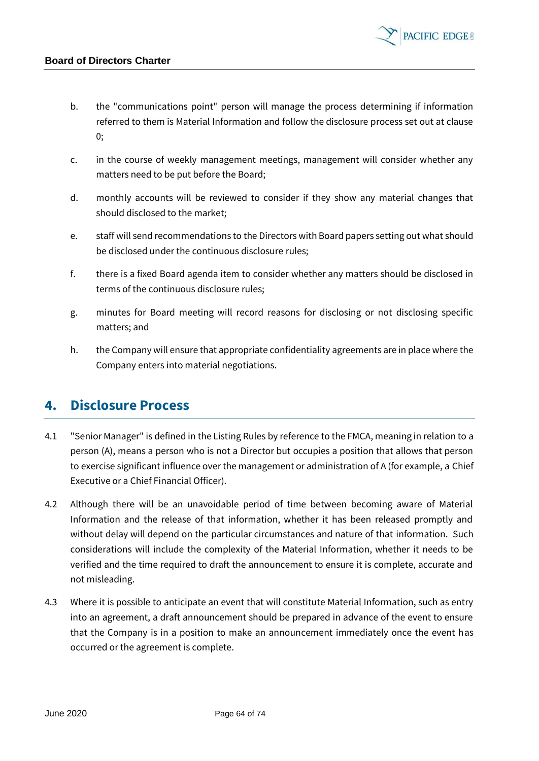b. the "communications point" person will manage the process determining if information referred to them is Material Information and follow the disclosure process set out at clause 0;

c. in the course of weekly management meetings, management will consider whether any matters need to be put before the Board;

d. monthly accounts will be reviewed to consider if they show any material changes that should disclosed to the market;

e. staff will send recommendations to the Directors with Board papers setting out what should be disclosed under the continuous disclosure rules;

f. there is a fixed Board agenda item to consider whether any matters should be disclosed in terms of the continuous disclosure rules;

g. minutes for Board meeting will record reasons for disclosing or not disclosing specific matters; and

h. the Company will ensure that appropriate confidentiality agreements are in place where the Company enters into material negotiations.

## 4. Disclosure Process

4.1 "Senior Manager" is defined in the Listing Rules by reference to the FMCA, meaning in relation to a person (A), means a person who is not a Director but occupies a position that allows that person to exercise significant influence over the management or administration of A (for example, a Chief Executive or a Chief Financial Officer).

4.2 Although there will be an unavoidable period of time between becoming aware of Material Information and the release of that information, whether it has been released promptly and without delay will depend on the particular circumstances and nature of that information. Such considerations will include the complexity of the Material Information, whether it needs to be verified and the time required to draft the announcement to ensure it is complete, accurate and not misleading.

4.3 Where it is possible to anticipate an event that will constitute Material Information, such as entry into an agreement, a draft announcement should be prepared in advance of the event to ensure that the Company is in a position to make an announcement immediately once the event has occurred or the agreement is complete.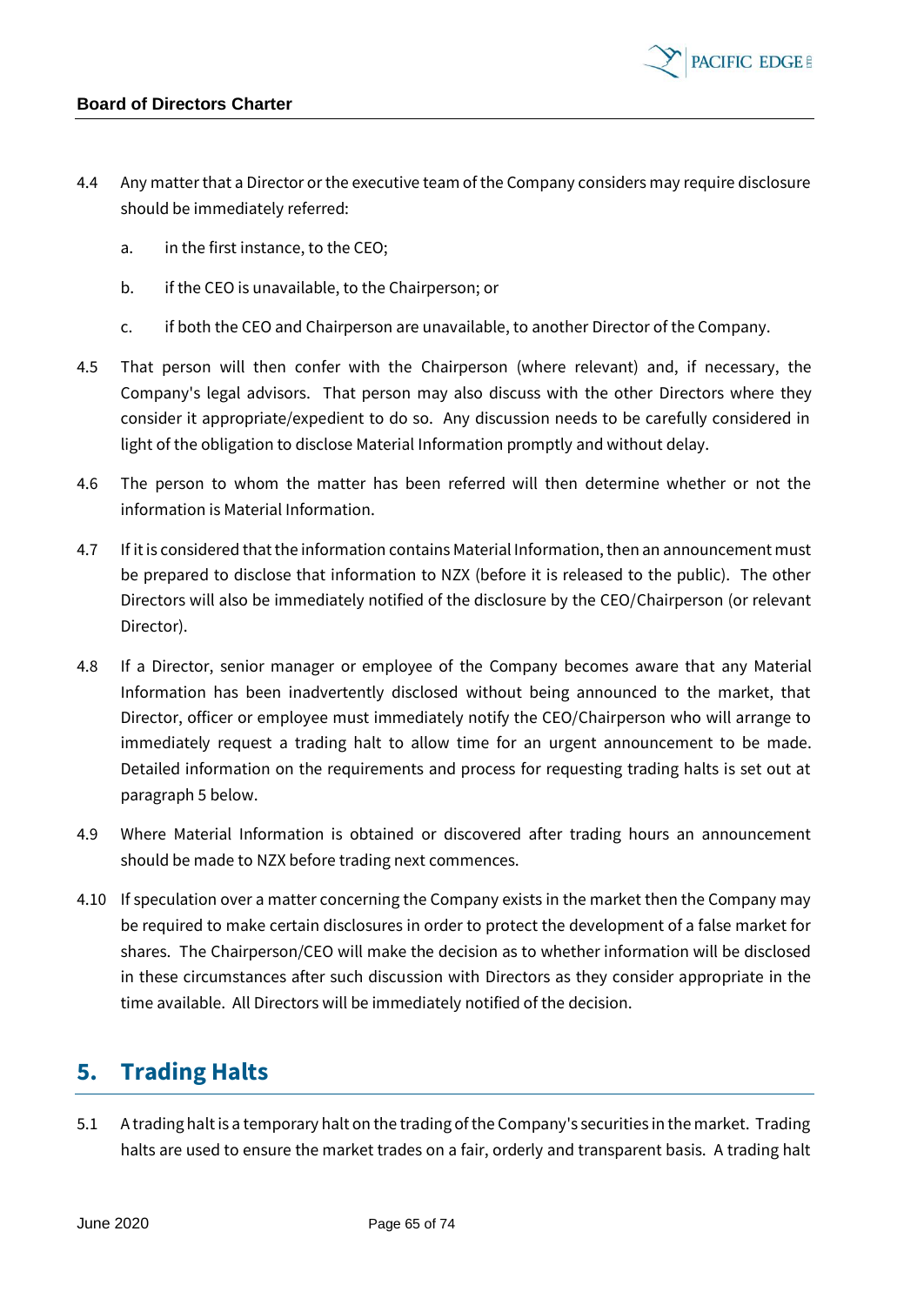4.4 Any matter that a Director or the executive team of the Company considers may require disclosure should be immediately referred:

   a. in the first instance, to the CEO;

   b. if the CEO is unavailable, to the Chairperson; or

   c. if both the CEO and Chairperson are unavailable, to another Director of the Company.

4.5 That person will then confer with the Chairperson (where relevant) and, if necessary, the Company's legal advisors. That person may also discuss with the other Directors where they consider it appropriate/expedient to do so. Any discussion needs to be carefully considered in light of the obligation to disclose Material Information promptly and without delay.

4.6 The person to whom the matter has been referred will then determine whether or not the information is Material Information.

4.7 If it is considered that the information contains Material Information, then an announcement must be prepared to disclose that information to NZX (before it is released to the public). The other Directors will also be immediately notified of the disclosure by the CEO/Chairperson (or relevant Director).

4.8 If a Director, senior manager or employee of the Company becomes aware that any Material Information has been inadvertently disclosed without being announced to the market, that Director, officer or employee must immediately notify the CEO/Chairperson who will arrange to immediately request a trading halt to allow time for an urgent announcement to be made. Detailed information on the requirements and process for requesting trading halts is set out at paragraph 5 below.

4.9 Where Material Information is obtained or discovered after trading hours an announcement should be made to NZX before trading next commences.

4.10 If speculation over a matter concerning the Company exists in the market then the Company may be required to make certain disclosures in order to protect the development of a false market for shares. The Chairperson/CEO will make the decision as to whether information will be disclosed in these circumstances after such discussion with Directors as they consider appropriate in the time available. All Directors will be immediately notified of the decision.

## 5. Trading Halts

5.1 A trading halt is a temporary halt on the trading of the Company's securities in the market. Trading halts are used to ensure the market trades on a fair, orderly and transparent basis. A trading halt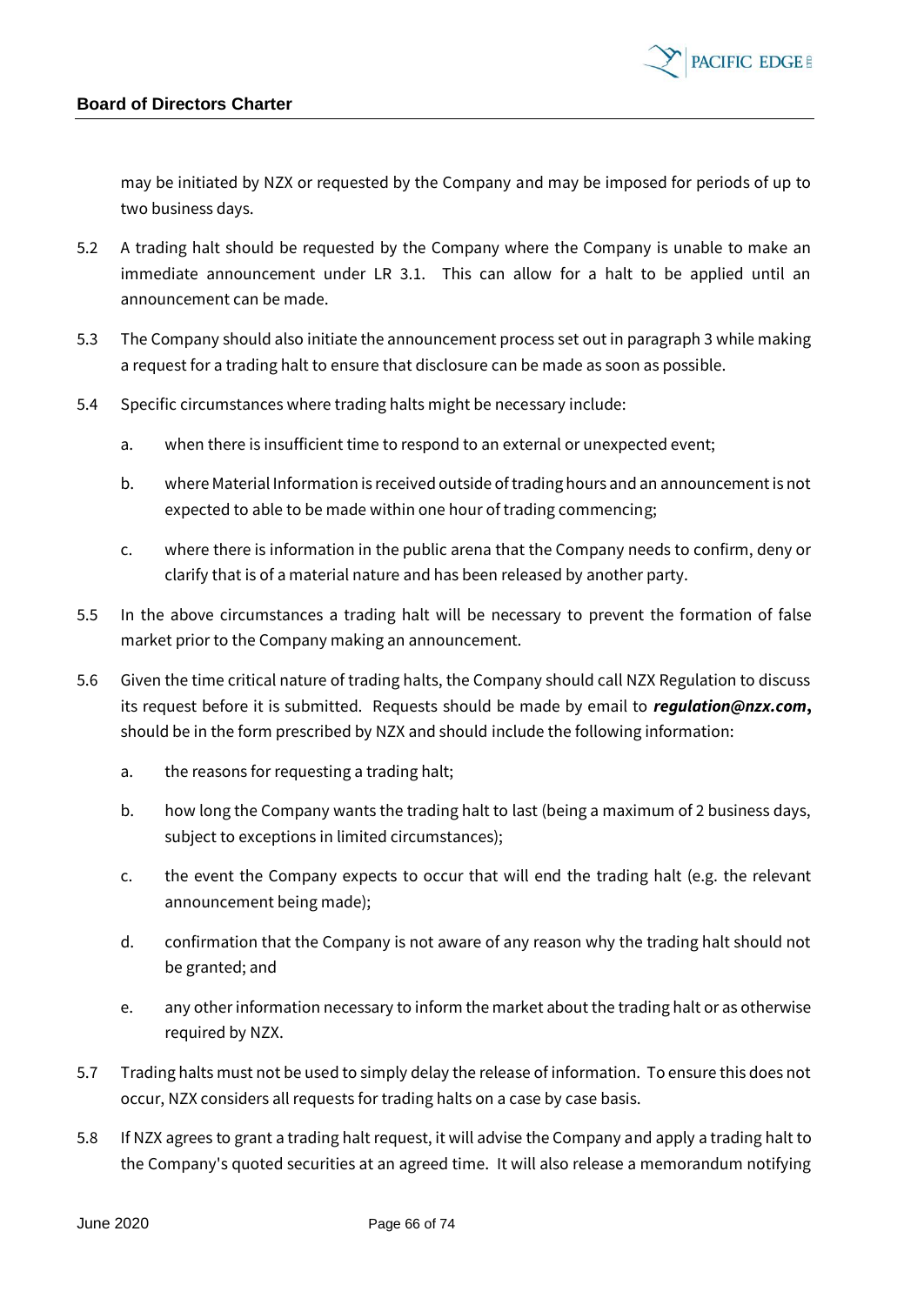may be initiated by NZX or requested by the Company and may be imposed for periods of up to two business days.

5.2 A trading halt should be requested by the Company where the Company is unable to make an immediate announcement under LR 3.1. This can allow for a halt to be applied until an announcement can be made.

5.3 The Company should also initiate the announcement process set out in paragraph 3 while making a request for a trading halt to ensure that disclosure can be made as soon as possible.

5.4 Specific circumstances where trading halts might be necessary include:

a. when there is insufficient time to respond to an external or unexpected event;

b. where Material Information is received outside of trading hours and an announcement is not expected to able to be made within one hour of trading commencing;

c. where there is information in the public arena that the Company needs to confirm, deny or clarify that is of a material nature and has been released by another party.

5.5 In the above circumstances a trading halt will be necessary to prevent the formation of false market prior to the Company making an announcement.

5.6 Given the time critical nature of trading halts, the Company should call NZX Regulation to discuss its request before it is submitted. Requests should be made by email to ***regulation@nzx.com*****,** should be in the form prescribed by NZX and should include the following information:

a. the reasons for requesting a trading halt;

b. how long the Company wants the trading halt to last (being a maximum of 2 business days, subject to exceptions in limited circumstances);

c. the event the Company expects to occur that will end the trading halt (e.g. the relevant announcement being made);

d. confirmation that the Company is not aware of any reason why the trading halt should not be granted; and

e. any other information necessary to inform the market about the trading halt or as otherwise required by NZX.

5.7 Trading halts must not be used to simply delay the release of information. To ensure this does not occur, NZX considers all requests for trading halts on a case by case basis.

5.8 If NZX agrees to grant a trading halt request, it will advise the Company and apply a trading halt to the Company's quoted securities at an agreed time. It will also release a memorandum notifying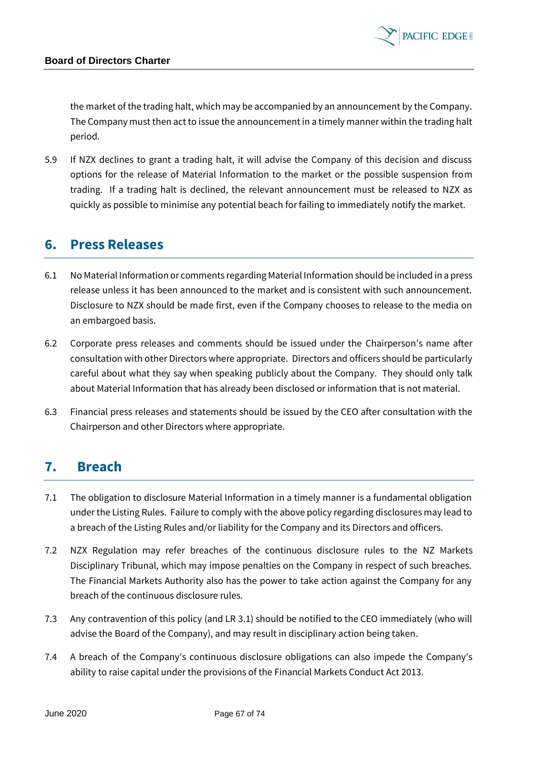the market of the trading halt, which may be accompanied by an announcement by the Company. The Company must then act to issue the announcement in a timely manner within the trading halt period.

5.9 If NZX declines to grant a trading halt, it will advise the Company of this decision and discuss options for the release of Material Information to the market or the possible suspension from trading. If a trading halt is declined, the relevant announcement must be released to NZX as quickly as possible to minimise any potential beach for failing to immediately notify the market.

## 6. Press Releases

6.1 No Material Information or comments regarding Material Information should be included in a press release unless it has been announced to the market and is consistent with such announcement. Disclosure to NZX should be made first, even if the Company chooses to release to the media on an embargoed basis.

6.2 Corporate press releases and comments should be issued under the Chairperson's name after consultation with other Directors where appropriate. Directors and officers should be particularly careful about what they say when speaking publicly about the Company. They should only talk about Material Information that has already been disclosed or information that is not material.

6.3 Financial press releases and statements should be issued by the CEO after consultation with the Chairperson and other Directors where appropriate.

## 7. Breach

7.1 The obligation to disclosure Material Information in a timely manner is a fundamental obligation under the Listing Rules. Failure to comply with the above policy regarding disclosures may lead to a breach of the Listing Rules and/or liability for the Company and its Directors and officers.

7.2 NZX Regulation may refer breaches of the continuous disclosure rules to the NZ Markets Disciplinary Tribunal, which may impose penalties on the Company in respect of such breaches. The Financial Markets Authority also has the power to take action against the Company for any breach of the continuous disclosure rules.

7.3 Any contravention of this policy (and LR 3.1) should be notified to the CEO immediately (who will advise the Board of the Company), and may result in disciplinary action being taken.

7.4 A breach of the Company's continuous disclosure obligations can also impede the Company's ability to raise capital under the provisions of the Financial Markets Conduct Act 2013.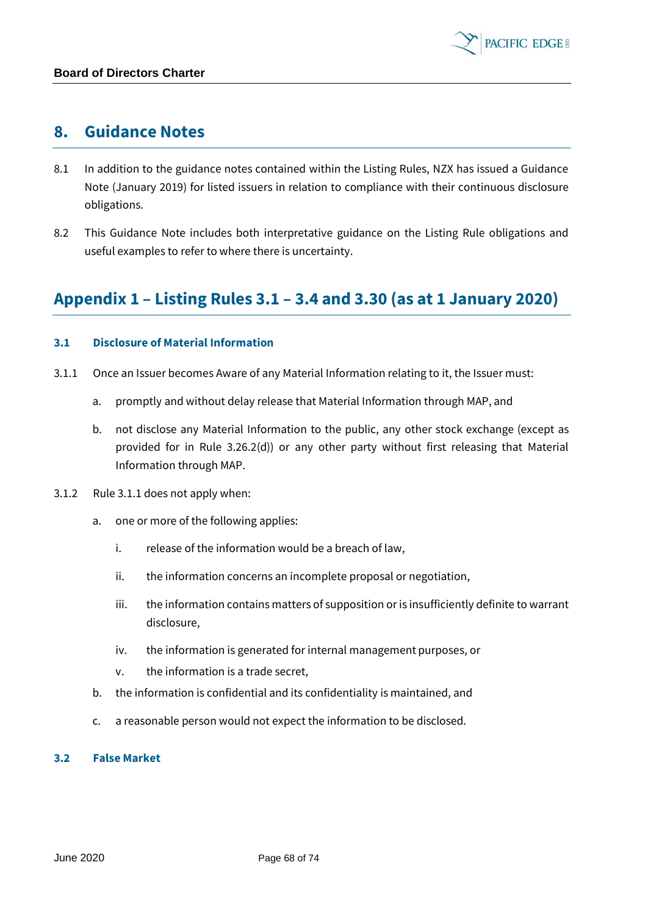## 8. Guidance Notes

8.1 In addition to the guidance notes contained within the Listing Rules, NZX has issued a Guidance Note (January 2019) for listed issuers in relation to compliance with their continuous disclosure obligations.

8.2 This Guidance Note includes both interpretative guidance on the Listing Rule obligations and useful examples to refer to where there is uncertainty.

## Appendix 1 – Listing Rules 3.1 – 3.4 and 3.30 (as at 1 January 2020)

### 3.1 Disclosure of Material Information

3.1.1 Once an Issuer becomes Aware of any Material Information relating to it, the Issuer must:

a. promptly and without delay release that Material Information through MAP, and

b. not disclose any Material Information to the public, any other stock exchange (except as provided for in Rule 3.26.2(d)) or any other party without first releasing that Material Information through MAP.

3.1.2 Rule 3.1.1 does not apply when:

a. one or more of the following applies:

i. release of the information would be a breach of law,

ii. the information concerns an incomplete proposal or negotiation,

iii. the information contains matters of supposition or is insufficiently definite to warrant disclosure,

iv. the information is generated for internal management purposes, or

v. the information is a trade secret,

b. the information is confidential and its confidentiality is maintained, and

c. a reasonable person would not expect the information to be disclosed.

### 3.2 False Market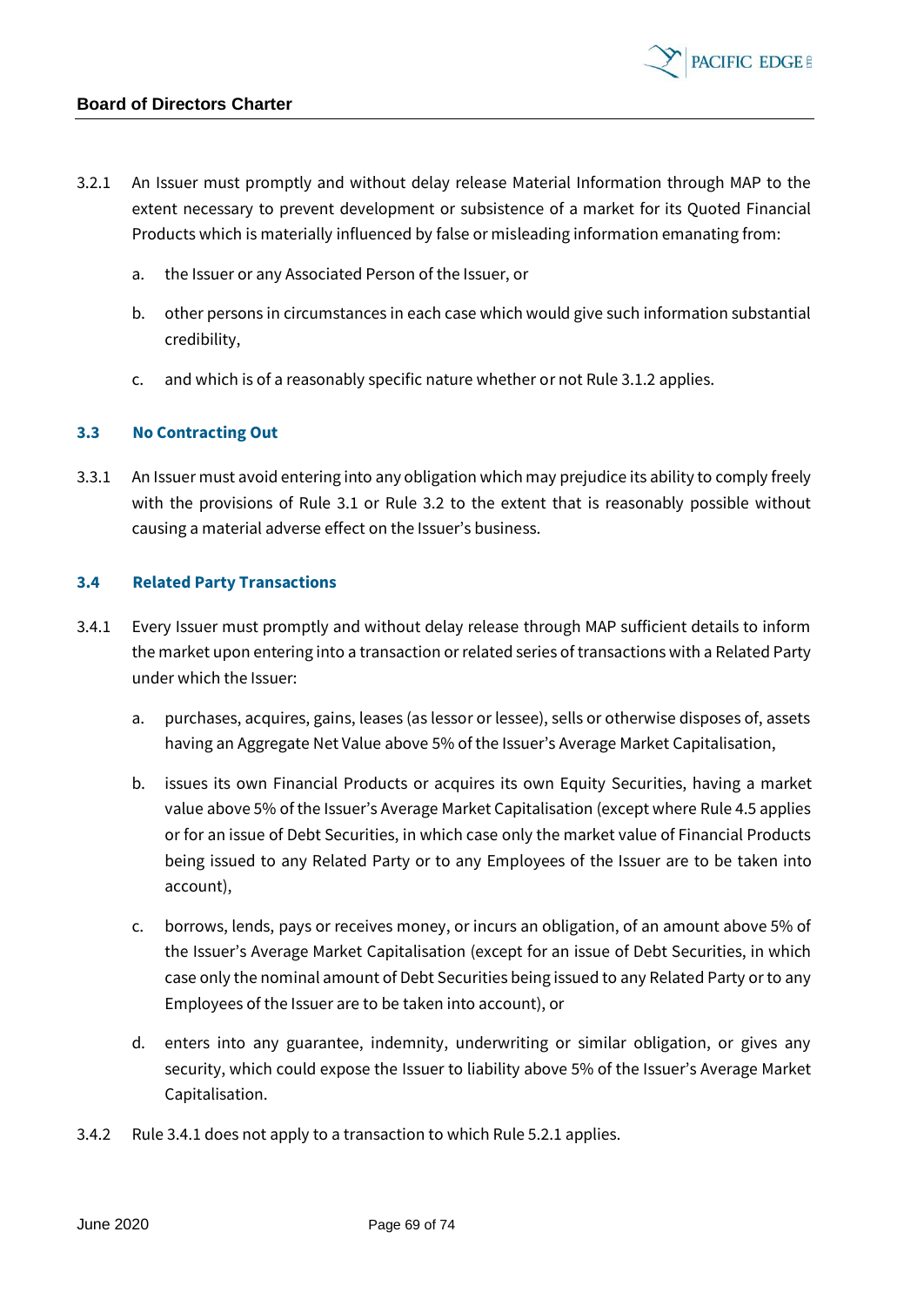3.2.1 An Issuer must promptly and without delay release Material Information through MAP to the extent necessary to prevent development or subsistence of a market for its Quoted Financial Products which is materially influenced by false or misleading information emanating from:

a. the Issuer or any Associated Person of the Issuer, or

b. other persons in circumstances in each case which would give such information substantial credibility,

c. and which is of a reasonably specific nature whether or not Rule 3.1.2 applies.

### 3.3 No Contracting Out

3.3.1 An Issuer must avoid entering into any obligation which may prejudice its ability to comply freely with the provisions of Rule 3.1 or Rule 3.2 to the extent that is reasonably possible without causing a material adverse effect on the Issuer's business.

### 3.4 Related Party Transactions

3.4.1 Every Issuer must promptly and without delay release through MAP sufficient details to inform the market upon entering into a transaction or related series of transactions with a Related Party under which the Issuer:

a. purchases, acquires, gains, leases (as lessor or lessee), sells or otherwise disposes of, assets having an Aggregate Net Value above 5% of the Issuer's Average Market Capitalisation,

b. issues its own Financial Products or acquires its own Equity Securities, having a market value above 5% of the Issuer's Average Market Capitalisation (except where Rule 4.5 applies or for an issue of Debt Securities, in which case only the market value of Financial Products being issued to any Related Party or to any Employees of the Issuer are to be taken into account),

c. borrows, lends, pays or receives money, or incurs an obligation, of an amount above 5% of the Issuer's Average Market Capitalisation (except for an issue of Debt Securities, in which case only the nominal amount of Debt Securities being issued to any Related Party or to any Employees of the Issuer are to be taken into account), or

d. enters into any guarantee, indemnity, underwriting or similar obligation, or gives any security, which could expose the Issuer to liability above 5% of the Issuer's Average Market Capitalisation.

3.4.2 Rule 3.4.1 does not apply to a transaction to which Rule 5.2.1 applies.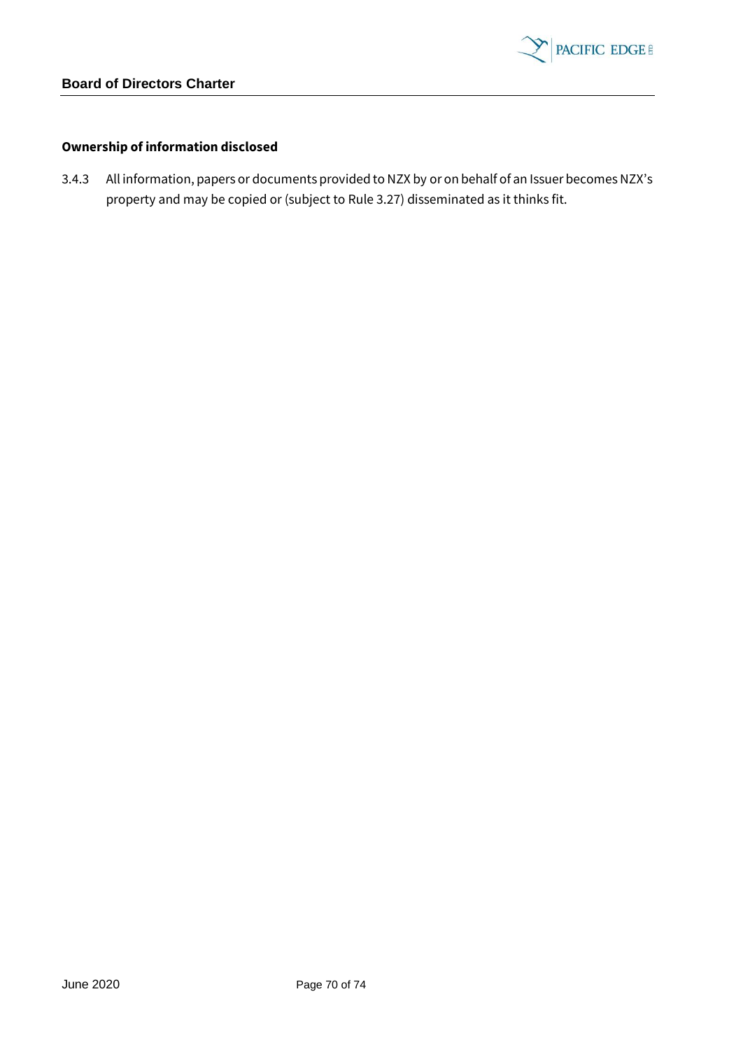**Ownership of information disclosed**

3.4.3 All information, papers or documents provided to NZX by or on behalf of an Issuer becomes NZX's property and may be copied or (subject to Rule 3.27) disseminated as it thinks fit.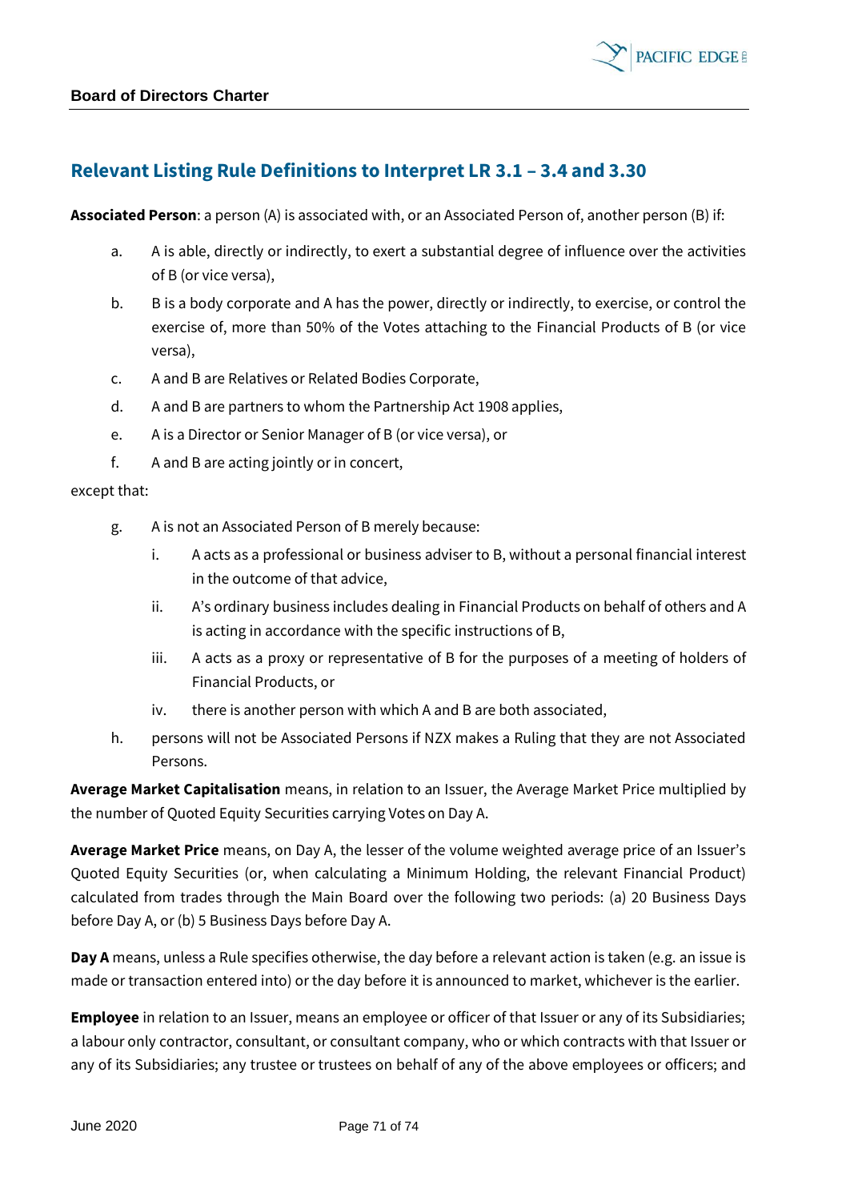## Relevant Listing Rule Definitions to Interpret LR 3.1 – 3.4 and 3.30

**Associated Person**: a person (A) is associated with, or an Associated Person of, another person (B) if:

a. A is able, directly or indirectly, to exert a substantial degree of influence over the activities of B (or vice versa),

b. B is a body corporate and A has the power, directly or indirectly, to exercise, or control the exercise of, more than 50% of the Votes attaching to the Financial Products of B (or vice versa),

c. A and B are Relatives or Related Bodies Corporate,

d. A and B are partners to whom the Partnership Act 1908 applies,

e. A is a Director or Senior Manager of B (or vice versa), or

f. A and B are acting jointly or in concert,

except that:

g. A is not an Associated Person of B merely because:

   i. A acts as a professional or business adviser to B, without a personal financial interest in the outcome of that advice,

   ii. A's ordinary business includes dealing in Financial Products on behalf of others and A is acting in accordance with the specific instructions of B,

   iii. A acts as a proxy or representative of B for the purposes of a meeting of holders of Financial Products, or

   iv. there is another person with which A and B are both associated,

h. persons will not be Associated Persons if NZX makes a Ruling that they are not Associated Persons.

**Average Market Capitalisation** means, in relation to an Issuer, the Average Market Price multiplied by the number of Quoted Equity Securities carrying Votes on Day A.

**Average Market Price** means, on Day A, the lesser of the volume weighted average price of an Issuer's Quoted Equity Securities (or, when calculating a Minimum Holding, the relevant Financial Product) calculated from trades through the Main Board over the following two periods: (a) 20 Business Days before Day A, or (b) 5 Business Days before Day A.

**Day A** means, unless a Rule specifies otherwise, the day before a relevant action is taken (e.g. an issue is made or transaction entered into) or the day before it is announced to market, whichever is the earlier.

**Employee** in relation to an Issuer, means an employee or officer of that Issuer or any of its Subsidiaries; a labour only contractor, consultant, or consultant company, who or which contracts with that Issuer or any of its Subsidiaries; any trustee or trustees on behalf of any of the above employees or officers; and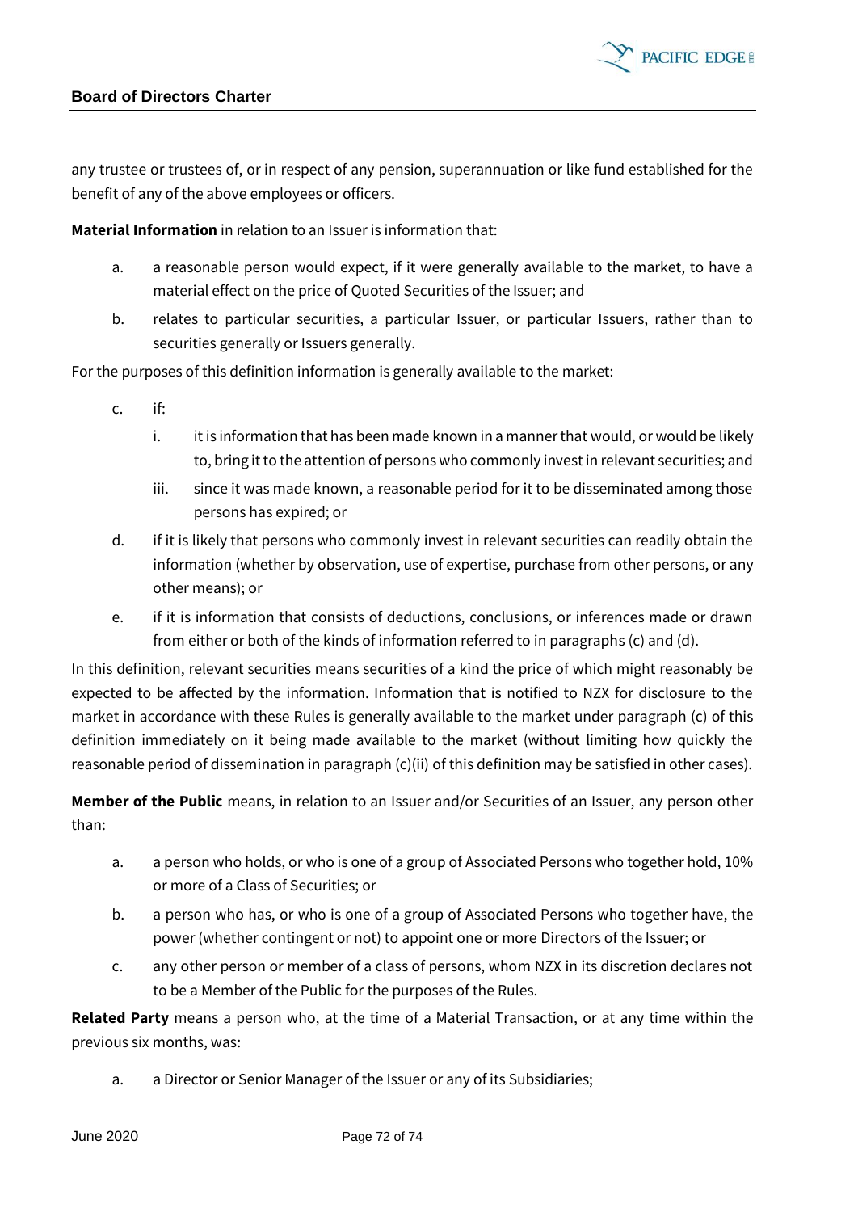any trustee or trustees of, or in respect of any pension, superannuation or like fund established for the benefit of any of the above employees or officers.

**Material Information** in relation to an Issuer is information that:

a. a reasonable person would expect, if it were generally available to the market, to have a material effect on the price of Quoted Securities of the Issuer; and

b. relates to particular securities, a particular Issuer, or particular Issuers, rather than to securities generally or Issuers generally.

For the purposes of this definition information is generally available to the market:

c. if:

   i. it is information that has been made known in a manner that would, or would be likely to, bring it to the attention of persons who commonly invest in relevant securities; and

   iii. since it was made known, a reasonable period for it to be disseminated among those persons has expired; or

d. if it is likely that persons who commonly invest in relevant securities can readily obtain the information (whether by observation, use of expertise, purchase from other persons, or any other means); or

e. if it is information that consists of deductions, conclusions, or inferences made or drawn from either or both of the kinds of information referred to in paragraphs (c) and (d).

In this definition, relevant securities means securities of a kind the price of which might reasonably be expected to be affected by the information. Information that is notified to NZX for disclosure to the market in accordance with these Rules is generally available to the market under paragraph (c) of this definition immediately on it being made available to the market (without limiting how quickly the reasonable period of dissemination in paragraph (c)(ii) of this definition may be satisfied in other cases).

**Member of the Public** means, in relation to an Issuer and/or Securities of an Issuer, any person other than:

a. a person who holds, or who is one of a group of Associated Persons who together hold, 10% or more of a Class of Securities; or

b. a person who has, or who is one of a group of Associated Persons who together have, the power (whether contingent or not) to appoint one or more Directors of the Issuer; or

c. any other person or member of a class of persons, whom NZX in its discretion declares not to be a Member of the Public for the purposes of the Rules.

**Related Party** means a person who, at the time of a Material Transaction, or at any time within the previous six months, was:

a. a Director or Senior Manager of the Issuer or any of its Subsidiaries;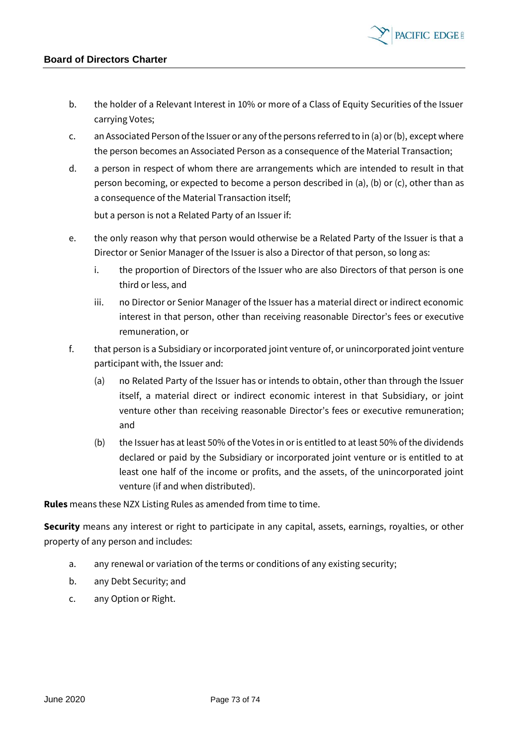b. the holder of a Relevant Interest in 10% or more of a Class of Equity Securities of the Issuer carrying Votes;

c. an Associated Person of the Issuer or any of the persons referred to in (a) or (b), except where the person becomes an Associated Person as a consequence of the Material Transaction;

d. a person in respect of whom there are arrangements which are intended to result in that person becoming, or expected to become a person described in (a), (b) or (c), other than as a consequence of the Material Transaction itself;

   but a person is not a Related Party of an Issuer if:

e. the only reason why that person would otherwise be a Related Party of the Issuer is that a Director or Senior Manager of the Issuer is also a Director of that person, so long as:

   i. the proportion of Directors of the Issuer who are also Directors of that person is one third or less, and

   iii. no Director or Senior Manager of the Issuer has a material direct or indirect economic interest in that person, other than receiving reasonable Director's fees or executive remuneration, or

f. that person is a Subsidiary or incorporated joint venture of, or unincorporated joint venture participant with, the Issuer and:

   (a) no Related Party of the Issuer has or intends to obtain, other than through the Issuer itself, a material direct or indirect economic interest in that Subsidiary, or joint venture other than receiving reasonable Director's fees or executive remuneration; and

   (b) the Issuer has at least 50% of the Votes in or is entitled to at least 50% of the dividends declared or paid by the Subsidiary or incorporated joint venture or is entitled to at least one half of the income or profits, and the assets, of the unincorporated joint venture (if and when distributed).

**Rules** means these NZX Listing Rules as amended from time to time.

**Security** means any interest or right to participate in any capital, assets, earnings, royalties, or other property of any person and includes:

a. any renewal or variation of the terms or conditions of any existing security;

b. any Debt Security; and

c. any Option or Right.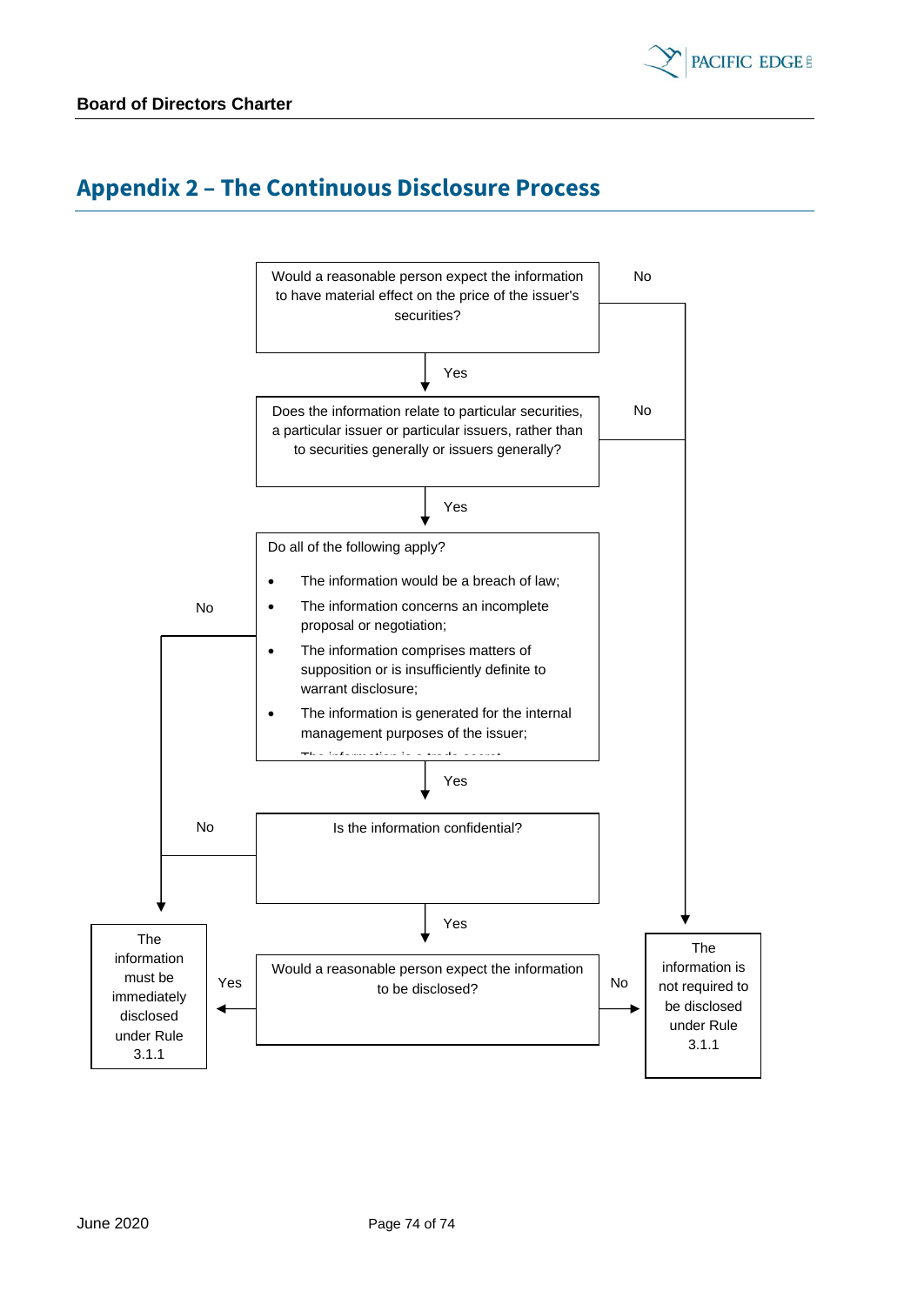## Appendix 2 – The Continuous Disclosure Process

Would a reasonable person expect the information to have material effect on the price of the issuer's securities?

No

Yes

Does the information relate to particular securities, a particular issuer or particular issuers, rather than to securities generally or issuers generally?

No

Yes

Do all of the following apply?

- The information would be a breach of law;
- The information concerns an incomplete proposal or negotiation;
- The information comprises matters of supposition or is insufficiently definite to warrant disclosure;
- The information is generated for the internal management purposes of the issuer;
- The information is a trade secret

No

Yes

Is the information confidential?

No

Yes

Would a reasonable person expect the information to be disclosed?

Yes

No

The information must be immediately disclosed under Rule 3.1.1

The information is not required to be disclosed under Rule 3.1.1